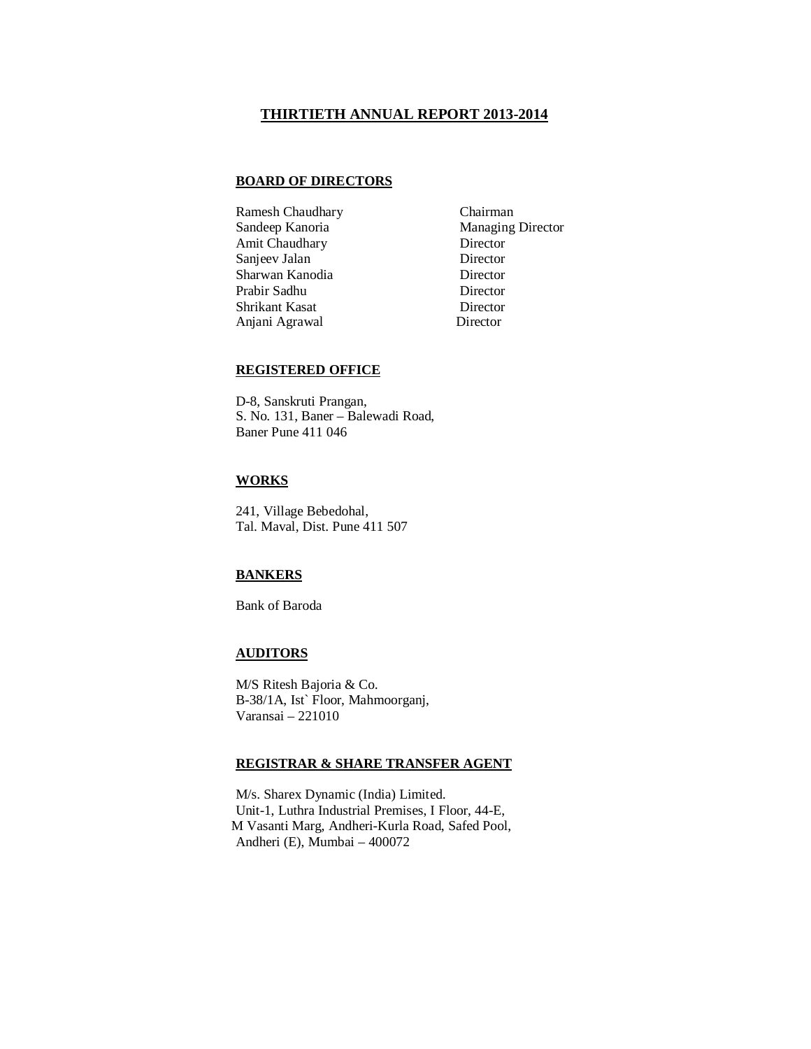# THIRTIETH ANNUAL REPORT 2013-2014

## BOARD OF DIRECTORS

| | |
|---|---|
| Ramesh Chaudhary | Chairman |
| Sandeep Kanoria | Managing Director |
| Amit Chaudhary | Director |
| Sanjeev Jalan | Director |
| Sharwan Kanodia | Director |
| Prabir Sadhu | Director |
| Shrikant Kasat | Director |
| Anjani Agrawal | Director |

## REGISTERED OFFICE

D-8, Sanskruti Prangan,
S. No. 131, Baner – Balewadi Road,
Baner Pune 411 046

## WORKS

241, Village Bebedohal,
Tal. Maval, Dist. Pune 411 507

## BANKERS

Bank of Baroda

## AUDITORS

M/S Ritesh Bajoria & Co.
B-38/1A, Ist` Floor, Mahmoorganj,
Varansai – 221010

## REGISTRAR & SHARE TRANSFER AGENT

M/s. Sharex Dynamic (India) Limited.
Unit-1, Luthra Industrial Premises, I Floor, 44-E,
M Vasanti Marg, Andheri-Kurla Road, Safed Pool,
Andheri (E), Mumbai – 400072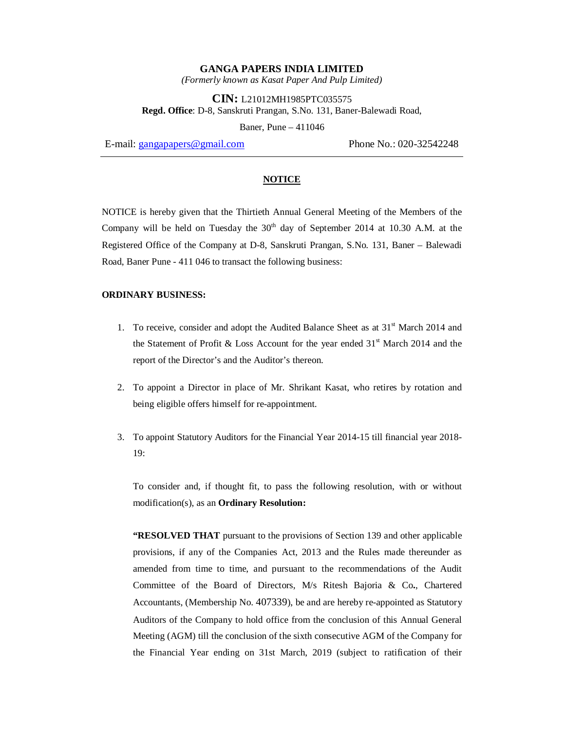# GANGA PAPERS INDIA LIMITED

*(Formerly known as Kasat Paper And Pulp Limited)*

**CIN:** L21012MH1985PTC035575
**Regd. Office**: D-8, Sanskruti Prangan, S.No. 131, Baner-Balewadi Road,
Baner, Pune – 411046

E-mail: gangapapers@gmail.com Phone No.: 020-32542248

---

## NOTICE

NOTICE is hereby given that the Thirtieth Annual General Meeting of the Members of the Company will be held on Tuesday the 30th day of September 2014 at 10.30 A.M. at the Registered Office of the Company at D-8, Sanskruti Prangan, S.No. 131, Baner – Balewadi Road, Baner Pune - 411 046 to transact the following business:

**ORDINARY BUSINESS:**

1. To receive, consider and adopt the Audited Balance Sheet as at 31st March 2014 and the Statement of Profit & Loss Account for the year ended 31st March 2014 and the report of the Director's and the Auditor's thereon.

2. To appoint a Director in place of Mr. Shrikant Kasat, who retires by rotation and being eligible offers himself for re-appointment.

3. To appoint Statutory Auditors for the Financial Year 2014-15 till financial year 2018-19:

   To consider and, if thought fit, to pass the following resolution, with or without modification(s), as an **Ordinary Resolution:**

   **"RESOLVED THAT** pursuant to the provisions of Section 139 and other applicable provisions, if any of the Companies Act, 2013 and the Rules made thereunder as amended from time to time, and pursuant to the recommendations of the Audit Committee of the Board of Directors, M/s Ritesh Bajoria & Co**.**, Chartered Accountants, (Membership No. 407339), be and are hereby re-appointed as Statutory Auditors of the Company to hold office from the conclusion of this Annual General Meeting (AGM) till the conclusion of the sixth consecutive AGM of the Company for the Financial Year ending on 31st March, 2019 (subject to ratification of their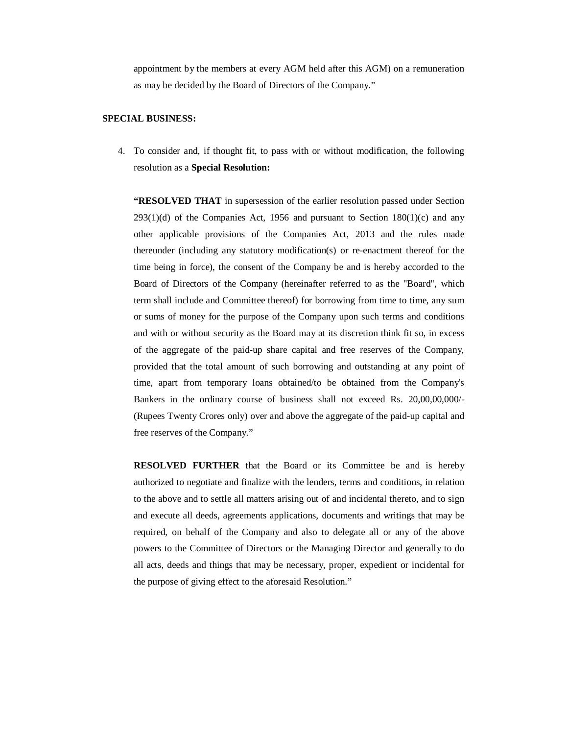appointment by the members at every AGM held after this AGM) on a remuneration as may be decided by the Board of Directors of the Company."

**SPECIAL BUSINESS:**

4. To consider and, if thought fit, to pass with or without modification, the following resolution as a **Special Resolution:**

   **"RESOLVED THAT** in supersession of the earlier resolution passed under Section 293(1)(d) of the Companies Act, 1956 and pursuant to Section 180(1)(c) and any other applicable provisions of the Companies Act, 2013 and the rules made thereunder (including any statutory modification(s) or re-enactment thereof for the time being in force), the consent of the Company be and is hereby accorded to the Board of Directors of the Company (hereinafter referred to as the "Board", which term shall include and Committee thereof) for borrowing from time to time, any sum or sums of money for the purpose of the Company upon such terms and conditions and with or without security as the Board may at its discretion think fit so, in excess of the aggregate of the paid-up share capital and free reserves of the Company, provided that the total amount of such borrowing and outstanding at any point of time, apart from temporary loans obtained/to be obtained from the Company's Bankers in the ordinary course of business shall not exceed Rs. 20,00,00,000/- (Rupees Twenty Crores only) over and above the aggregate of the paid-up capital and free reserves of the Company."

   **RESOLVED FURTHER** that the Board or its Committee be and is hereby authorized to negotiate and finalize with the lenders, terms and conditions, in relation to the above and to settle all matters arising out of and incidental thereto, and to sign and execute all deeds, agreements applications, documents and writings that may be required, on behalf of the Company and also to delegate all or any of the above powers to the Committee of Directors or the Managing Director and generally to do all acts, deeds and things that may be necessary, proper, expedient or incidental for the purpose of giving effect to the aforesaid Resolution."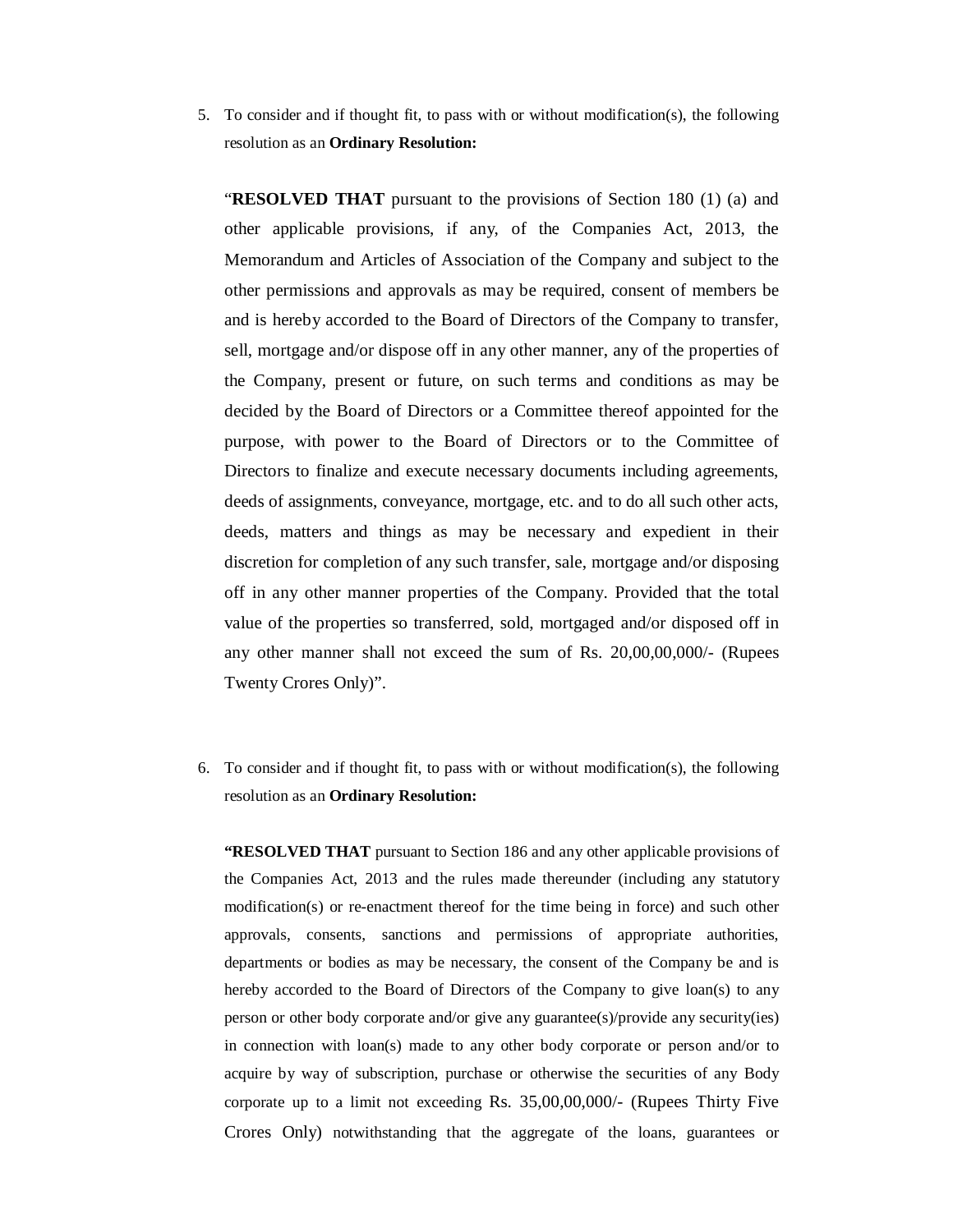5. To consider and if thought fit, to pass with or without modification(s), the following resolution as an **Ordinary Resolution:**

   "**RESOLVED THAT** pursuant to the provisions of Section 180 (1) (a) and other applicable provisions, if any, of the Companies Act, 2013, the Memorandum and Articles of Association of the Company and subject to the other permissions and approvals as may be required, consent of members be and is hereby accorded to the Board of Directors of the Company to transfer, sell, mortgage and/or dispose off in any other manner, any of the properties of the Company, present or future, on such terms and conditions as may be decided by the Board of Directors or a Committee thereof appointed for the purpose, with power to the Board of Directors or to the Committee of Directors to finalize and execute necessary documents including agreements, deeds of assignments, conveyance, mortgage, etc. and to do all such other acts, deeds, matters and things as may be necessary and expedient in their discretion for completion of any such transfer, sale, mortgage and/or disposing off in any other manner properties of the Company. Provided that the total value of the properties so transferred, sold, mortgaged and/or disposed off in any other manner shall not exceed the sum of Rs. 20,00,00,000/- (Rupees Twenty Crores Only)".

6. To consider and if thought fit, to pass with or without modification(s), the following resolution as an **Ordinary Resolution:**

   **"RESOLVED THAT** pursuant to Section 186 and any other applicable provisions of the Companies Act, 2013 and the rules made thereunder (including any statutory modification(s) or re-enactment thereof for the time being in force) and such other approvals, consents, sanctions and permissions of appropriate authorities, departments or bodies as may be necessary, the consent of the Company be and is hereby accorded to the Board of Directors of the Company to give loan(s) to any person or other body corporate and/or give any guarantee(s)/provide any security(ies) in connection with loan(s) made to any other body corporate or person and/or to acquire by way of subscription, purchase or otherwise the securities of any Body corporate up to a limit not exceeding Rs. 35,00,00,000/- (Rupees Thirty Five Crores Only) notwithstanding that the aggregate of the loans, guarantees or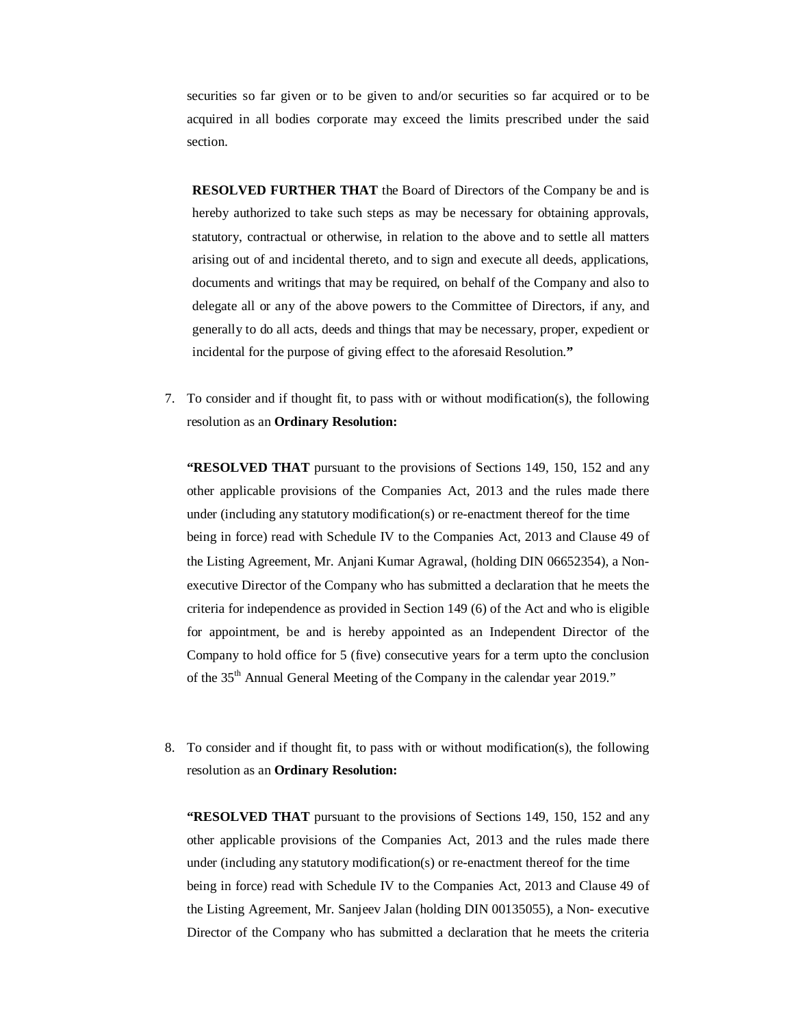securities so far given or to be given to and/or securities so far acquired or to be acquired in all bodies corporate may exceed the limits prescribed under the said section.

**RESOLVED FURTHER THAT** the Board of Directors of the Company be and is hereby authorized to take such steps as may be necessary for obtaining approvals, statutory, contractual or otherwise, in relation to the above and to settle all matters arising out of and incidental thereto, and to sign and execute all deeds, applications, documents and writings that may be required, on behalf of the Company and also to delegate all or any of the above powers to the Committee of Directors, if any, and generally to do all acts, deeds and things that may be necessary, proper, expedient or incidental for the purpose of giving effect to the aforesaid Resolution.**"**

7. To consider and if thought fit, to pass with or without modification(s), the following resolution as an **Ordinary Resolution:**

   **"RESOLVED THAT** pursuant to the provisions of Sections 149, 150, 152 and any other applicable provisions of the Companies Act, 2013 and the rules made there under (including any statutory modification(s) or re-enactment thereof for the time being in force) read with Schedule IV to the Companies Act, 2013 and Clause 49 of the Listing Agreement, Mr. Anjani Kumar Agrawal, (holding DIN 06652354), a Non-executive Director of the Company who has submitted a declaration that he meets the criteria for independence as provided in Section 149 (6) of the Act and who is eligible for appointment, be and is hereby appointed as an Independent Director of the Company to hold office for 5 (five) consecutive years for a term upto the conclusion of the 35$^{th}$ Annual General Meeting of the Company in the calendar year 2019."

8. To consider and if thought fit, to pass with or without modification(s), the following resolution as an **Ordinary Resolution:**

   **"RESOLVED THAT** pursuant to the provisions of Sections 149, 150, 152 and any other applicable provisions of the Companies Act, 2013 and the rules made there under (including any statutory modification(s) or re-enactment thereof for the time being in force) read with Schedule IV to the Companies Act, 2013 and Clause 49 of the Listing Agreement, Mr. Sanjeev Jalan (holding DIN 00135055), a Non- executive Director of the Company who has submitted a declaration that he meets the criteria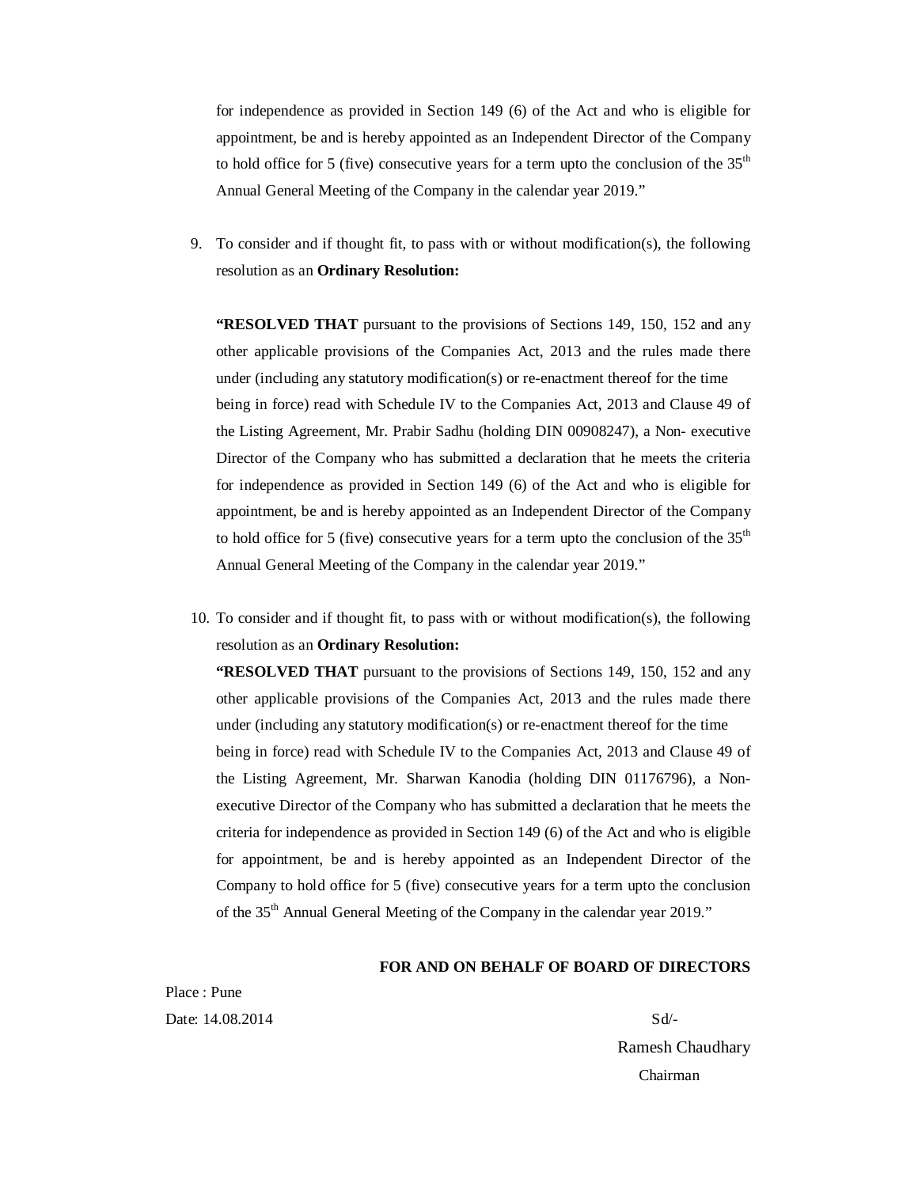for independence as provided in Section 149 (6) of the Act and who is eligible for appointment, be and is hereby appointed as an Independent Director of the Company to hold office for 5 (five) consecutive years for a term upto the conclusion of the 35th Annual General Meeting of the Company in the calendar year 2019."

9. To consider and if thought fit, to pass with or without modification(s), the following resolution as an **Ordinary Resolution:**

   **"RESOLVED THAT** pursuant to the provisions of Sections 149, 150, 152 and any other applicable provisions of the Companies Act, 2013 and the rules made there under (including any statutory modification(s) or re-enactment thereof for the time being in force) read with Schedule IV to the Companies Act, 2013 and Clause 49 of the Listing Agreement, Mr. Prabir Sadhu (holding DIN 00908247), a Non- executive Director of the Company who has submitted a declaration that he meets the criteria for independence as provided in Section 149 (6) of the Act and who is eligible for appointment, be and is hereby appointed as an Independent Director of the Company to hold office for 5 (five) consecutive years for a term upto the conclusion of the 35th Annual General Meeting of the Company in the calendar year 2019."

10. To consider and if thought fit, to pass with or without modification(s), the following resolution as an **Ordinary Resolution:**

    **"RESOLVED THAT** pursuant to the provisions of Sections 149, 150, 152 and any other applicable provisions of the Companies Act, 2013 and the rules made there under (including any statutory modification(s) or re-enactment thereof for the time being in force) read with Schedule IV to the Companies Act, 2013 and Clause 49 of the Listing Agreement, Mr. Sharwan Kanodia (holding DIN 01176796), a Non-executive Director of the Company who has submitted a declaration that he meets the criteria for independence as provided in Section 149 (6) of the Act and who is eligible for appointment, be and is hereby appointed as an Independent Director of the Company to hold office for 5 (five) consecutive years for a term upto the conclusion of the 35th Annual General Meeting of the Company in the calendar year 2019."

**FOR AND ON BEHALF OF BOARD OF DIRECTORS**

Place : Pune

Date: 14.08.2014

Sd/-

Ramesh Chaudhary

Chairman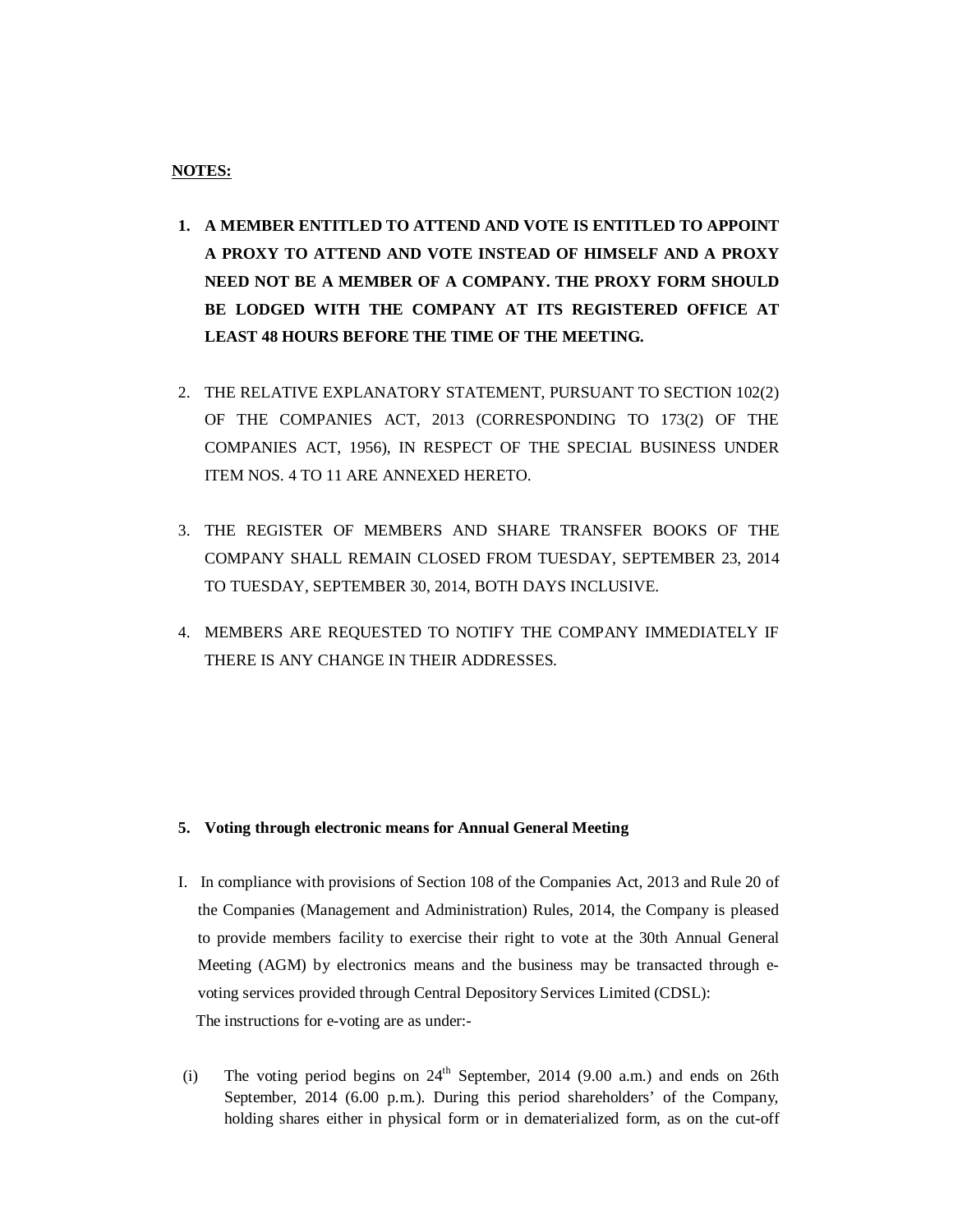**NOTES:**

1. **A MEMBER ENTITLED TO ATTEND AND VOTE IS ENTITLED TO APPOINT A PROXY TO ATTEND AND VOTE INSTEAD OF HIMSELF AND A PROXY NEED NOT BE A MEMBER OF A COMPANY. THE PROXY FORM SHOULD BE LODGED WITH THE COMPANY AT ITS REGISTERED OFFICE AT LEAST 48 HOURS BEFORE THE TIME OF THE MEETING.**

2. THE RELATIVE EXPLANATORY STATEMENT, PURSUANT TO SECTION 102(2) OF THE COMPANIES ACT, 2013 (CORRESPONDING TO 173(2) OF THE COMPANIES ACT, 1956), IN RESPECT OF THE SPECIAL BUSINESS UNDER ITEM NOS. 4 TO 11 ARE ANNEXED HERETO.

3. THE REGISTER OF MEMBERS AND SHARE TRANSFER BOOKS OF THE COMPANY SHALL REMAIN CLOSED FROM TUESDAY, SEPTEMBER 23, 2014 TO TUESDAY, SEPTEMBER 30, 2014, BOTH DAYS INCLUSIVE.

4. MEMBERS ARE REQUESTED TO NOTIFY THE COMPANY IMMEDIATELY IF THERE IS ANY CHANGE IN THEIR ADDRESSES.

5. **Voting through electronic means for Annual General Meeting**

I. In compliance with provisions of Section 108 of the Companies Act, 2013 and Rule 20 of the Companies (Management and Administration) Rules, 2014, the Company is pleased to provide members facility to exercise their right to vote at the 30th Annual General Meeting (AGM) by electronics means and the business may be transacted through e-voting services provided through Central Depository Services Limited (CDSL):

The instructions for e-voting are as under:-

(i) The voting period begins on 24th September, 2014 (9.00 a.m.) and ends on 26th September, 2014 (6.00 p.m.). During this period shareholders' of the Company, holding shares either in physical form or in dematerialized form, as on the cut-off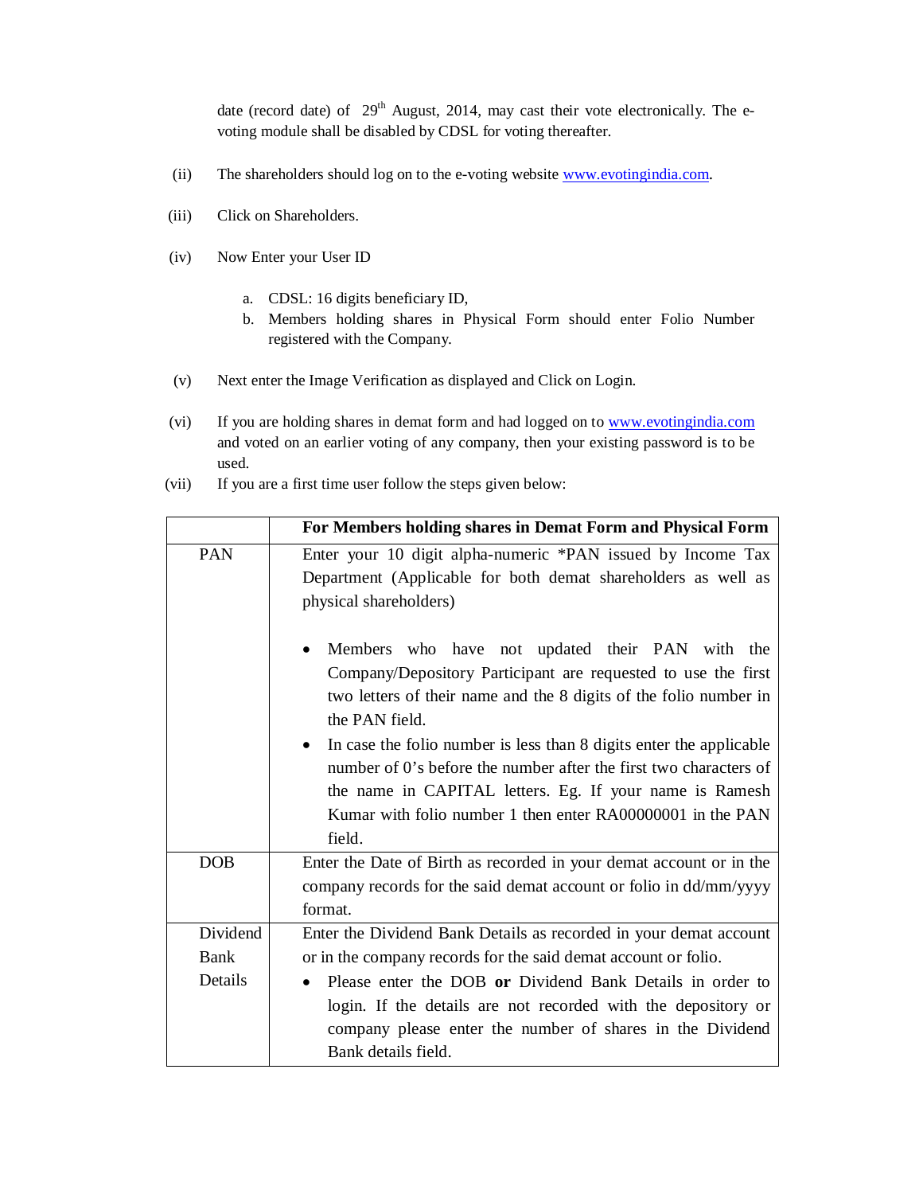date (record date) of 29th August, 2014, may cast their vote electronically. The e-voting module shall be disabled by CDSL for voting thereafter.

(ii) The shareholders should log on to the e-voting website www.evotingindia.com.

(iii) Click on Shareholders.

(iv) Now Enter your User ID

a. CDSL: 16 digits beneficiary ID,
b. Members holding shares in Physical Form should enter Folio Number registered with the Company.

(v) Next enter the Image Verification as displayed and Click on Login.

(vi) If you are holding shares in demat form and had logged on to www.evotingindia.com and voted on an earlier voting of any company, then your existing password is to be used.

(vii) If you are a first time user follow the steps given below:

| | **For Members holding shares in Demat Form and Physical Form** |
|---|---|
| PAN | Enter your 10 digit alpha-numeric *PAN issued by Income Tax Department (Applicable for both demat shareholders as well as physical shareholders)<br><br>• Members who have not updated their PAN with the Company/Depository Participant are requested to use the first two letters of their name and the 8 digits of the folio number in the PAN field.<br>• In case the folio number is less than 8 digits enter the applicable number of 0's before the number after the first two characters of the name in CAPITAL letters. Eg. If your name is Ramesh Kumar with folio number 1 then enter RA00000001 in the PAN field. |
| DOB | Enter the Date of Birth as recorded in your demat account or in the company records for the said demat account or folio in dd/mm/yyyy format. |
| Dividend Bank Details | Enter the Dividend Bank Details as recorded in your demat account or in the company records for the said demat account or folio.<br>• Please enter the DOB **or** Dividend Bank Details in order to login. If the details are not recorded with the depository or company please enter the number of shares in the Dividend Bank details field. |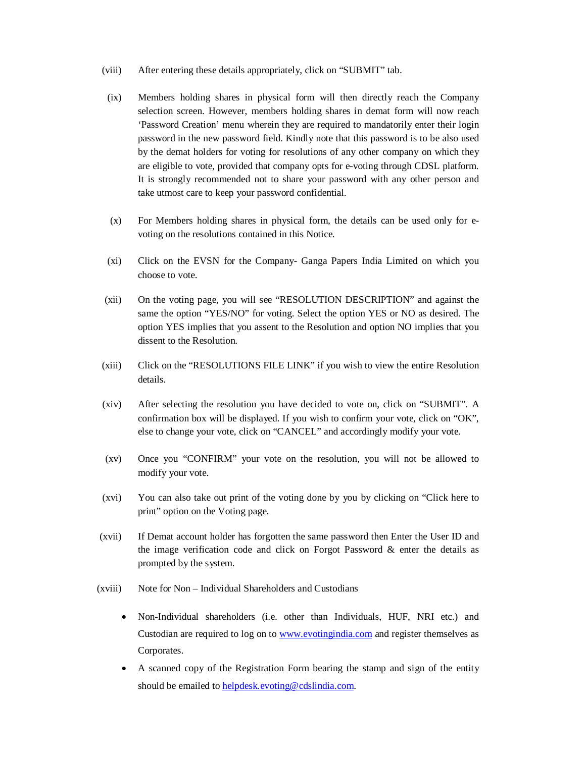(viii) After entering these details appropriately, click on "SUBMIT" tab.

(ix) Members holding shares in physical form will then directly reach the Company selection screen. However, members holding shares in demat form will now reach 'Password Creation' menu wherein they are required to mandatorily enter their login password in the new password field. Kindly note that this password is to be also used by the demat holders for voting for resolutions of any other company on which they are eligible to vote, provided that company opts for e-voting through CDSL platform. It is strongly recommended not to share your password with any other person and take utmost care to keep your password confidential.

(x) For Members holding shares in physical form, the details can be used only for e-voting on the resolutions contained in this Notice.

(xi) Click on the EVSN for the Company- Ganga Papers India Limited on which you choose to vote.

(xii) On the voting page, you will see "RESOLUTION DESCRIPTION" and against the same the option "YES/NO" for voting. Select the option YES or NO as desired. The option YES implies that you assent to the Resolution and option NO implies that you dissent to the Resolution.

(xiii) Click on the "RESOLUTIONS FILE LINK" if you wish to view the entire Resolution details.

(xiv) After selecting the resolution you have decided to vote on, click on "SUBMIT". A confirmation box will be displayed. If you wish to confirm your vote, click on "OK", else to change your vote, click on "CANCEL" and accordingly modify your vote.

(xv) Once you "CONFIRM" your vote on the resolution, you will not be allowed to modify your vote.

(xvi) You can also take out print of the voting done by you by clicking on "Click here to print" option on the Voting page.

(xvii) If Demat account holder has forgotten the same password then Enter the User ID and the image verification code and click on Forgot Password & enter the details as prompted by the system.

(xviii) Note for Non – Individual Shareholders and Custodians

- Non-Individual shareholders (i.e. other than Individuals, HUF, NRI etc.) and Custodian are required to log on to www.evotingindia.com and register themselves as Corporates.
- A scanned copy of the Registration Form bearing the stamp and sign of the entity should be emailed to helpdesk.evoting@cdslindia.com.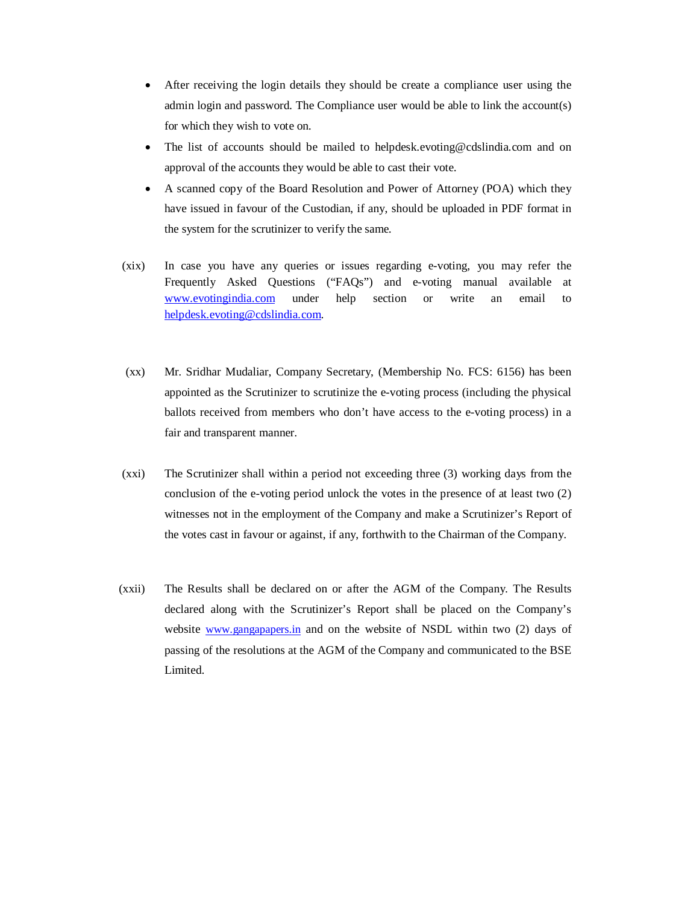- After receiving the login details they should be create a compliance user using the admin login and password. The Compliance user would be able to link the account(s) for which they wish to vote on.
- The list of accounts should be mailed to helpdesk.evoting@cdslindia.com and on approval of the accounts they would be able to cast their vote.
- A scanned copy of the Board Resolution and Power of Attorney (POA) which they have issued in favour of the Custodian, if any, should be uploaded in PDF format in the system for the scrutinizer to verify the same.

(xix) In case you have any queries or issues regarding e-voting, you may refer the Frequently Asked Questions ("FAQs") and e-voting manual available at www.evotingindia.com under help section or write an email to helpdesk.evoting@cdslindia.com.

(xx) Mr. Sridhar Mudaliar, Company Secretary, (Membership No. FCS: 6156) has been appointed as the Scrutinizer to scrutinize the e-voting process (including the physical ballots received from members who don't have access to the e-voting process) in a fair and transparent manner.

(xxi) The Scrutinizer shall within a period not exceeding three (3) working days from the conclusion of the e-voting period unlock the votes in the presence of at least two (2) witnesses not in the employment of the Company and make a Scrutinizer's Report of the votes cast in favour or against, if any, forthwith to the Chairman of the Company.

(xxii) The Results shall be declared on or after the AGM of the Company. The Results declared along with the Scrutinizer's Report shall be placed on the Company's website www.gangapapers.in and on the website of NSDL within two (2) days of passing of the resolutions at the AGM of the Company and communicated to the BSE Limited.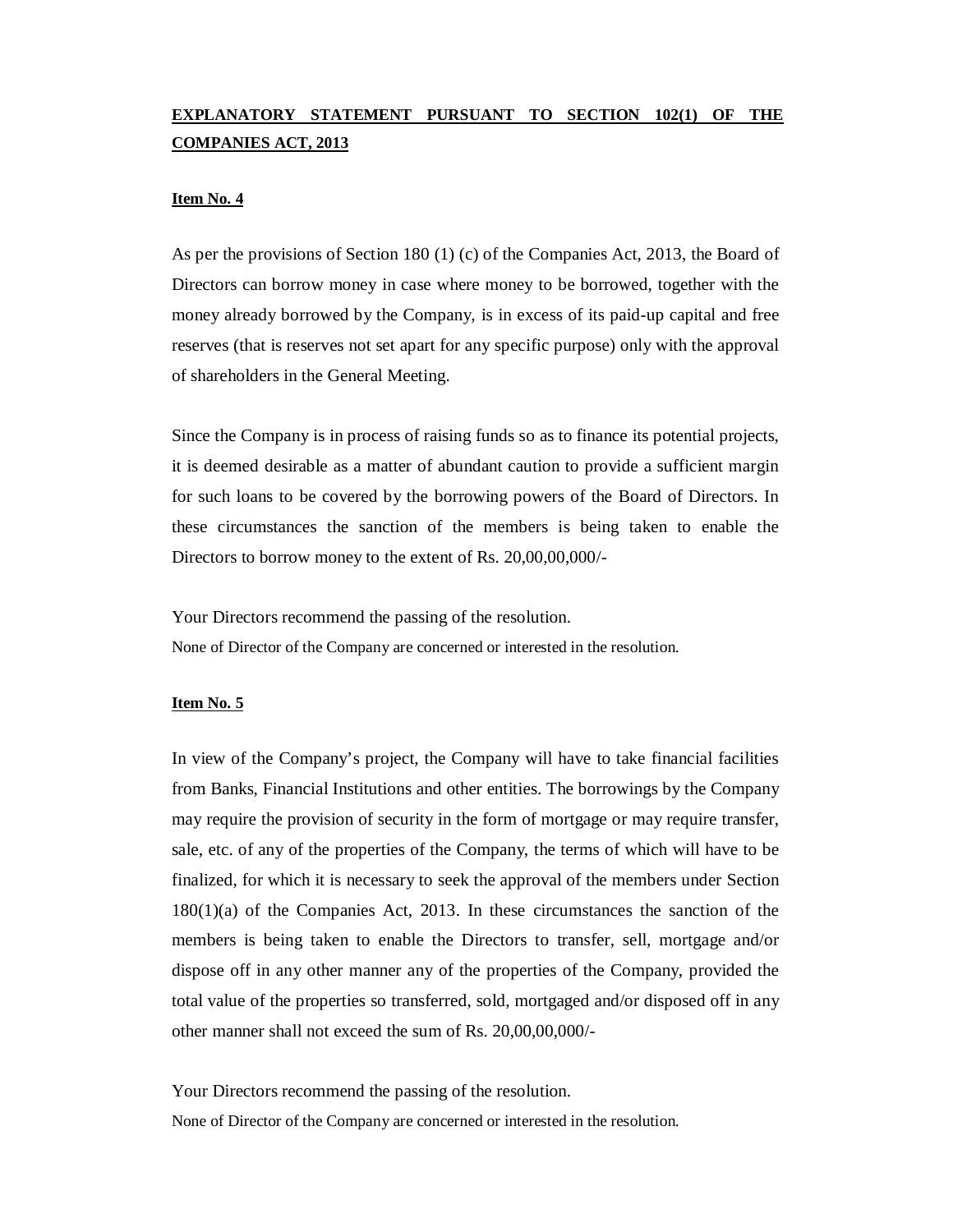**EXPLANATORY STATEMENT PURSUANT TO SECTION 102(1) OF THE COMPANIES ACT, 2013**

**Item No. 4**

As per the provisions of Section 180 (1) (c) of the Companies Act, 2013, the Board of Directors can borrow money in case where money to be borrowed, together with the money already borrowed by the Company, is in excess of its paid-up capital and free reserves (that is reserves not set apart for any specific purpose) only with the approval of shareholders in the General Meeting.

Since the Company is in process of raising funds so as to finance its potential projects, it is deemed desirable as a matter of abundant caution to provide a sufficient margin for such loans to be covered by the borrowing powers of the Board of Directors. In these circumstances the sanction of the members is being taken to enable the Directors to borrow money to the extent of Rs. 20,00,00,000/-

Your Directors recommend the passing of the resolution.

None of Director of the Company are concerned or interested in the resolution.

**Item No. 5**

In view of the Company's project, the Company will have to take financial facilities from Banks, Financial Institutions and other entities. The borrowings by the Company may require the provision of security in the form of mortgage or may require transfer, sale, etc. of any of the properties of the Company, the terms of which will have to be finalized, for which it is necessary to seek the approval of the members under Section 180(1)(a) of the Companies Act, 2013. In these circumstances the sanction of the members is being taken to enable the Directors to transfer, sell, mortgage and/or dispose off in any other manner any of the properties of the Company, provided the total value of the properties so transferred, sold, mortgaged and/or disposed off in any other manner shall not exceed the sum of Rs. 20,00,00,000/-

Your Directors recommend the passing of the resolution.

None of Director of the Company are concerned or interested in the resolution.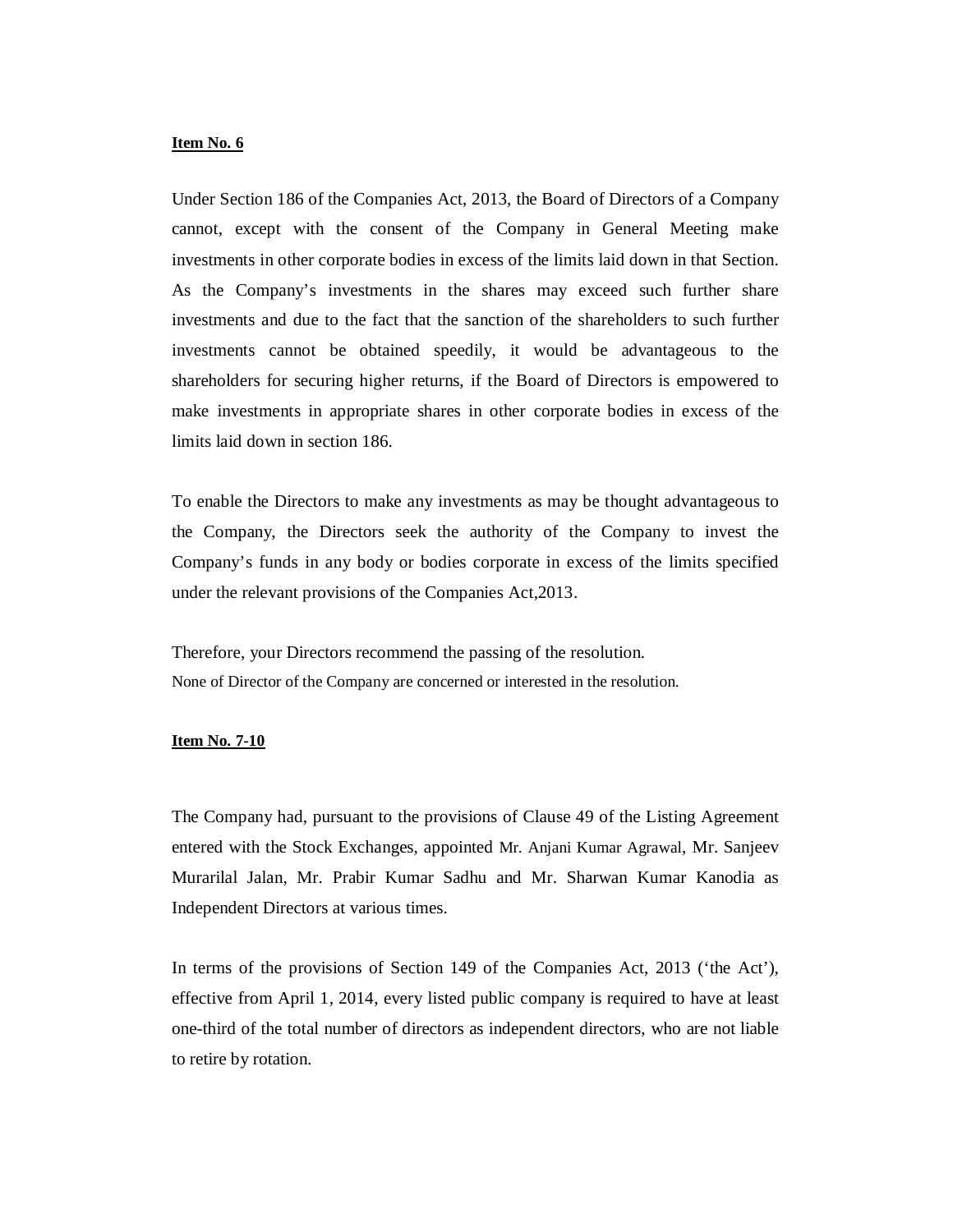**Item No. 6**

Under Section 186 of the Companies Act, 2013, the Board of Directors of a Company cannot, except with the consent of the Company in General Meeting make investments in other corporate bodies in excess of the limits laid down in that Section. As the Company's investments in the shares may exceed such further share investments and due to the fact that the sanction of the shareholders to such further investments cannot be obtained speedily, it would be advantageous to the shareholders for securing higher returns, if the Board of Directors is empowered to make investments in appropriate shares in other corporate bodies in excess of the limits laid down in section 186.

To enable the Directors to make any investments as may be thought advantageous to the Company, the Directors seek the authority of the Company to invest the Company's funds in any body or bodies corporate in excess of the limits specified under the relevant provisions of the Companies Act,2013.

Therefore, your Directors recommend the passing of the resolution.
None of Director of the Company are concerned or interested in the resolution.

**Item No. 7-10**

The Company had, pursuant to the provisions of Clause 49 of the Listing Agreement entered with the Stock Exchanges, appointed Mr. Anjani Kumar Agrawal, Mr. Sanjeev Murarilal Jalan, Mr. Prabir Kumar Sadhu and Mr. Sharwan Kumar Kanodia as Independent Directors at various times.

In terms of the provisions of Section 149 of the Companies Act, 2013 ('the Act'), effective from April 1, 2014, every listed public company is required to have at least one-third of the total number of directors as independent directors, who are not liable to retire by rotation.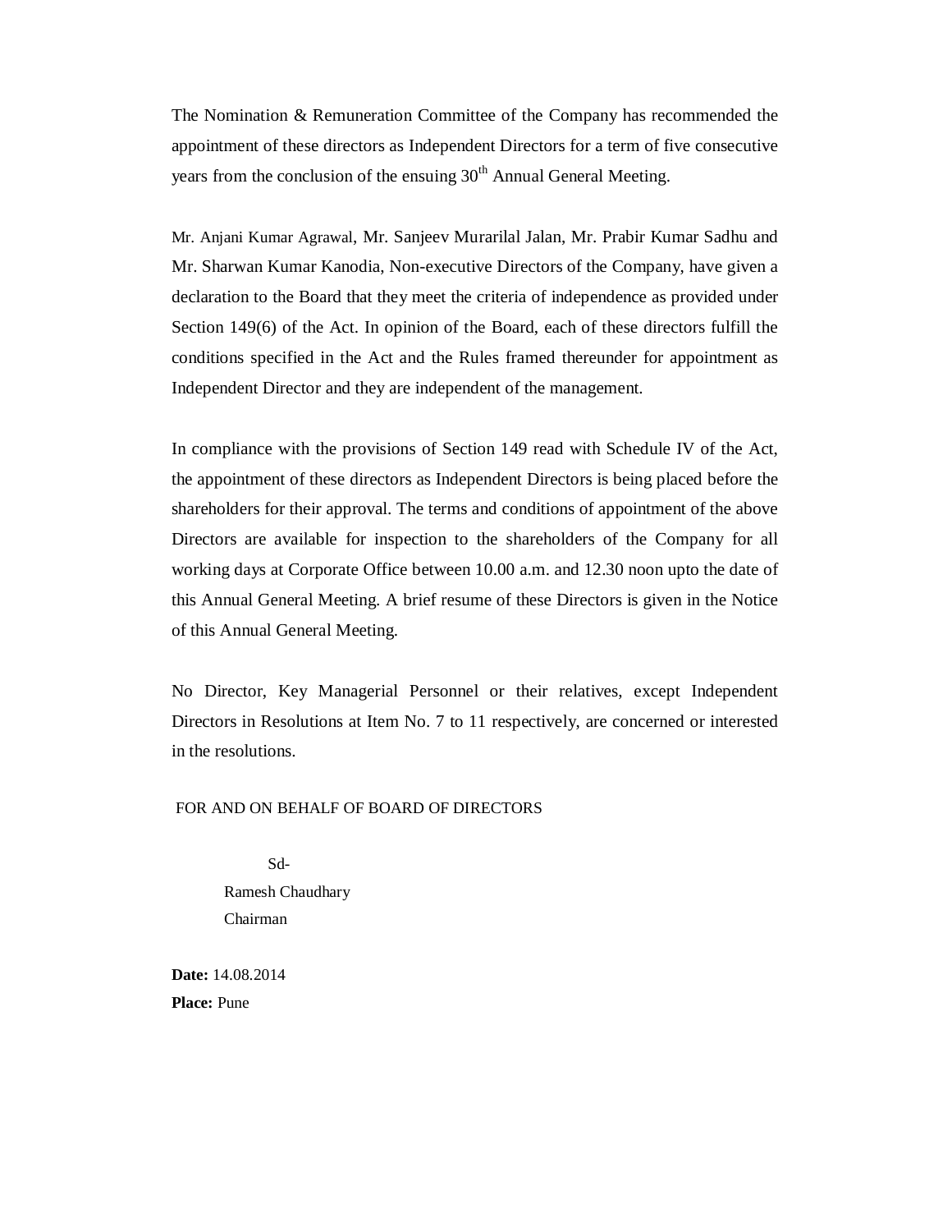The Nomination & Remuneration Committee of the Company has recommended the appointment of these directors as Independent Directors for a term of five consecutive years from the conclusion of the ensuing 30th Annual General Meeting.

Mr. Anjani Kumar Agrawal, Mr. Sanjeev Murarilal Jalan, Mr. Prabir Kumar Sadhu and Mr. Sharwan Kumar Kanodia, Non-executive Directors of the Company, have given a declaration to the Board that they meet the criteria of independence as provided under Section 149(6) of the Act. In opinion of the Board, each of these directors fulfill the conditions specified in the Act and the Rules framed thereunder for appointment as Independent Director and they are independent of the management.

In compliance with the provisions of Section 149 read with Schedule IV of the Act, the appointment of these directors as Independent Directors is being placed before the shareholders for their approval. The terms and conditions of appointment of the above Directors are available for inspection to the shareholders of the Company for all working days at Corporate Office between 10.00 a.m. and 12.30 noon upto the date of this Annual General Meeting. A brief resume of these Directors is given in the Notice of this Annual General Meeting.

No Director, Key Managerial Personnel or their relatives, except Independent Directors in Resolutions at Item No. 7 to 11 respectively, are concerned or interested in the resolutions.

FOR AND ON BEHALF OF BOARD OF DIRECTORS

Sd-
Ramesh Chaudhary
Chairman

**Date:** 14.08.2014
**Place:** Pune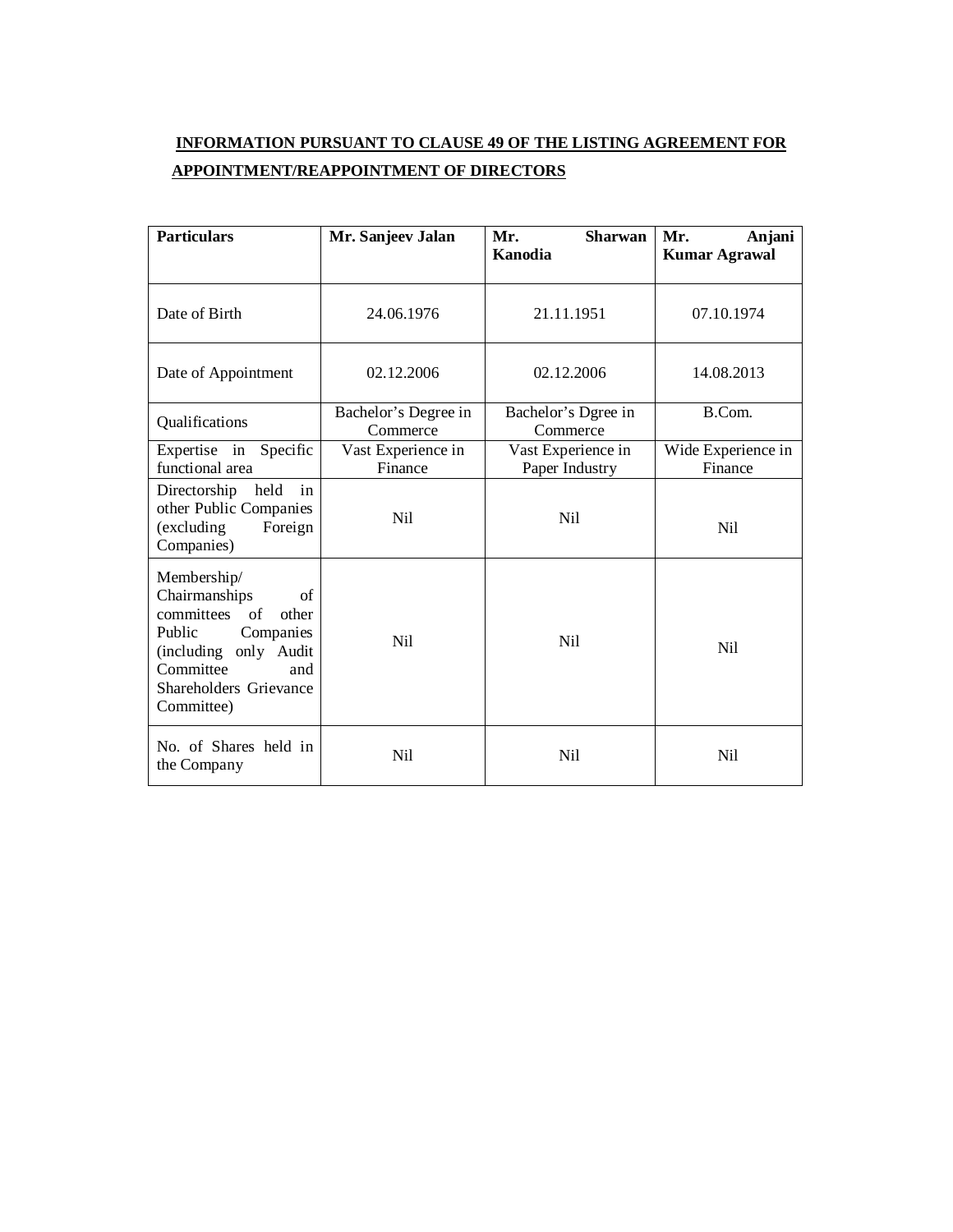## INFORMATION PURSUANT TO CLAUSE 49 OF THE LISTING AGREEMENT FOR APPOINTMENT/REAPPOINTMENT OF DIRECTORS

| **Particulars** | **Mr. Sanjeev Jalan** | **Mr. Sharwan Kanodia** | **Mr. Anjani Kumar Agrawal** |
|---|---|---|---|
| Date of Birth | 24.06.1976 | 21.11.1951 | 07.10.1974 |
| Date of Appointment | 02.12.2006 | 02.12.2006 | 14.08.2013 |
| Qualifications | Bachelor's Degree in Commerce | Bachelor's Dgree in Commerce | B.Com. |
| Expertise in Specific functional area | Vast Experience in Finance | Vast Experience in Paper Industry | Wide Experience in Finance |
| Directorship held in other Public Companies (excluding Foreign Companies) | Nil | Nil | Nil |
| Membership/ Chairmanships of committees of other Public Companies (including only Audit Committee and Shareholders Grievance Committee) | Nil | Nil | Nil |
| No. of Shares held in the Company | Nil | Nil | Nil |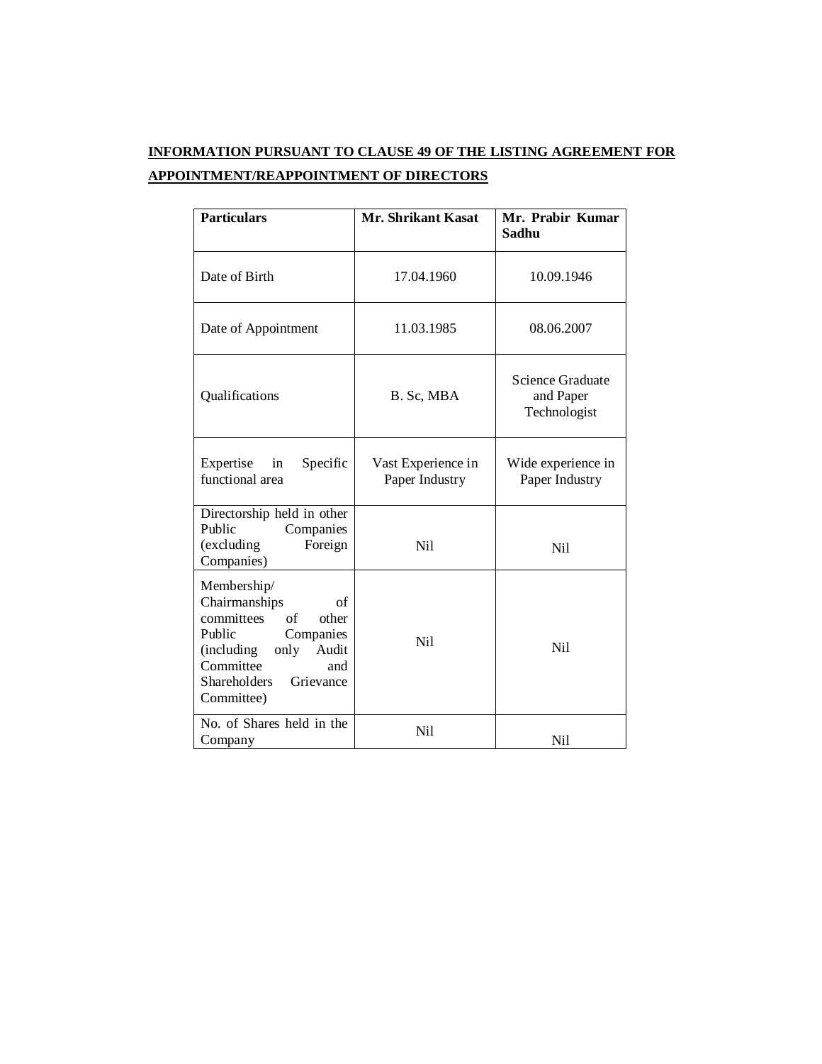**INFORMATION PURSUANT TO CLAUSE 49 OF THE LISTING AGREEMENT FOR APPOINTMENT/REAPPOINTMENT OF DIRECTORS**

| **Particulars** | **Mr. Shrikant Kasat** | **Mr. Prabir Kumar Sadhu** |
|---|---|---|
| Date of Birth | 17.04.1960 | 10.09.1946 |
| Date of Appointment | 11.03.1985 | 08.06.2007 |
| Qualifications | B. Sc, MBA | Science Graduate and Paper Technologist |
| Expertise in Specific functional area | Vast Experience in Paper Industry | Wide experience in Paper Industry |
| Directorship held in other Public Companies (excluding Foreign Companies) | Nil | Nil |
| Membership/ Chairmanships of committees of other Public Companies (including only Audit Committee and Shareholders Grievance Committee) | Nil | Nil |
| No. of Shares held in the Company | Nil | Nil |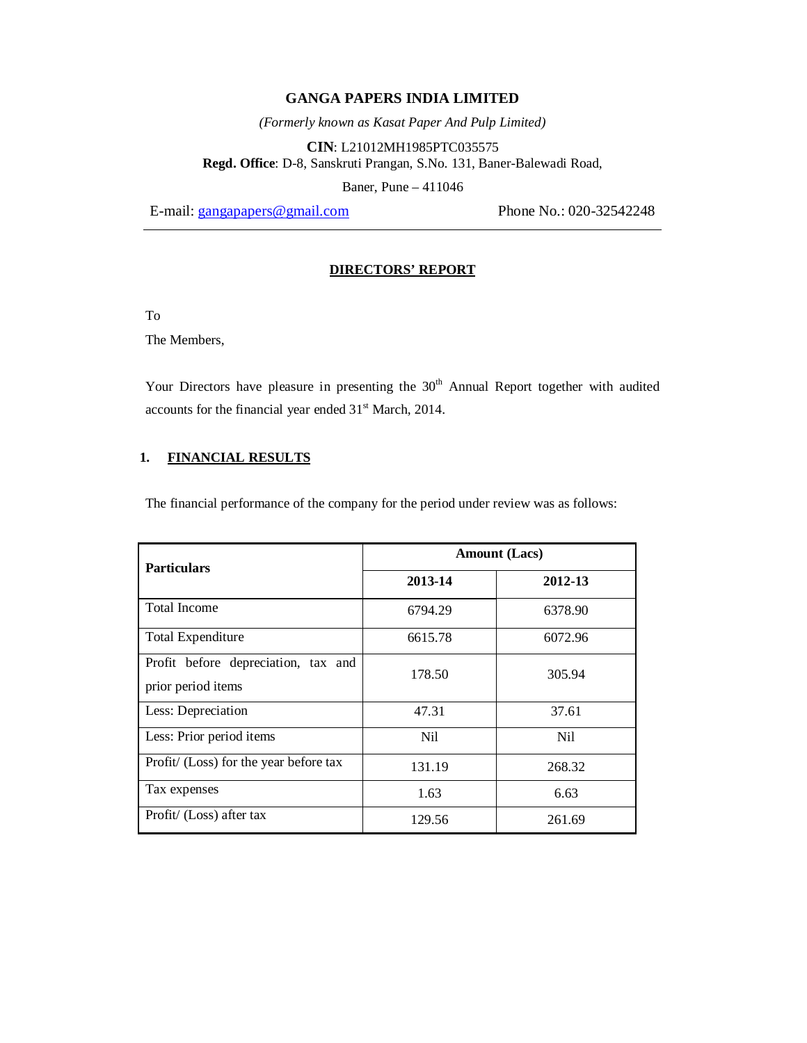# GANGA PAPERS INDIA LIMITED

*(Formerly known as Kasat Paper And Pulp Limited)*

**CIN**: L21012MH1985PTC035575
**Regd. Office**: D-8, Sanskruti Prangan, S.No. 131, Baner-Balewadi Road, Baner, Pune – 411046

E-mail: gangapapers@gmail.com Phone No.: 020-32542248

## DIRECTORS' REPORT

To

The Members,

Your Directors have pleasure in presenting the 30th Annual Report together with audited accounts for the financial year ended 31st March, 2014.

### 1. FINANCIAL RESULTS

The financial performance of the company for the period under review was as follows:

| Particulars | Amount (Lacs) | |
|---|---|---|
| | 2013-14 | 2012-13 |
| Total Income | 6794.29 | 6378.90 |
| Total Expenditure | 6615.78 | 6072.96 |
| Profit before depreciation, tax and prior period items | 178.50 | 305.94 |
| Less: Depreciation | 47.31 | 37.61 |
| Less: Prior period items | Nil | Nil |
| Profit/ (Loss) for the year before tax | 131.19 | 268.32 |
| Tax expenses | 1.63 | 6.63 |
| Profit/ (Loss) after tax | 129.56 | 261.69 |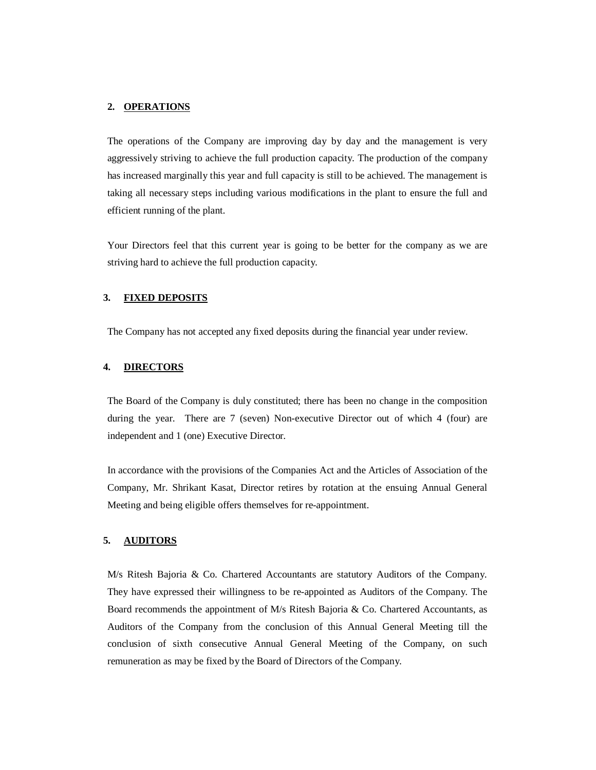## 2. OPERATIONS

The operations of the Company are improving day by day and the management is very aggressively striving to achieve the full production capacity. The production of the company has increased marginally this year and full capacity is still to be achieved. The management is taking all necessary steps including various modifications in the plant to ensure the full and efficient running of the plant.

Your Directors feel that this current year is going to be better for the company as we are striving hard to achieve the full production capacity.

## 3. FIXED DEPOSITS

The Company has not accepted any fixed deposits during the financial year under review.

## 4. DIRECTORS

The Board of the Company is duly constituted; there has been no change in the composition during the year. There are 7 (seven) Non-executive Director out of which 4 (four) are independent and 1 (one) Executive Director.

In accordance with the provisions of the Companies Act and the Articles of Association of the Company, Mr. Shrikant Kasat, Director retires by rotation at the ensuing Annual General Meeting and being eligible offers themselves for re-appointment.

## 5. AUDITORS

M/s Ritesh Bajoria & Co. Chartered Accountants are statutory Auditors of the Company. They have expressed their willingness to be re-appointed as Auditors of the Company. The Board recommends the appointment of M/s Ritesh Bajoria & Co. Chartered Accountants, as Auditors of the Company from the conclusion of this Annual General Meeting till the conclusion of sixth consecutive Annual General Meeting of the Company, on such remuneration as may be fixed by the Board of Directors of the Company.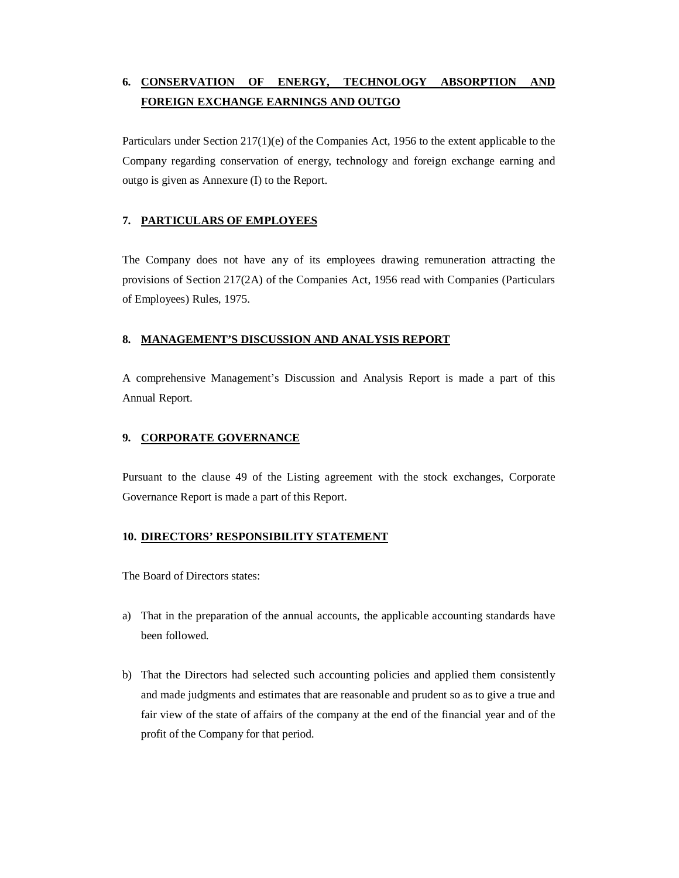## 6. CONSERVATION OF ENERGY, TECHNOLOGY ABSORPTION AND FOREIGN EXCHANGE EARNINGS AND OUTGO

Particulars under Section 217(1)(e) of the Companies Act, 1956 to the extent applicable to the Company regarding conservation of energy, technology and foreign exchange earning and outgo is given as Annexure (I) to the Report.

## 7. PARTICULARS OF EMPLOYEES

The Company does not have any of its employees drawing remuneration attracting the provisions of Section 217(2A) of the Companies Act, 1956 read with Companies (Particulars of Employees) Rules, 1975.

## 8. MANAGEMENT'S DISCUSSION AND ANALYSIS REPORT

A comprehensive Management's Discussion and Analysis Report is made a part of this Annual Report.

## 9. CORPORATE GOVERNANCE

Pursuant to the clause 49 of the Listing agreement with the stock exchanges, Corporate Governance Report is made a part of this Report.

## 10. DIRECTORS' RESPONSIBILITY STATEMENT

The Board of Directors states:

a) That in the preparation of the annual accounts, the applicable accounting standards have been followed.

b) That the Directors had selected such accounting policies and applied them consistently and made judgments and estimates that are reasonable and prudent so as to give a true and fair view of the state of affairs of the company at the end of the financial year and of the profit of the Company for that period.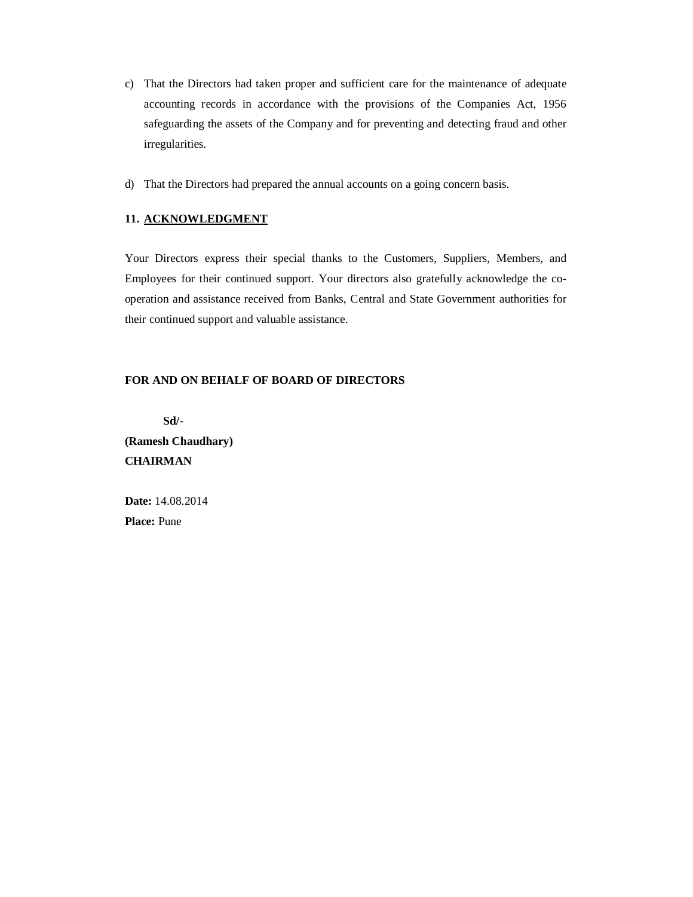c) That the Directors had taken proper and sufficient care for the maintenance of adequate accounting records in accordance with the provisions of the Companies Act, 1956 safeguarding the assets of the Company and for preventing and detecting fraud and other irregularities.

d) That the Directors had prepared the annual accounts on a going concern basis.

**11. ACKNOWLEDGMENT**

Your Directors express their special thanks to the Customers, Suppliers, Members, and Employees for their continued support. Your directors also gratefully acknowledge the co-operation and assistance received from Banks, Central and State Government authorities for their continued support and valuable assistance.

**FOR AND ON BEHALF OF BOARD OF DIRECTORS**

**Sd/-**
**(Ramesh Chaudhary)**
**CHAIRMAN**

**Date:** 14.08.2014
**Place:** Pune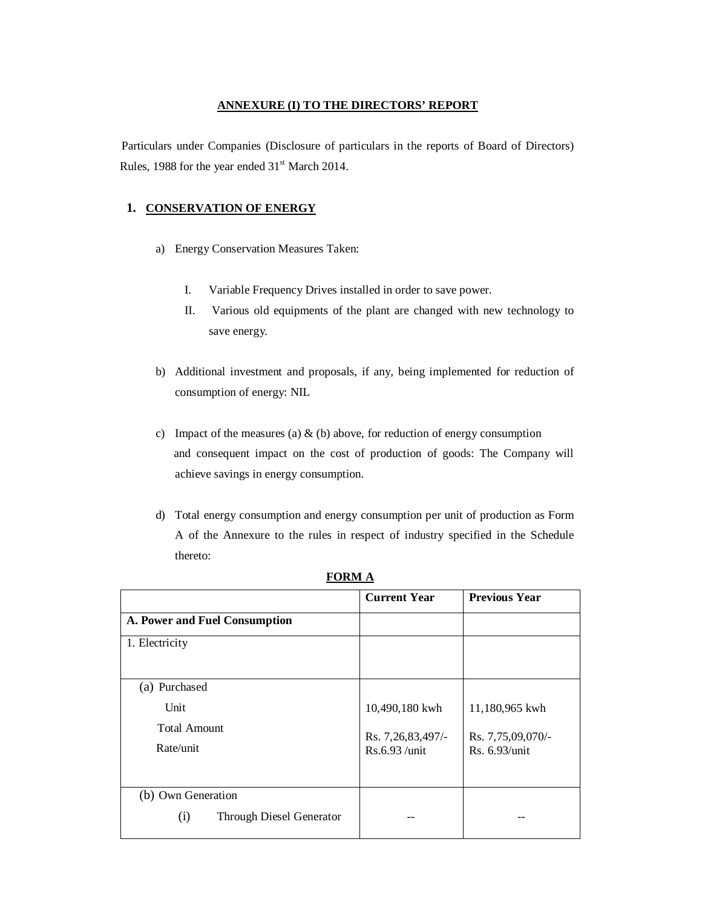## ANNEXURE (I) TO THE DIRECTORS' REPORT

Particulars under Companies (Disclosure of particulars in the reports of Board of Directors) Rules, 1988 for the year ended 31st March 2014.

### 1. CONSERVATION OF ENERGY

a) Energy Conservation Measures Taken:

   I. Variable Frequency Drives installed in order to save power.

   II. Various old equipments of the plant are changed with new technology to save energy.

b) Additional investment and proposals, if any, being implemented for reduction of consumption of energy: NIL

c) Impact of the measures (a) & (b) above, for reduction of energy consumption and consequent impact on the cost of production of goods: The Company will achieve savings in energy consumption.

d) Total energy consumption and energy consumption per unit of production as Form A of the Annexure to the rules in respect of industry specified in the Schedule thereto:

**FORM A**

| | **Current Year** | **Previous Year** |
|---|---|---|
| **A. Power and Fuel Consumption** | | |
| 1. Electricity | | |
| (a) Purchased | | |
| Unit | 10,490,180 kwh | 11,180,965 kwh |
| Total Amount | Rs. 7,26,83,497/- | Rs. 7,75,09,070/- |
| Rate/unit | Rs.6.93 /unit | Rs. 6.93/unit |
| (b) Own Generation | | |
| (i) Through Diesel Generator | -- | -- |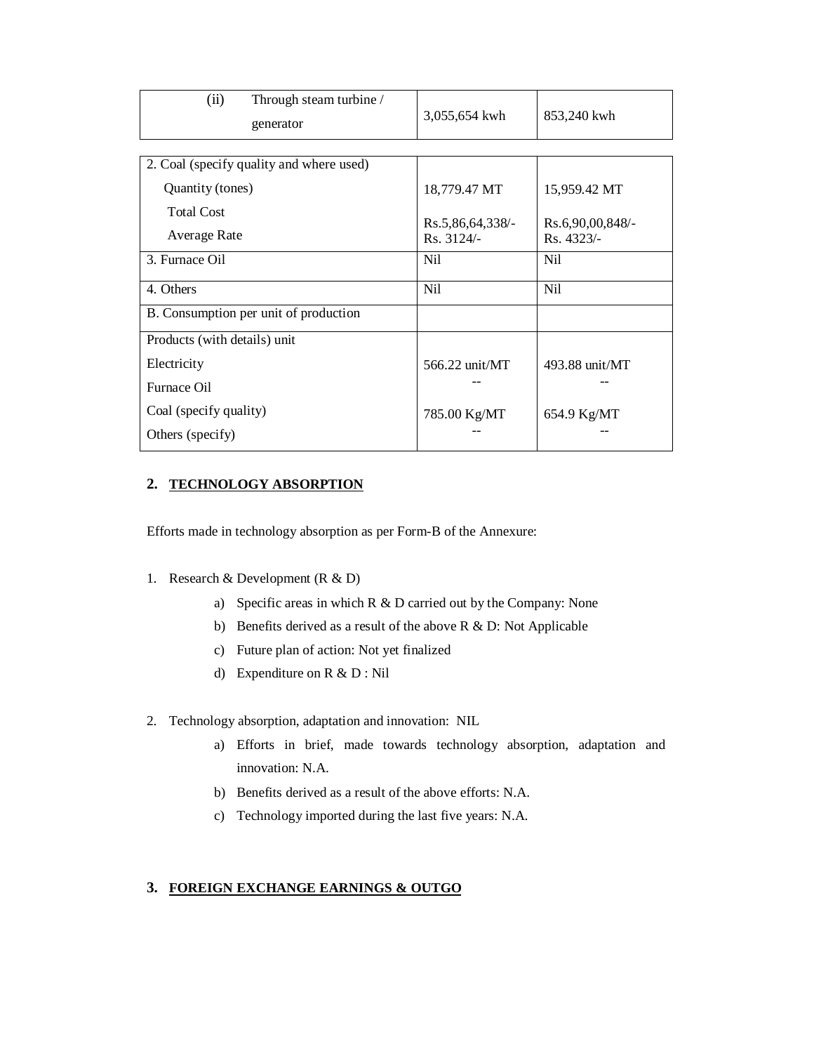| | | |
|---|---|---|
| (ii) Through steam turbine / generator | 3,055,654 kwh | 853,240 kwh |

| | | |
|---|---|---|
| 2. Coal (specify quality and where used)<br>Quantity (tones)<br>Total Cost<br>Average Rate | <br>18,779.47 MT<br>Rs.5,86,64,338/-<br>Rs. 3124/- | <br>15,959.42 MT<br>Rs.6,90,00,848/-<br>Rs. 4323/- |
| 3. Furnace Oil | Nil | Nil |
| 4. Others | Nil | Nil |
| B. Consumption per unit of production | | |
| Products (with details) unit<br>Electricity<br>Furnace Oil<br>Coal (specify quality)<br>Others (specify) | <br>566.22 unit/MT<br>--<br>785.00 Kg/MT<br>-- | <br>493.88 unit/MT<br>--<br>654.9 Kg/MT<br>-- |

## 2. TECHNOLOGY ABSORPTION

Efforts made in technology absorption as per Form-B of the Annexure:

1. Research & Development (R & D)
   a) Specific areas in which R & D carried out by the Company: None
   b) Benefits derived as a result of the above R & D: Not Applicable
   c) Future plan of action: Not yet finalized
   d) Expenditure on R & D : Nil

2. Technology absorption, adaptation and innovation: NIL
   a) Efforts in brief, made towards technology absorption, adaptation and innovation: N.A.
   b) Benefits derived as a result of the above efforts: N.A.
   c) Technology imported during the last five years: N.A.

## 3. FOREIGN EXCHANGE EARNINGS & OUTGO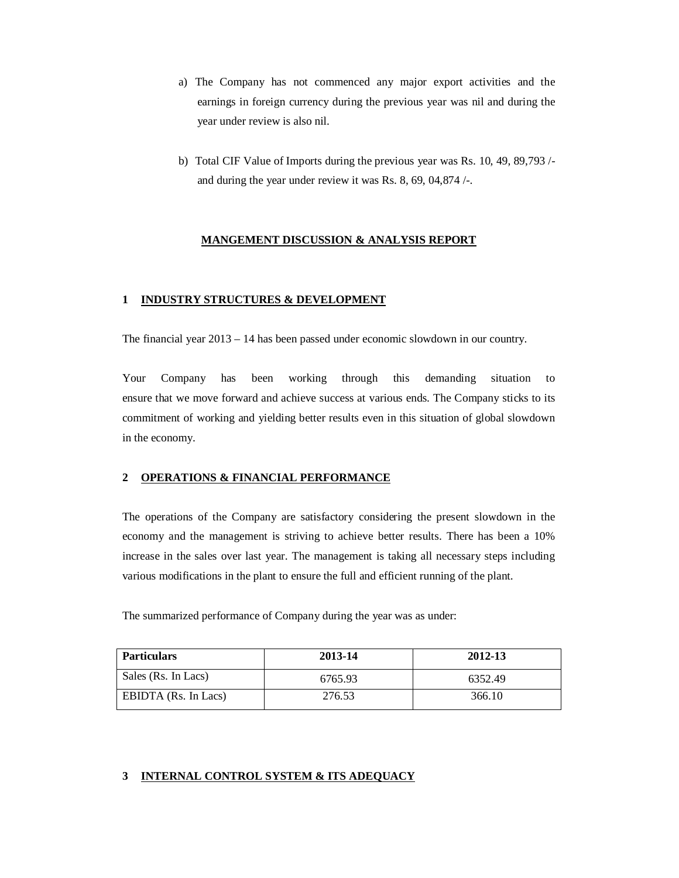a) The Company has not commenced any major export activities and the earnings in foreign currency during the previous year was nil and during the year under review is also nil.

b) Total CIF Value of Imports during the previous year was Rs. 10, 49, 89,793 /- and during the year under review it was Rs. 8, 69, 04,874 /-.

## MANGEMENT DISCUSSION & ANALYSIS REPORT

### 1 INDUSTRY STRUCTURES & DEVELOPMENT

The financial year 2013 – 14 has been passed under economic slowdown in our country.

Your Company has been working through this demanding situation to ensure that we move forward and achieve success at various ends. The Company sticks to its commitment of working and yielding better results even in this situation of global slowdown in the economy.

### 2 OPERATIONS & FINANCIAL PERFORMANCE

The operations of the Company are satisfactory considering the present slowdown in the economy and the management is striving to achieve better results. There has been a 10% increase in the sales over last year. The management is taking all necessary steps including various modifications in the plant to ensure the full and efficient running of the plant.

The summarized performance of Company during the year was as under:

| Particulars | 2013-14 | 2012-13 |
|---|---|---|
| Sales (Rs. In Lacs) | 6765.93 | 6352.49 |
| EBIDTA (Rs. In Lacs) | 276.53 | 366.10 |

### 3 INTERNAL CONTROL SYSTEM & ITS ADEQUACY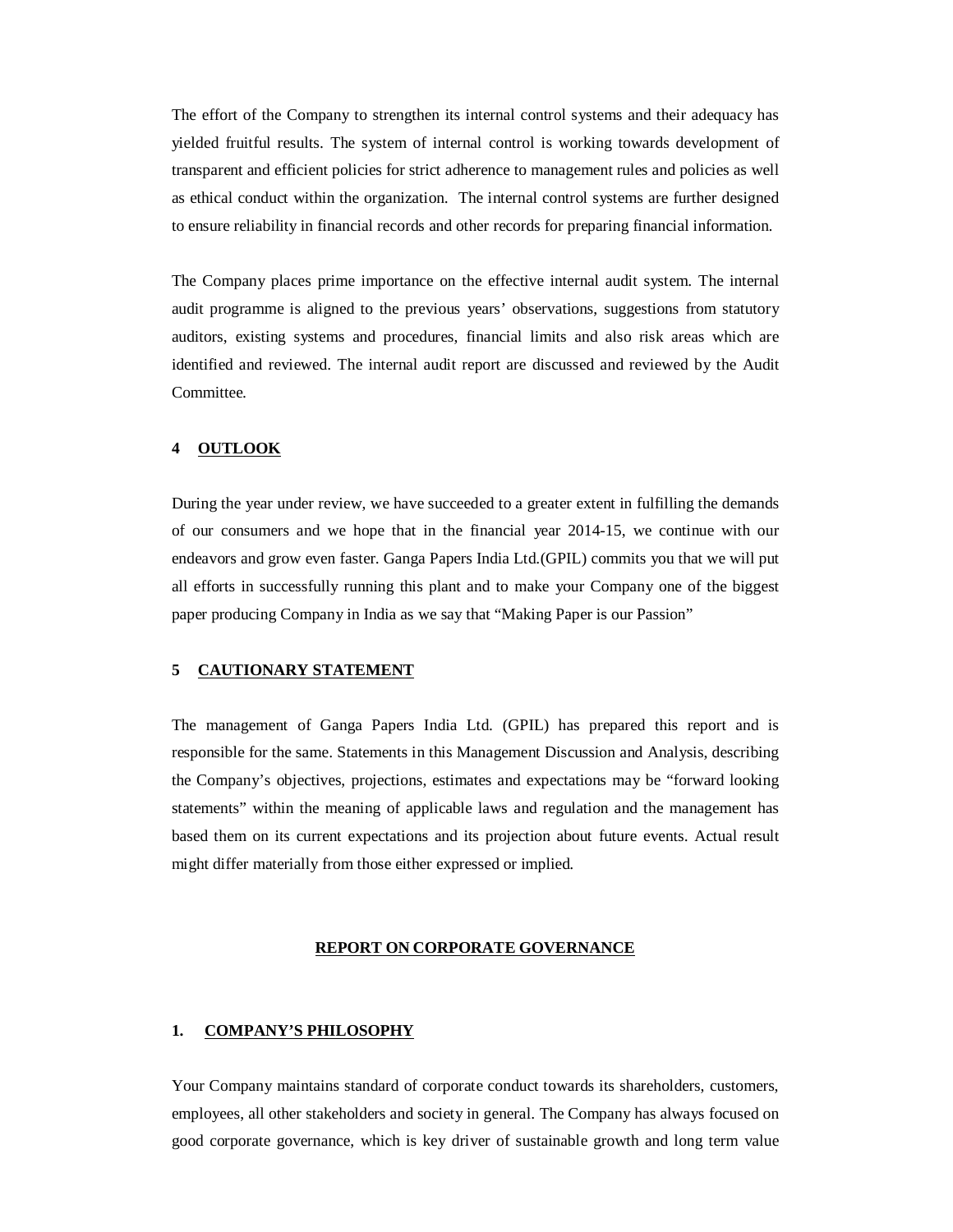The effort of the Company to strengthen its internal control systems and their adequacy has yielded fruitful results. The system of internal control is working towards development of transparent and efficient policies for strict adherence to management rules and policies as well as ethical conduct within the organization. The internal control systems are further designed to ensure reliability in financial records and other records for preparing financial information.

The Company places prime importance on the effective internal audit system. The internal audit programme is aligned to the previous years' observations, suggestions from statutory auditors, existing systems and procedures, financial limits and also risk areas which are identified and reviewed. The internal audit report are discussed and reviewed by the Audit Committee.

### 4 OUTLOOK

During the year under review, we have succeeded to a greater extent in fulfilling the demands of our consumers and we hope that in the financial year 2014-15, we continue with our endeavors and grow even faster. Ganga Papers India Ltd.(GPIL) commits you that we will put all efforts in successfully running this plant and to make your Company one of the biggest paper producing Company in India as we say that "Making Paper is our Passion"

### 5 CAUTIONARY STATEMENT

The management of Ganga Papers India Ltd. (GPIL) has prepared this report and is responsible for the same. Statements in this Management Discussion and Analysis, describing the Company's objectives, projections, estimates and expectations may be "forward looking statements" within the meaning of applicable laws and regulation and the management has based them on its current expectations and its projection about future events. Actual result might differ materially from those either expressed or implied.

## REPORT ON CORPORATE GOVERNANCE

### 1. COMPANY'S PHILOSOPHY

Your Company maintains standard of corporate conduct towards its shareholders, customers, employees, all other stakeholders and society in general. The Company has always focused on good corporate governance, which is key driver of sustainable growth and long term value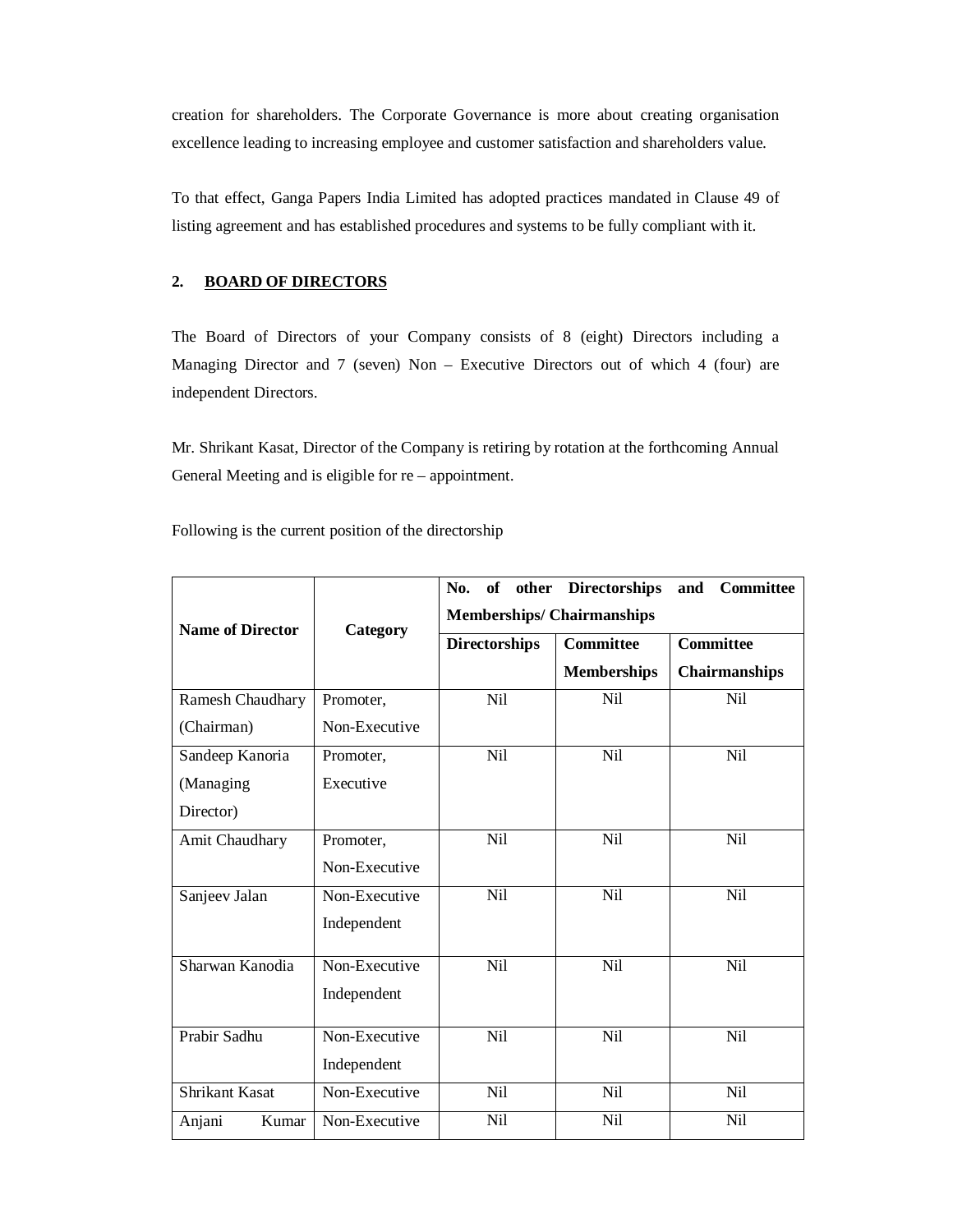creation for shareholders. The Corporate Governance is more about creating organisation excellence leading to increasing employee and customer satisfaction and shareholders value.

To that effect, Ganga Papers India Limited has adopted practices mandated in Clause 49 of listing agreement and has established procedures and systems to be fully compliant with it.

## 2. BOARD OF DIRECTORS

The Board of Directors of your Company consists of 8 (eight) Directors including a Managing Director and 7 (seven) Non – Executive Directors out of which 4 (four) are independent Directors.

Mr. Shrikant Kasat, Director of the Company is retiring by rotation at the forthcoming Annual General Meeting and is eligible for re – appointment.

Following is the current position of the directorship

| Name of Director | Category | No. of other Directorships and Committee Memberships/ Chairmanships | | |
|---|---|---|---|---|
| | | Directorships | Committee Memberships | Committee Chairmanships |
| Ramesh Chaudhary (Chairman) | Promoter, Non-Executive | Nil | Nil | Nil |
| Sandeep Kanoria (Managing Director) | Promoter, Executive | Nil | Nil | Nil |
| Amit Chaudhary | Promoter, Non-Executive | Nil | Nil | Nil |
| Sanjeev Jalan | Non-Executive Independent | Nil | Nil | Nil |
| Sharwan Kanodia | Non-Executive Independent | Nil | Nil | Nil |
| Prabir Sadhu | Non-Executive Independent | Nil | Nil | Nil |
| Shrikant Kasat | Non-Executive | Nil | Nil | Nil |
| Anjani Kumar | Non-Executive | Nil | Nil | Nil |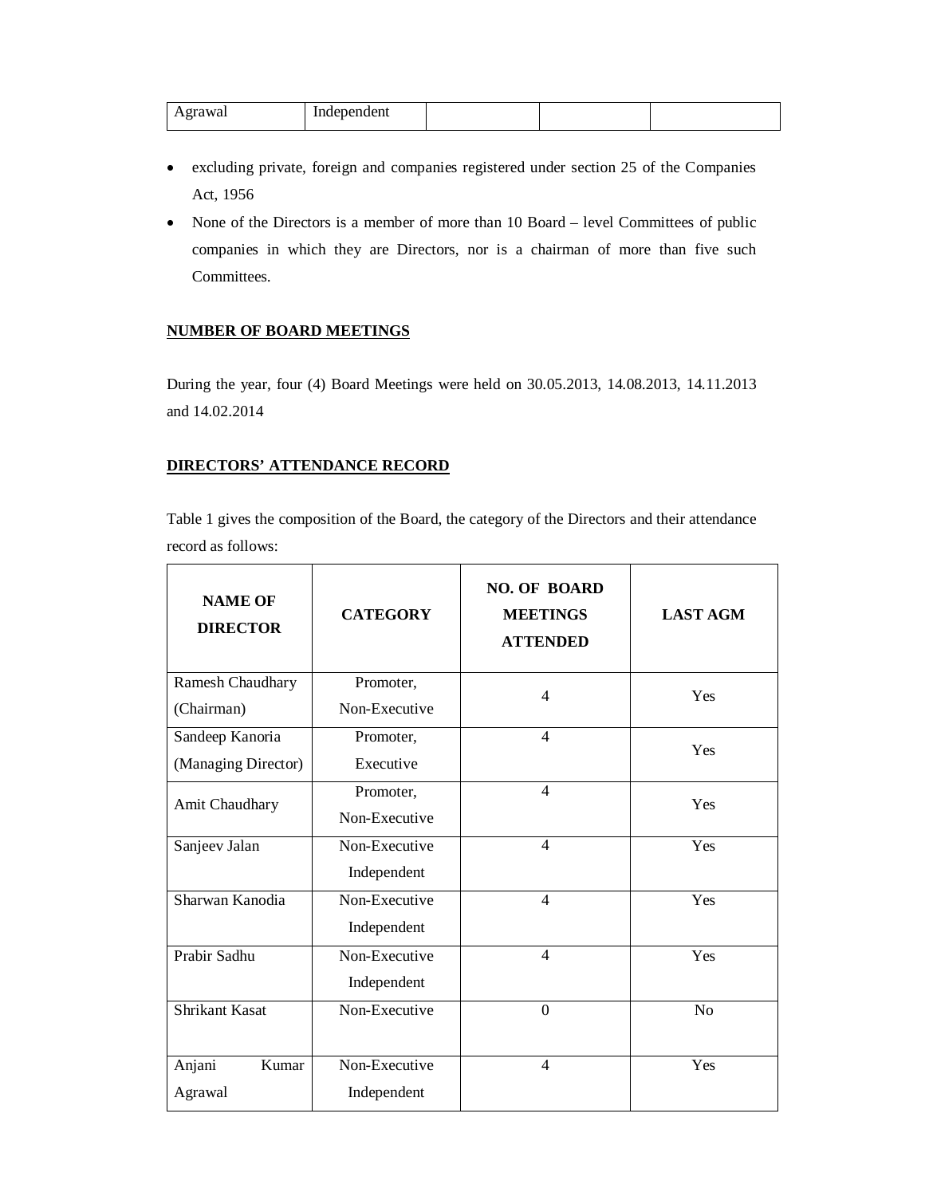| Agrawal | Independent | | | |
|---|---|---|---|---|

- excluding private, foreign and companies registered under section 25 of the Companies Act, 1956
- None of the Directors is a member of more than 10 Board – level Committees of public companies in which they are Directors, nor is a chairman of more than five such Committees.

**NUMBER OF BOARD MEETINGS**

During the year, four (4) Board Meetings were held on 30.05.2013, 14.08.2013, 14.11.2013 and 14.02.2014

**DIRECTORS' ATTENDANCE RECORD**

Table 1 gives the composition of the Board, the category of the Directors and their attendance record as follows:

| NAME OF DIRECTOR | CATEGORY | NO. OF BOARD MEETINGS ATTENDED | LAST AGM |
|---|---|---|---|
| Ramesh Chaudhary (Chairman) | Promoter, Non-Executive | 4 | Yes |
| Sandeep Kanoria (Managing Director) | Promoter, Executive | 4 | Yes |
| Amit Chaudhary | Promoter, Non-Executive | 4 | Yes |
| Sanjeev Jalan | Non-Executive Independent | 4 | Yes |
| Sharwan Kanodia | Non-Executive Independent | 4 | Yes |
| Prabir Sadhu | Non-Executive Independent | 4 | Yes |
| Shrikant Kasat | Non-Executive | 0 | No |
| Anjani Kumar Agrawal | Non-Executive Independent | 4 | Yes |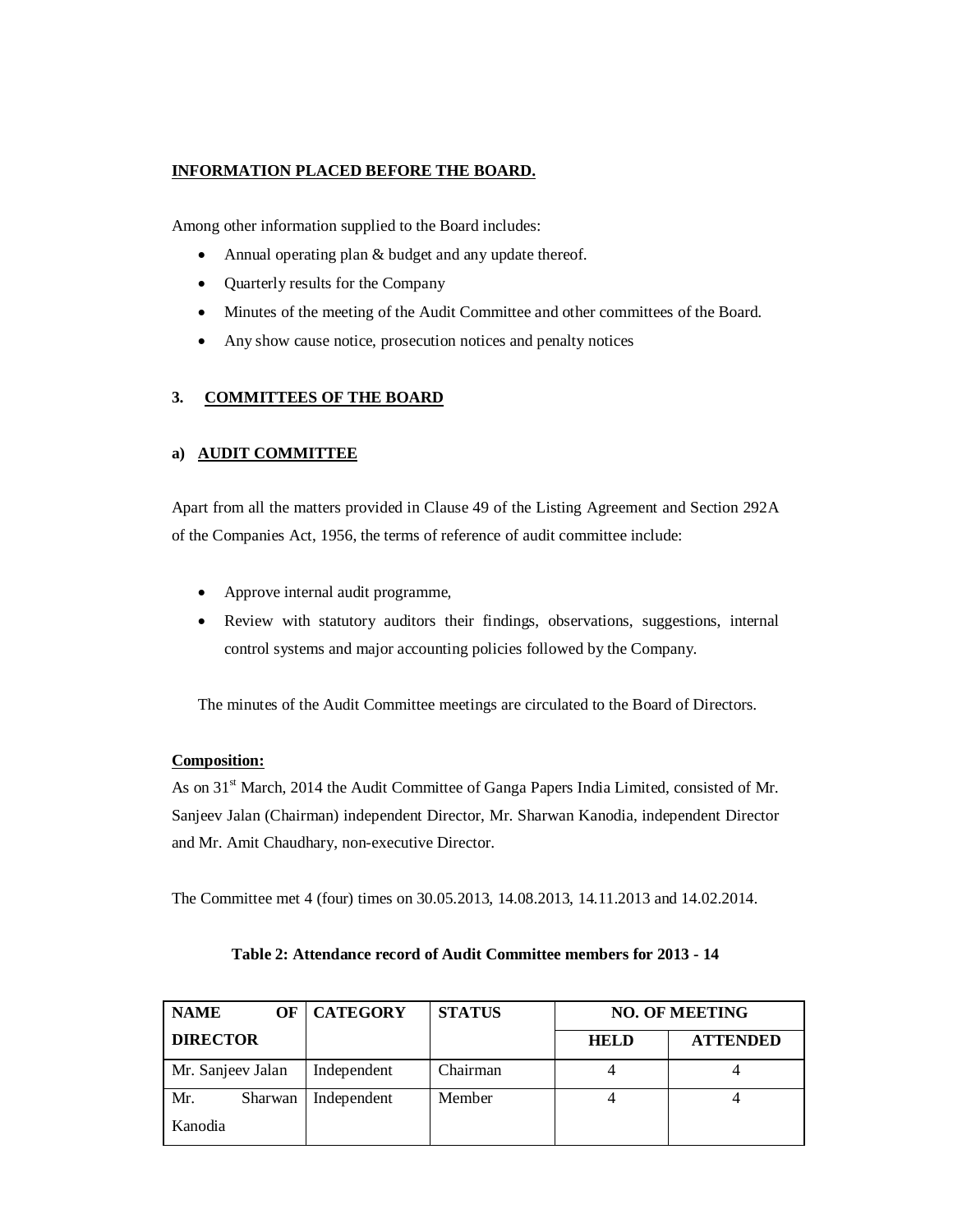**INFORMATION PLACED BEFORE THE BOARD.**

Among other information supplied to the Board includes:

- Annual operating plan & budget and any update thereof.
- Quarterly results for the Company
- Minutes of the meeting of the Audit Committee and other committees of the Board.
- Any show cause notice, prosecution notices and penalty notices

## 3. COMMITTEES OF THE BOARD

### a) AUDIT COMMITTEE

Apart from all the matters provided in Clause 49 of the Listing Agreement and Section 292A of the Companies Act, 1956, the terms of reference of audit committee include:

- Approve internal audit programme,
- Review with statutory auditors their findings, observations, suggestions, internal control systems and major accounting policies followed by the Company.

The minutes of the Audit Committee meetings are circulated to the Board of Directors.

**Composition:**

As on 31st March, 2014 the Audit Committee of Ganga Papers India Limited, consisted of Mr. Sanjeev Jalan (Chairman) independent Director, Mr. Sharwan Kanodia, independent Director and Mr. Amit Chaudhary, non-executive Director.

The Committee met 4 (four) times on 30.05.2013, 14.08.2013, 14.11.2013 and 14.02.2014.

**Table 2: Attendance record of Audit Committee members for 2013 - 14**

| NAME OF DIRECTOR | CATEGORY | STATUS | NO. OF MEETING | |
|---|---|---|---|---|
| | | | HELD | ATTENDED |
| Mr. Sanjeev Jalan | Independent | Chairman | 4 | 4 |
| Mr. Sharwan Kanodia | Independent | Member | 4 | 4 |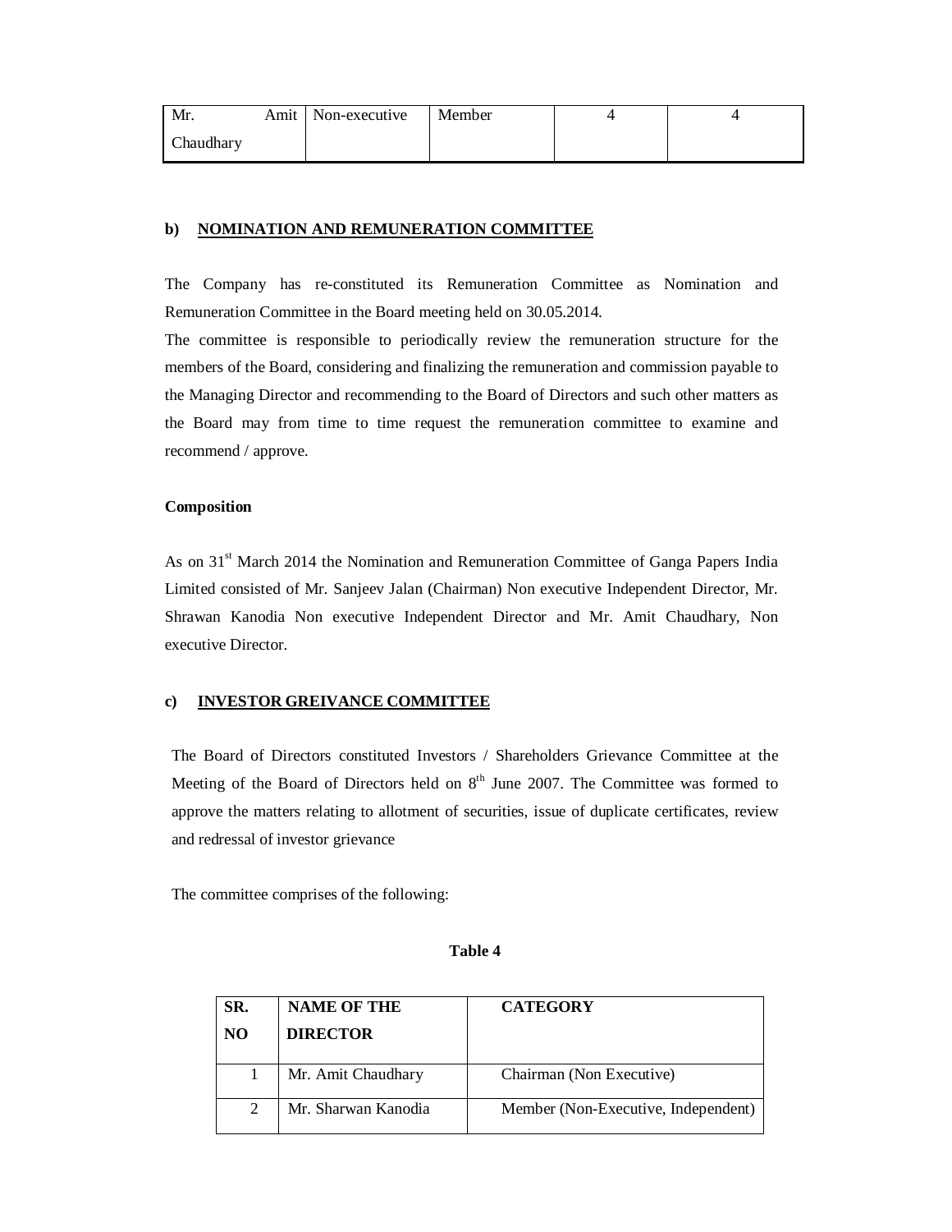| Mr. Amit Chaudhary | Non-executive | Member | 4 | 4 |
|---|---|---|---|---|

**b) NOMINATION AND REMUNERATION COMMITTEE**

The Company has re-constituted its Remuneration Committee as Nomination and Remuneration Committee in the Board meeting held on 30.05.2014.

The committee is responsible to periodically review the remuneration structure for the members of the Board, considering and finalizing the remuneration and commission payable to the Managing Director and recommending to the Board of Directors and such other matters as the Board may from time to time request the remuneration committee to examine and recommend / approve.

**Composition**

As on 31st March 2014 the Nomination and Remuneration Committee of Ganga Papers India Limited consisted of Mr. Sanjeev Jalan (Chairman) Non executive Independent Director, Mr. Shrawan Kanodia Non executive Independent Director and Mr. Amit Chaudhary, Non executive Director.

**c) INVESTOR GREIVANCE COMMITTEE**

The Board of Directors constituted Investors / Shareholders Grievance Committee at the Meeting of the Board of Directors held on 8th June 2007. The Committee was formed to approve the matters relating to allotment of securities, issue of duplicate certificates, review and redressal of investor grievance

The committee comprises of the following:

**Table 4**

| SR. NO | NAME OF THE DIRECTOR | CATEGORY |
|---|---|---|
| 1 | Mr. Amit Chaudhary | Chairman (Non Executive) |
| 2 | Mr. Sharwan Kanodia | Member (Non-Executive, Independent) |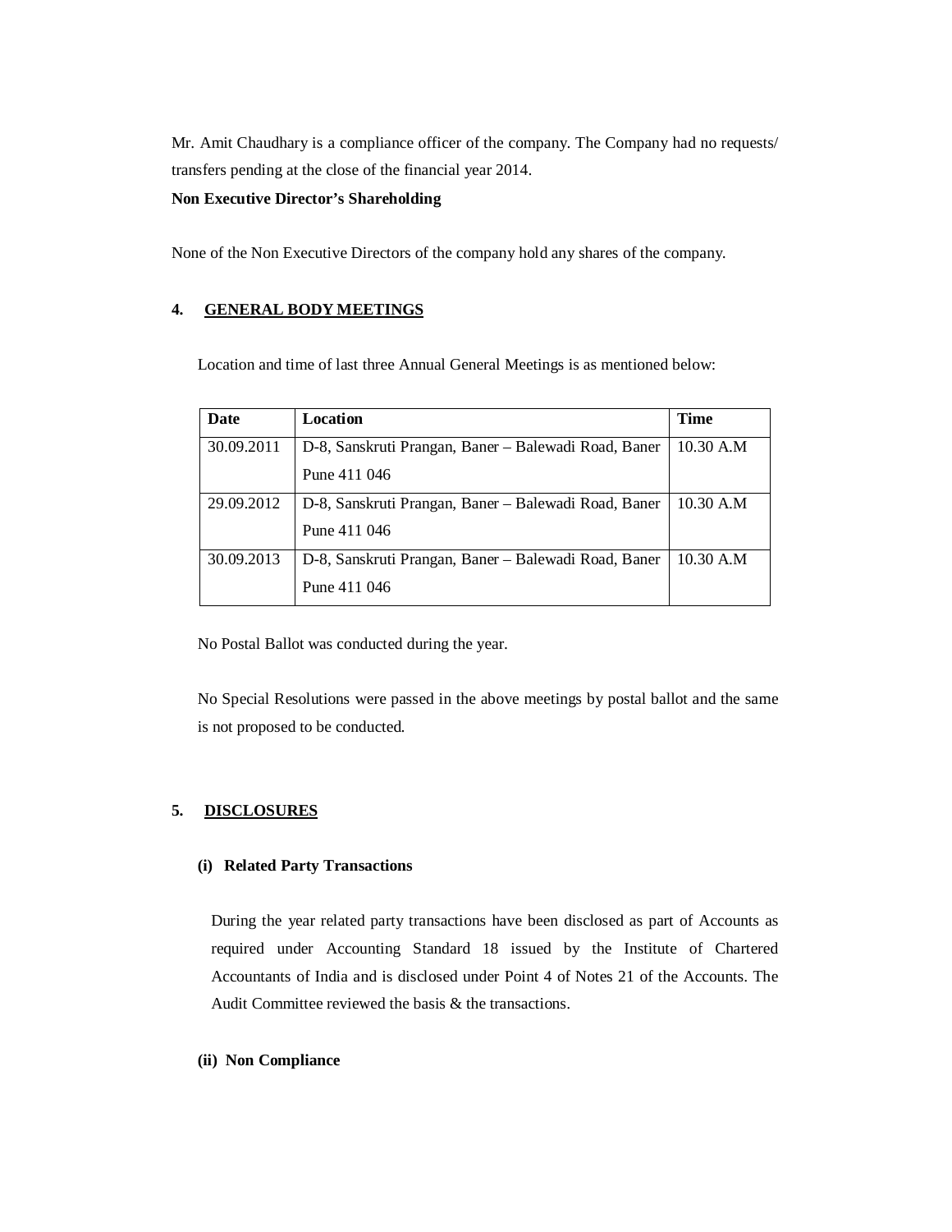Mr. Amit Chaudhary is a compliance officer of the company. The Company had no requests/ transfers pending at the close of the financial year 2014.

**Non Executive Director's Shareholding**

None of the Non Executive Directors of the company hold any shares of the company.

## 4. GENERAL BODY MEETINGS

Location and time of last three Annual General Meetings is as mentioned below:

| Date | Location | Time |
|---|---|---|
| 30.09.2011 | D-8, Sanskruti Prangan, Baner – Balewadi Road, Baner Pune 411 046 | 10.30 A.M |
| 29.09.2012 | D-8, Sanskruti Prangan, Baner – Balewadi Road, Baner Pune 411 046 | 10.30 A.M |
| 30.09.2013 | D-8, Sanskruti Prangan, Baner – Balewadi Road, Baner Pune 411 046 | 10.30 A.M |

No Postal Ballot was conducted during the year.

No Special Resolutions were passed in the above meetings by postal ballot and the same is not proposed to be conducted.

## 5. DISCLOSURES

### (i) Related Party Transactions

During the year related party transactions have been disclosed as part of Accounts as required under Accounting Standard 18 issued by the Institute of Chartered Accountants of India and is disclosed under Point 4 of Notes 21 of the Accounts. The Audit Committee reviewed the basis & the transactions.

### (ii) Non Compliance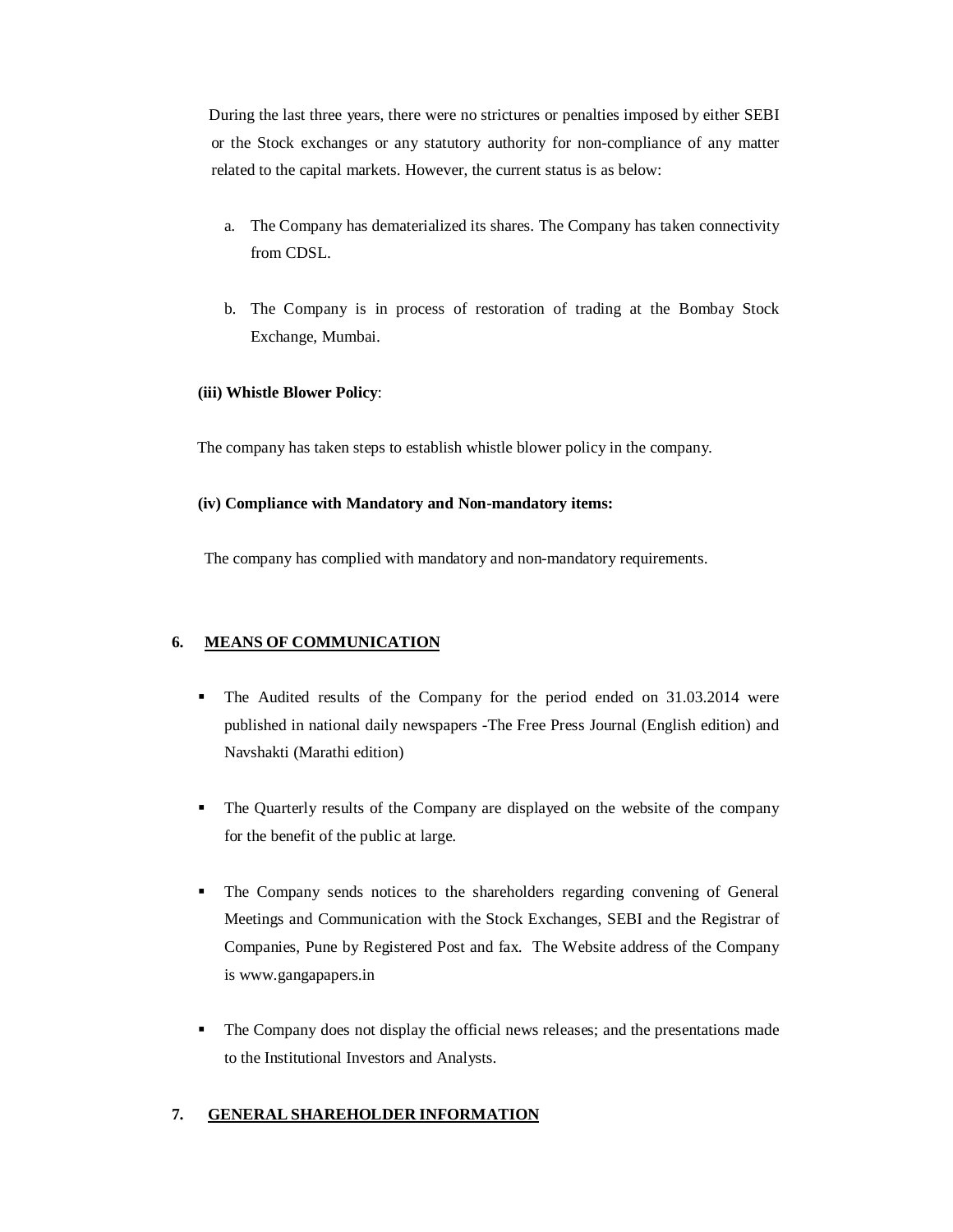During the last three years, there were no strictures or penalties imposed by either SEBI or the Stock exchanges or any statutory authority for non-compliance of any matter related to the capital markets. However, the current status is as below:

a. The Company has dematerialized its shares. The Company has taken connectivity from CDSL.

b. The Company is in process of restoration of trading at the Bombay Stock Exchange, Mumbai.

**(iii) Whistle Blower Policy**:

The company has taken steps to establish whistle blower policy in the company.

**(iv) Compliance with Mandatory and Non-mandatory items:**

The company has complied with mandatory and non-mandatory requirements.

## 6. MEANS OF COMMUNICATION

- The Audited results of the Company for the period ended on 31.03.2014 were published in national daily newspapers -The Free Press Journal (English edition) and Navshakti (Marathi edition)

- The Quarterly results of the Company are displayed on the website of the company for the benefit of the public at large.

- The Company sends notices to the shareholders regarding convening of General Meetings and Communication with the Stock Exchanges, SEBI and the Registrar of Companies, Pune by Registered Post and fax. The Website address of the Company is www.gangapapers.in

- The Company does not display the official news releases; and the presentations made to the Institutional Investors and Analysts.

## 7. GENERAL SHAREHOLDER INFORMATION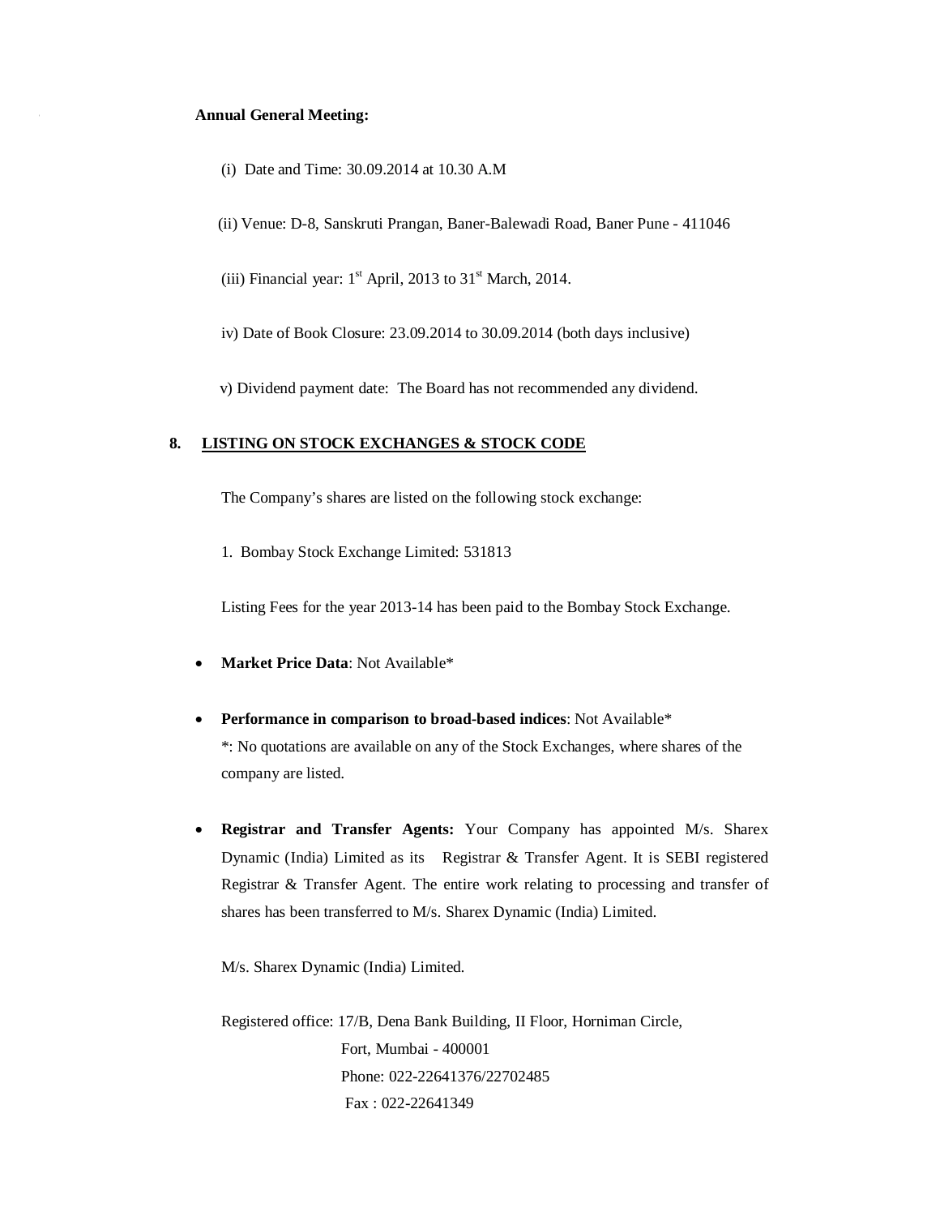**Annual General Meeting:**

(i) Date and Time: 30.09.2014 at 10.30 A.M

(ii) Venue: D-8, Sanskruti Prangan, Baner-Balewadi Road, Baner Pune - 411046

(iii) Financial year: 1st April, 2013 to 31st March, 2014.

iv) Date of Book Closure: 23.09.2014 to 30.09.2014 (both days inclusive)

v) Dividend payment date: The Board has not recommended any dividend.

## 8. LISTING ON STOCK EXCHANGES & STOCK CODE

The Company's shares are listed on the following stock exchange:

1. Bombay Stock Exchange Limited: 531813

Listing Fees for the year 2013-14 has been paid to the Bombay Stock Exchange.

- **Market Price Data**: Not Available*

- **Performance in comparison to broad-based indices**: Not Available*
  *: No quotations are available on any of the Stock Exchanges, where shares of the company are listed.

- **Registrar and Transfer Agents:** Your Company has appointed M/s. Sharex Dynamic (India) Limited as its Registrar & Transfer Agent. It is SEBI registered Registrar & Transfer Agent. The entire work relating to processing and transfer of shares has been transferred to M/s. Sharex Dynamic (India) Limited.

M/s. Sharex Dynamic (India) Limited.

Registered office: 17/B, Dena Bank Building, II Floor, Horniman Circle,
Fort, Mumbai - 400001
Phone: 022-22641376/22702485
Fax : 022-22641349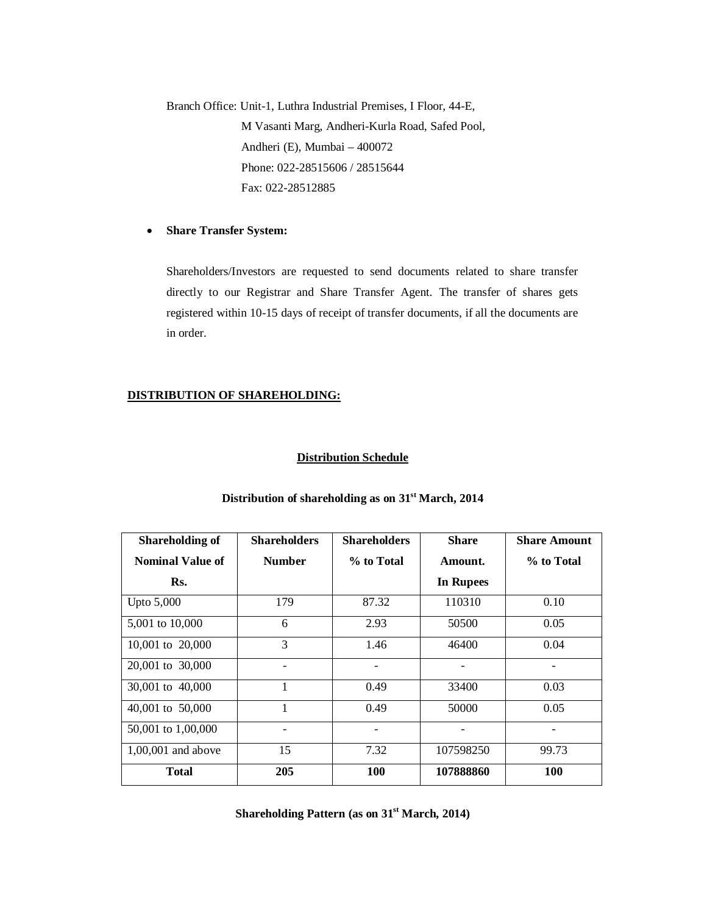Branch Office: Unit-1, Luthra Industrial Premises, I Floor, 44-E,
M Vasanti Marg, Andheri-Kurla Road, Safed Pool,
Andheri (E), Mumbai – 400072
Phone: 022-28515606 / 28515644
Fax: 022-28512885

- **Share Transfer System:**

  Shareholders/Investors are requested to send documents related to share transfer directly to our Registrar and Share Transfer Agent. The transfer of shares gets registered within 10-15 days of receipt of transfer documents, if all the documents are in order.

## DISTRIBUTION OF SHAREHOLDING:

### Distribution Schedule

**Distribution of shareholding as on 31st March, 2014**

| Shareholding of Nominal Value of Rs. | Shareholders Number | Shareholders % to Total | Share Amount. In Rupees | Share Amount % to Total |
|---|---|---|---|---|
| Upto 5,000 | 179 | 87.32 | 110310 | 0.10 |
| 5,001 to 10,000 | 6 | 2.93 | 50500 | 0.05 |
| 10,001 to 20,000 | 3 | 1.46 | 46400 | 0.04 |
| 20,001 to 30,000 | - | - | - | - |
| 30,001 to 40,000 | 1 | 0.49 | 33400 | 0.03 |
| 40,001 to 50,000 | 1 | 0.49 | 50000 | 0.05 |
| 50,001 to 1,00,000 | - | - | - | - |
| 1,00,001 and above | 15 | 7.32 | 107598250 | 99.73 |
| **Total** | **205** | **100** | **107888860** | **100** |

**Shareholding Pattern (as on 31st March, 2014)**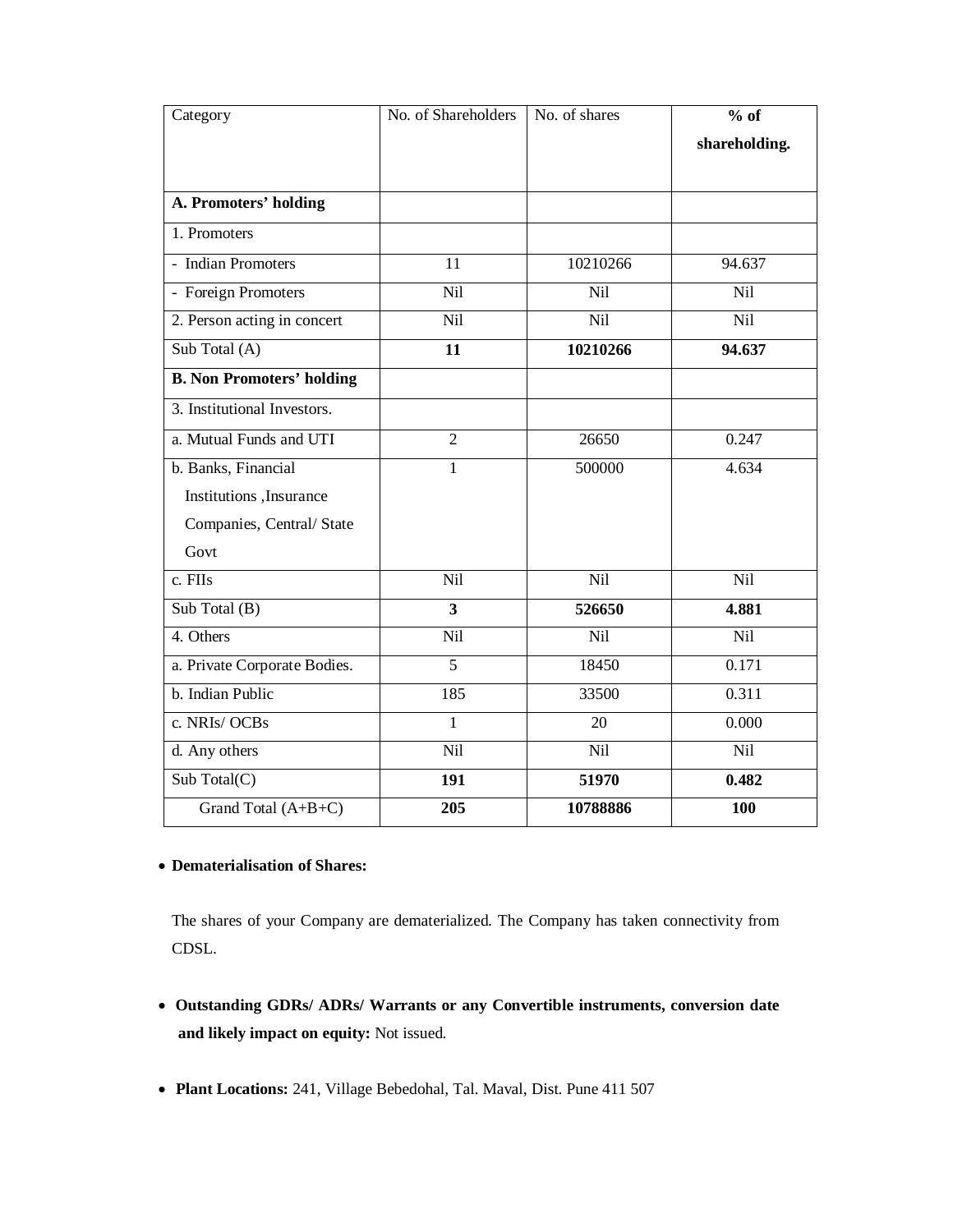| Category | No. of Shareholders | No. of shares | **% of shareholding.** |
|---|---|---|---|
| **A. Promoters' holding** | | | |
| 1. Promoters | | | |
| - Indian Promoters | 11 | 10210266 | 94.637 |
| - Foreign Promoters | Nil | Nil | Nil |
| 2. Person acting in concert | Nil | Nil | Nil |
| Sub Total (A) | **11** | **10210266** | **94.637** |
| **B. Non Promoters' holding** | | | |
| 3. Institutional Investors. | | | |
| a. Mutual Funds and UTI | 2 | 26650 | 0.247 |
| b. Banks, Financial Institutions ,Insurance Companies, Central/ State Govt | 1 | 500000 | 4.634 |
| c. FIIs | Nil | Nil | Nil |
| Sub Total (B) | **3** | **526650** | **4.881** |
| 4. Others | Nil | Nil | Nil |
| a. Private Corporate Bodies. | 5 | 18450 | 0.171 |
| b. Indian Public | 185 | 33500 | 0.311 |
| c. NRIs/ OCBs | 1 | 20 | 0.000 |
| d. Any others | Nil | Nil | Nil |
| Sub Total(C) | **191** | **51970** | **0.482** |
| Grand Total (A+B+C) | **205** | **10788886** | **100** |

- **Dematerialisation of Shares:**

  The shares of your Company are dematerialized. The Company has taken connectivity from CDSL.

- **Outstanding GDRs/ ADRs/ Warrants or any Convertible instruments, conversion date and likely impact on equity:** Not issued.

- **Plant Locations:** 241, Village Bebedohal, Tal. Maval, Dist. Pune 411 507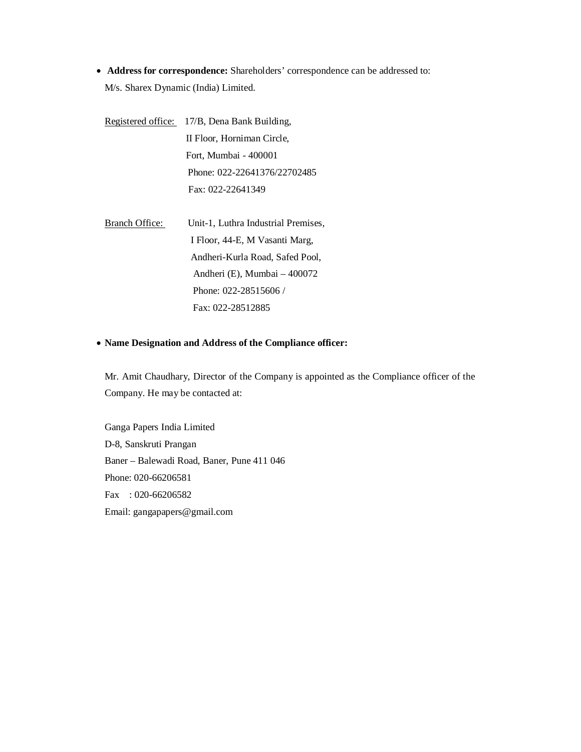- **Address for correspondence:** Shareholders' correspondence can be addressed to:
  M/s. Sharex Dynamic (India) Limited.

  Registered office: 17/B, Dena Bank Building,
  II Floor, Horniman Circle,
  Fort, Mumbai - 400001
  Phone: 022-22641376/22702485
  Fax: 022-22641349

  Branch Office: Unit-1, Luthra Industrial Premises,
  I Floor, 44-E, M Vasanti Marg,
  Andheri-Kurla Road, Safed Pool,
  Andheri (E), Mumbai – 400072
  Phone: 022-28515606 /
  Fax: 022-28512885

- **Name Designation and Address of the Compliance officer:**

  Mr. Amit Chaudhary, Director of the Company is appointed as the Compliance officer of the Company. He may be contacted at:

  Ganga Papers India Limited
  D-8, Sanskruti Prangan
  Baner – Balewadi Road, Baner, Pune 411 046
  Phone: 020-66206581
  Fax : 020-66206582
  Email: gangapapers@gmail.com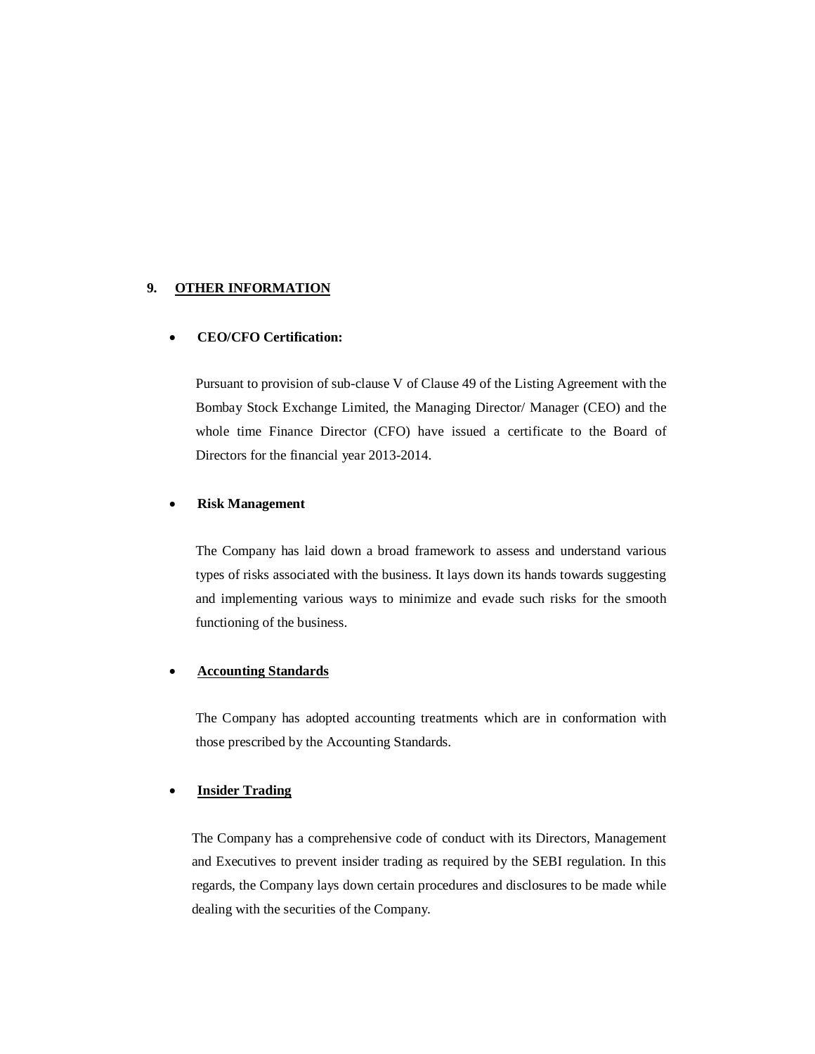## 9. OTHER INFORMATION

- **CEO/CFO Certification:**

  Pursuant to provision of sub-clause V of Clause 49 of the Listing Agreement with the Bombay Stock Exchange Limited, the Managing Director/ Manager (CEO) and the whole time Finance Director (CFO) have issued a certificate to the Board of Directors for the financial year 2013-2014.

- **Risk Management**

  The Company has laid down a broad framework to assess and understand various types of risks associated with the business. It lays down its hands towards suggesting and implementing various ways to minimize and evade such risks for the smooth functioning of the business.

- **Accounting Standards**

  The Company has adopted accounting treatments which are in conformation with those prescribed by the Accounting Standards.

- **Insider Trading**

  The Company has a comprehensive code of conduct with its Directors, Management and Executives to prevent insider trading as required by the SEBI regulation. In this regards, the Company lays down certain procedures and disclosures to be made while dealing with the securities of the Company.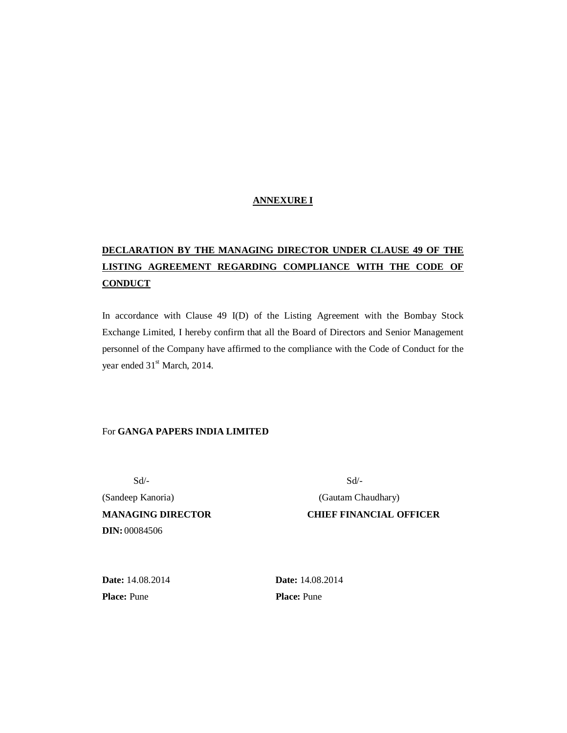## ANNEXURE I

## DECLARATION BY THE MANAGING DIRECTOR UNDER CLAUSE 49 OF THE LISTING AGREEMENT REGARDING COMPLIANCE WITH THE CODE OF CONDUCT

In accordance with Clause 49 I(D) of the Listing Agreement with the Bombay Stock Exchange Limited, I hereby confirm that all the Board of Directors and Senior Management personnel of the Company have affirmed to the compliance with the Code of Conduct for the year ended 31st March, 2014.

For **GANGA PAPERS INDIA LIMITED**

| | |
|---|---|
| Sd/- | Sd/- |
| (Sandeep Kanoria) | (Gautam Chaudhary) |
| **MANAGING DIRECTOR** | **CHIEF FINANCIAL OFFICER** |
| **DIN:** 00084506 | |
| **Date:** 14.08.2014 | **Date:** 14.08.2014 |
| **Place:** Pune | **Place:** Pune |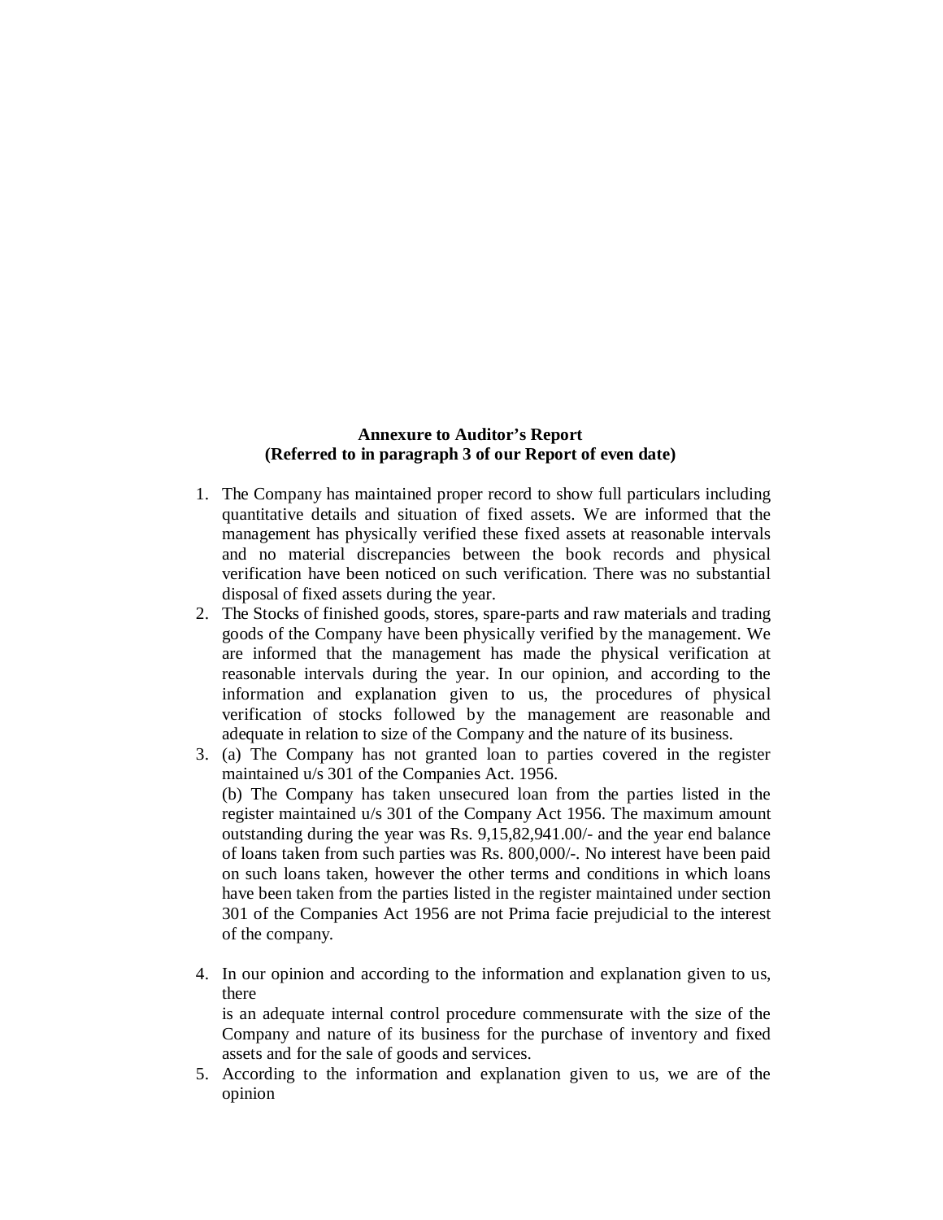**Annexure to Auditor's Report**
**(Referred to in paragraph 3 of our Report of even date)**

1. The Company has maintained proper record to show full particulars including quantitative details and situation of fixed assets. We are informed that the management has physically verified these fixed assets at reasonable intervals and no material discrepancies between the book records and physical verification have been noticed on such verification. There was no substantial disposal of fixed assets during the year.
2. The Stocks of finished goods, stores, spare-parts and raw materials and trading goods of the Company have been physically verified by the management. We are informed that the management has made the physical verification at reasonable intervals during the year. In our opinion, and according to the information and explanation given to us, the procedures of physical verification of stocks followed by the management are reasonable and adequate in relation to size of the Company and the nature of its business.
3. (a) The Company has not granted loan to parties covered in the register maintained u/s 301 of the Companies Act. 1956.
   (b) The Company has taken unsecured loan from the parties listed in the register maintained u/s 301 of the Company Act 1956. The maximum amount outstanding during the year was Rs. 9,15,82,941.00/- and the year end balance of loans taken from such parties was Rs. 800,000/-. No interest have been paid on such loans taken, however the other terms and conditions in which loans have been taken from the parties listed in the register maintained under section 301 of the Companies Act 1956 are not Prima facie prejudicial to the interest of the company.

4. In our opinion and according to the information and explanation given to us, there
   is an adequate internal control procedure commensurate with the size of the Company and nature of its business for the purchase of inventory and fixed assets and for the sale of goods and services.
5. According to the information and explanation given to us, we are of the opinion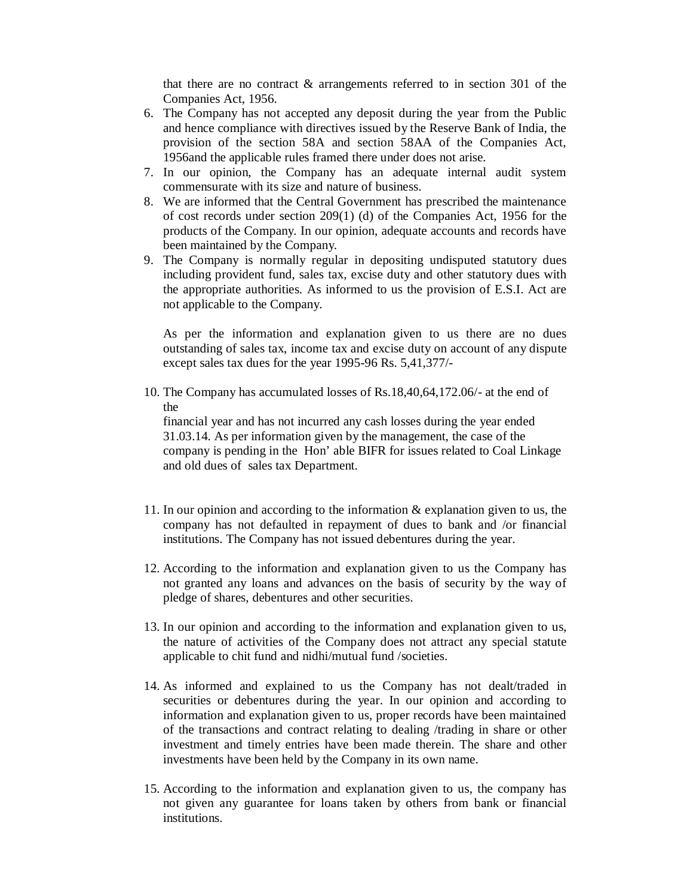that there are no contract & arrangements referred to in section 301 of the Companies Act, 1956.

6. The Company has not accepted any deposit during the year from the Public and hence compliance with directives issued by the Reserve Bank of India, the provision of the section 58A and section 58AA of the Companies Act, 1956and the applicable rules framed there under does not arise.
7. In our opinion, the Company has an adequate internal audit system commensurate with its size and nature of business.
8. We are informed that the Central Government has prescribed the maintenance of cost records under section 209(1) (d) of the Companies Act, 1956 for the products of the Company. In our opinion, adequate accounts and records have been maintained by the Company.
9. The Company is normally regular in depositing undisputed statutory dues including provident fund, sales tax, excise duty and other statutory dues with the appropriate authorities. As informed to us the provision of E.S.I. Act are not applicable to the Company.

   As per the information and explanation given to us there are no dues outstanding of sales tax, income tax and excise duty on account of any dispute except sales tax dues for the year 1995-96 Rs. 5,41,377/-

10. The Company has accumulated losses of Rs.18,40,64,172.06/- at the end of the financial year and has not incurred any cash losses during the year ended 31.03.14. As per information given by the management, the case of the company is pending in the Hon' able BIFR for issues related to Coal Linkage and old dues of sales tax Department.

11. In our opinion and according to the information & explanation given to us, the company has not defaulted in repayment of dues to bank and /or financial institutions. The Company has not issued debentures during the year.

12. According to the information and explanation given to us the Company has not granted any loans and advances on the basis of security by the way of pledge of shares, debentures and other securities.

13. In our opinion and according to the information and explanation given to us, the nature of activities of the Company does not attract any special statute applicable to chit fund and nidhi/mutual fund /societies.

14. As informed and explained to us the Company has not dealt/traded in securities or debentures during the year. In our opinion and according to information and explanation given to us, proper records have been maintained of the transactions and contract relating to dealing /trading in share or other investment and timely entries have been made therein. The share and other investments have been held by the Company in its own name.

15. According to the information and explanation given to us, the company has not given any guarantee for loans taken by others from bank or financial institutions.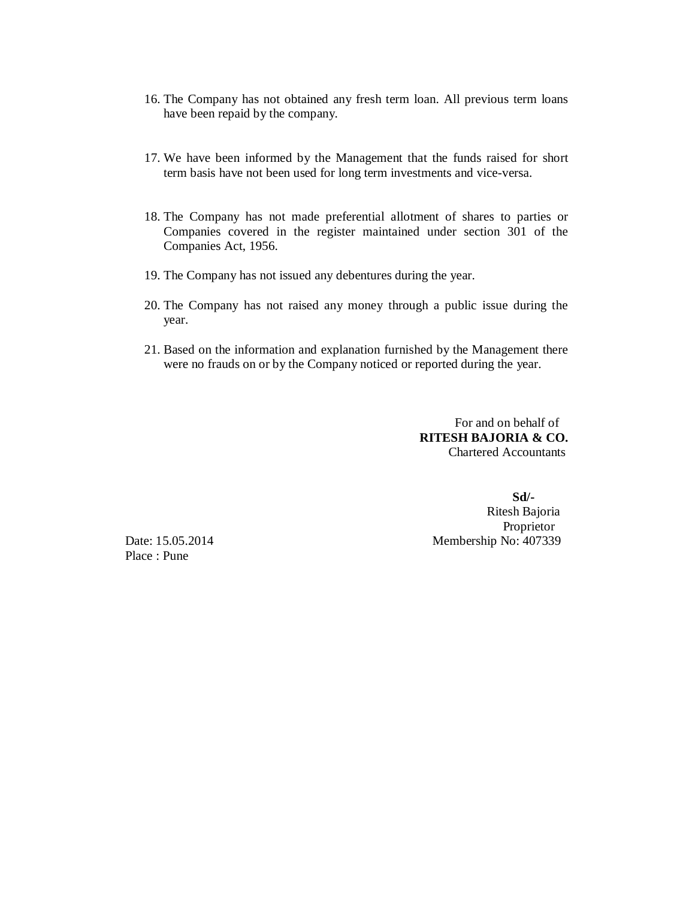16. The Company has not obtained any fresh term loan. All previous term loans have been repaid by the company.

17. We have been informed by the Management that the funds raised for short term basis have not been used for long term investments and vice-versa.

18. The Company has not made preferential allotment of shares to parties or Companies covered in the register maintained under section 301 of the Companies Act, 1956.

19. The Company has not issued any debentures during the year.

20. The Company has not raised any money through a public issue during the year.

21. Based on the information and explanation furnished by the Management there were no frauds on or by the Company noticed or reported during the year.

For and on behalf of
**RITESH BAJORIA & CO.**
Chartered Accountants

**Sd/-**
Ritesh Bajoria
Proprietor
Membership No: 407339

Date: 15.05.2014
Place : Pune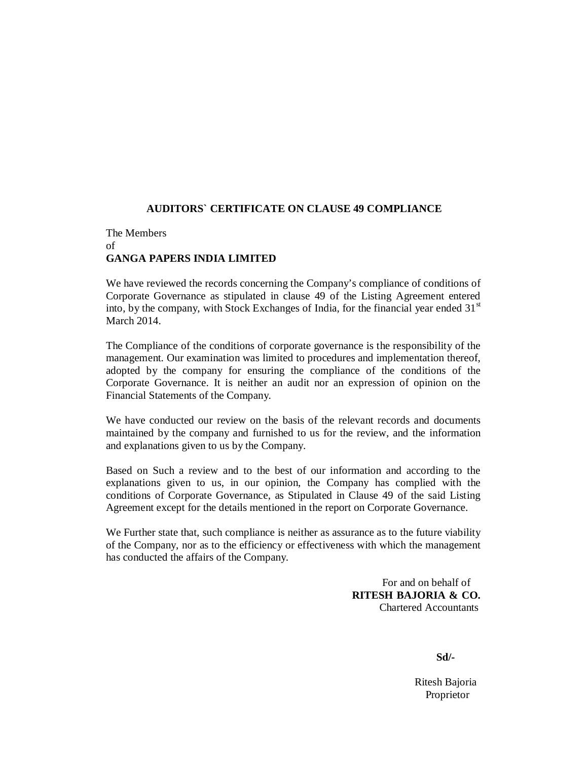## AUDITORS` CERTIFICATE ON CLAUSE 49 COMPLIANCE

The Members
of
**GANGA PAPERS INDIA LIMITED**

We have reviewed the records concerning the Company's compliance of conditions of Corporate Governance as stipulated in clause 49 of the Listing Agreement entered into, by the company, with Stock Exchanges of India, for the financial year ended 31st March 2014.

The Compliance of the conditions of corporate governance is the responsibility of the management. Our examination was limited to procedures and implementation thereof, adopted by the company for ensuring the compliance of the conditions of the Corporate Governance. It is neither an audit nor an expression of opinion on the Financial Statements of the Company.

We have conducted our review on the basis of the relevant records and documents maintained by the company and furnished to us for the review, and the information and explanations given to us by the Company.

Based on Such a review and to the best of our information and according to the explanations given to us, in our opinion, the Company has complied with the conditions of Corporate Governance, as Stipulated in Clause 49 of the said Listing Agreement except for the details mentioned in the report on Corporate Governance.

We Further state that, such compliance is neither as assurance as to the future viability of the Company, nor as to the efficiency or effectiveness with which the management has conducted the affairs of the Company.

For and on behalf of
**RITESH BAJORIA & CO.**
Chartered Accountants

**Sd/-**

Ritesh Bajoria
Proprietor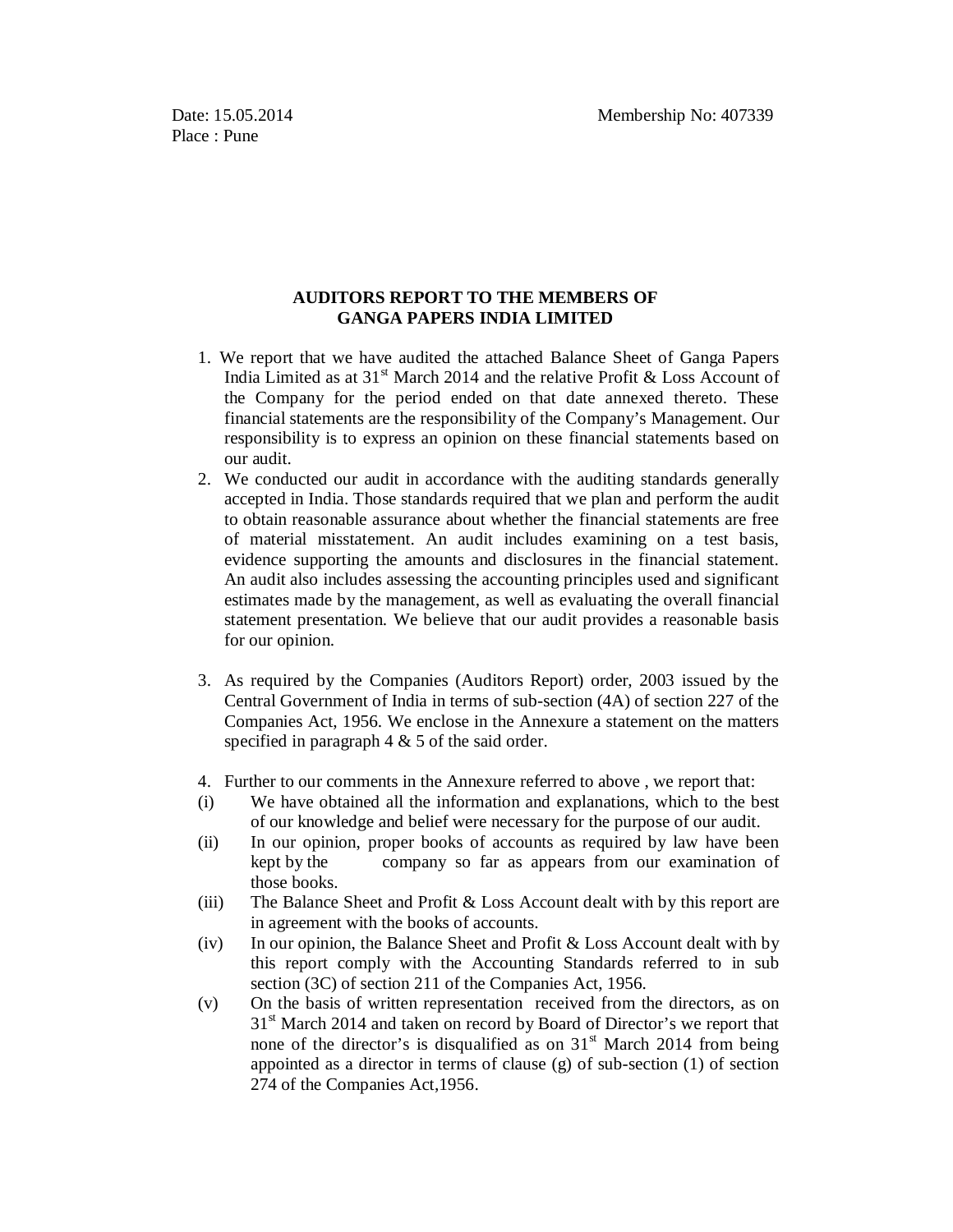Date: 15.05.2014　　　　　　　　　　　　　　Membership No: 407339
Place : Pune

## AUDITORS REPORT TO THE MEMBERS OF GANGA PAPERS INDIA LIMITED

1. We report that we have audited the attached Balance Sheet of Ganga Papers India Limited as at 31st March 2014 and the relative Profit & Loss Account of the Company for the period ended on that date annexed thereto. These financial statements are the responsibility of the Company's Management. Our responsibility is to express an opinion on these financial statements based on our audit.
2. We conducted our audit in accordance with the auditing standards generally accepted in India. Those standards required that we plan and perform the audit to obtain reasonable assurance about whether the financial statements are free of material misstatement. An audit includes examining on a test basis, evidence supporting the amounts and disclosures in the financial statement. An audit also includes assessing the accounting principles used and significant estimates made by the management, as well as evaluating the overall financial statement presentation. We believe that our audit provides a reasonable basis for our opinion.

3. As required by the Companies (Auditors Report) order, 2003 issued by the Central Government of India in terms of sub-section (4A) of section 227 of the Companies Act, 1956. We enclose in the Annexure a statement on the matters specified in paragraph 4 & 5 of the said order.

4. Further to our comments in the Annexure referred to above , we report that:

(i) We have obtained all the information and explanations, which to the best of our knowledge and belief were necessary for the purpose of our audit.

(ii) In our opinion, proper books of accounts as required by law have been kept by the company so far as appears from our examination of those books.

(iii) The Balance Sheet and Profit & Loss Account dealt with by this report are in agreement with the books of accounts.

(iv) In our opinion, the Balance Sheet and Profit & Loss Account dealt with by this report comply with the Accounting Standards referred to in sub section (3C) of section 211 of the Companies Act, 1956.

(v) On the basis of written representation received from the directors, as on 31st March 2014 and taken on record by Board of Director's we report that none of the director's is disqualified as on 31st March 2014 from being appointed as a director in terms of clause (g) of sub-section (1) of section 274 of the Companies Act,1956.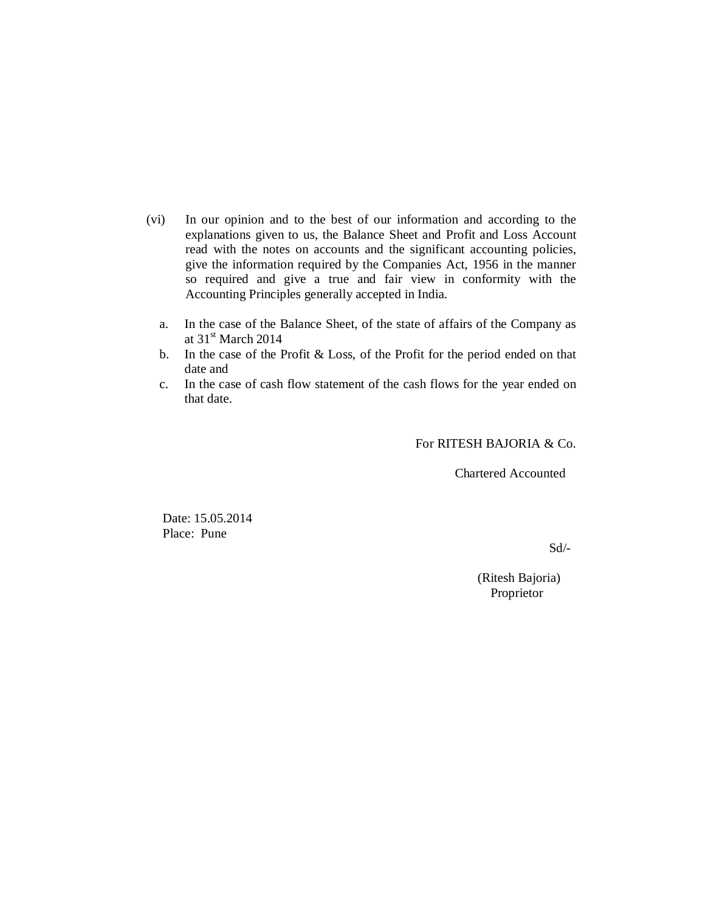(vi) In our opinion and to the best of our information and according to the explanations given to us, the Balance Sheet and Profit and Loss Account read with the notes on accounts and the significant accounting policies, give the information required by the Companies Act, 1956 in the manner so required and give a true and fair view in conformity with the Accounting Principles generally accepted in India.

a. In the case of the Balance Sheet, of the state of affairs of the Company as at 31st March 2014
b. In the case of the Profit & Loss, of the Profit for the period ended on that date and
c. In the case of cash flow statement of the cash flows for the year ended on that date.

For RITESH BAJORIA & Co.

Chartered Accounted

Date: 15.05.2014
Place: Pune

Sd/-

(Ritesh Bajoria)
Proprietor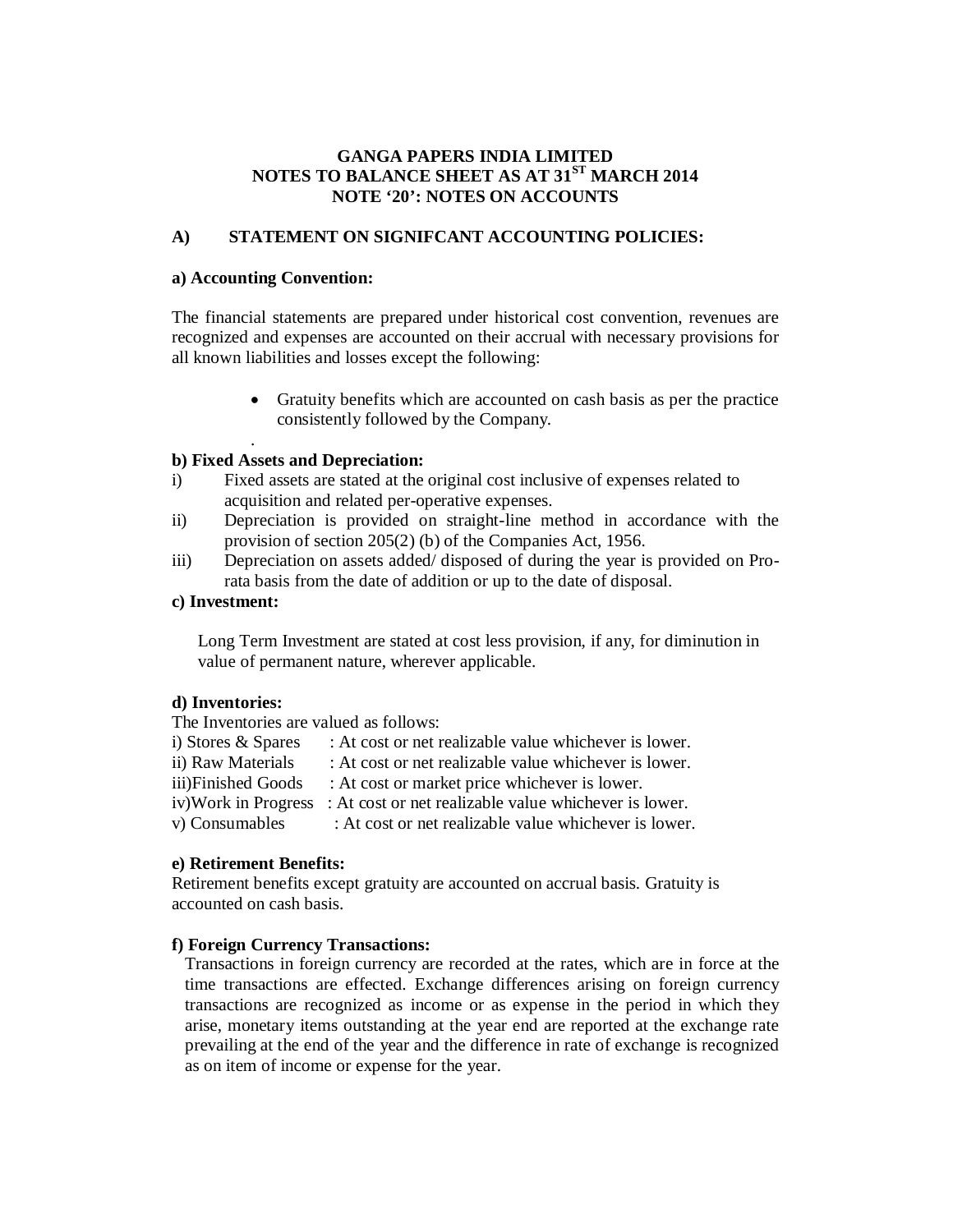# GANGA PAPERS INDIA LIMITED
## NOTES TO BALANCE SHEET AS AT 31ST MARCH 2014
## NOTE '20': NOTES ON ACCOUNTS

### A) STATEMENT ON SIGNIFCANT ACCOUNTING POLICIES:

**a) Accounting Convention:**

The financial statements are prepared under historical cost convention, revenues are recognized and expenses are accounted on their accrual with necessary provisions for all known liabilities and losses except the following:

- Gratuity benefits which are accounted on cash basis as per the practice consistently followed by the Company.

.

**b) Fixed Assets and Depreciation:**

i) Fixed assets are stated at the original cost inclusive of expenses related to acquisition and related per-operative expenses.

ii) Depreciation is provided on straight-line method in accordance with the provision of section 205(2) (b) of the Companies Act, 1956.

iii) Depreciation on assets added/ disposed of during the year is provided on Pro-rata basis from the date of addition or up to the date of disposal.

**c) Investment:**

Long Term Investment are stated at cost less provision, if any, for diminution in value of permanent nature, wherever applicable.

**d) Inventories:**

The Inventories are valued as follows:

i) Stores & Spares : At cost or net realizable value whichever is lower.
ii) Raw Materials : At cost or net realizable value whichever is lower.
iii)Finished Goods : At cost or market price whichever is lower.
iv)Work in Progress : At cost or net realizable value whichever is lower.
v) Consumables : At cost or net realizable value whichever is lower.

**e) Retirement Benefits:**

Retirement benefits except gratuity are accounted on accrual basis. Gratuity is accounted on cash basis.

**f) Foreign Currency Transactions:**

Transactions in foreign currency are recorded at the rates, which are in force at the time transactions are effected. Exchange differences arising on foreign currency transactions are recognized as income or as expense in the period in which they arise, monetary items outstanding at the year end are reported at the exchange rate prevailing at the end of the year and the difference in rate of exchange is recognized as on item of income or expense for the year.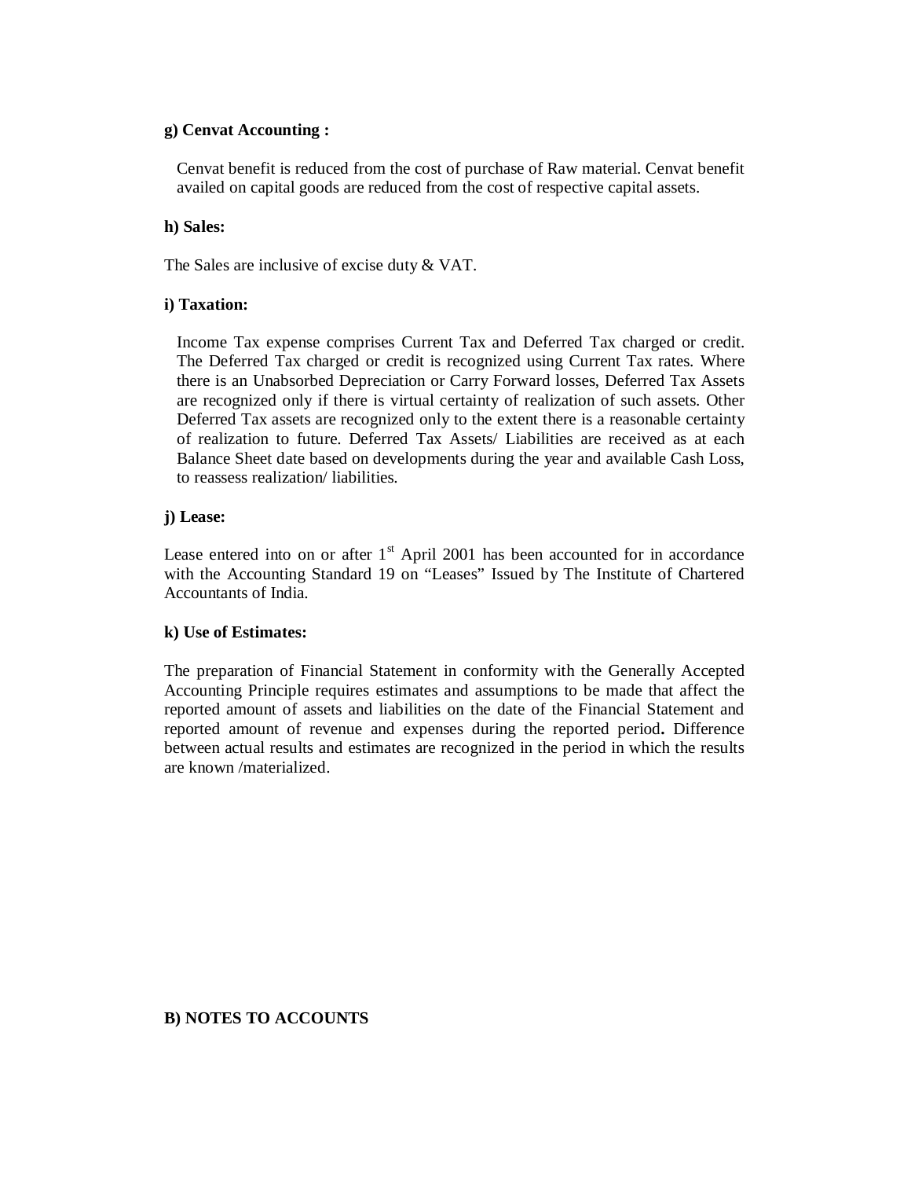**g) Cenvat Accounting :**

Cenvat benefit is reduced from the cost of purchase of Raw material. Cenvat benefit availed on capital goods are reduced from the cost of respective capital assets.

**h) Sales:**

The Sales are inclusive of excise duty & VAT.

**i) Taxation:**

Income Tax expense comprises Current Tax and Deferred Tax charged or credit. The Deferred Tax charged or credit is recognized using Current Tax rates. Where there is an Unabsorbed Depreciation or Carry Forward losses, Deferred Tax Assets are recognized only if there is virtual certainty of realization of such assets. Other Deferred Tax assets are recognized only to the extent there is a reasonable certainty of realization to future. Deferred Tax Assets/ Liabilities are received as at each Balance Sheet date based on developments during the year and available Cash Loss, to reassess realization/ liabilities.

**j) Lease:**

Lease entered into on or after 1st April 2001 has been accounted for in accordance with the Accounting Standard 19 on "Leases" Issued by The Institute of Chartered Accountants of India.

**k) Use of Estimates:**

The preparation of Financial Statement in conformity with the Generally Accepted Accounting Principle requires estimates and assumptions to be made that affect the reported amount of assets and liabilities on the date of the Financial Statement and reported amount of revenue and expenses during the reported period**.** Difference between actual results and estimates are recognized in the period in which the results are known /materialized.

**B) NOTES TO ACCOUNTS**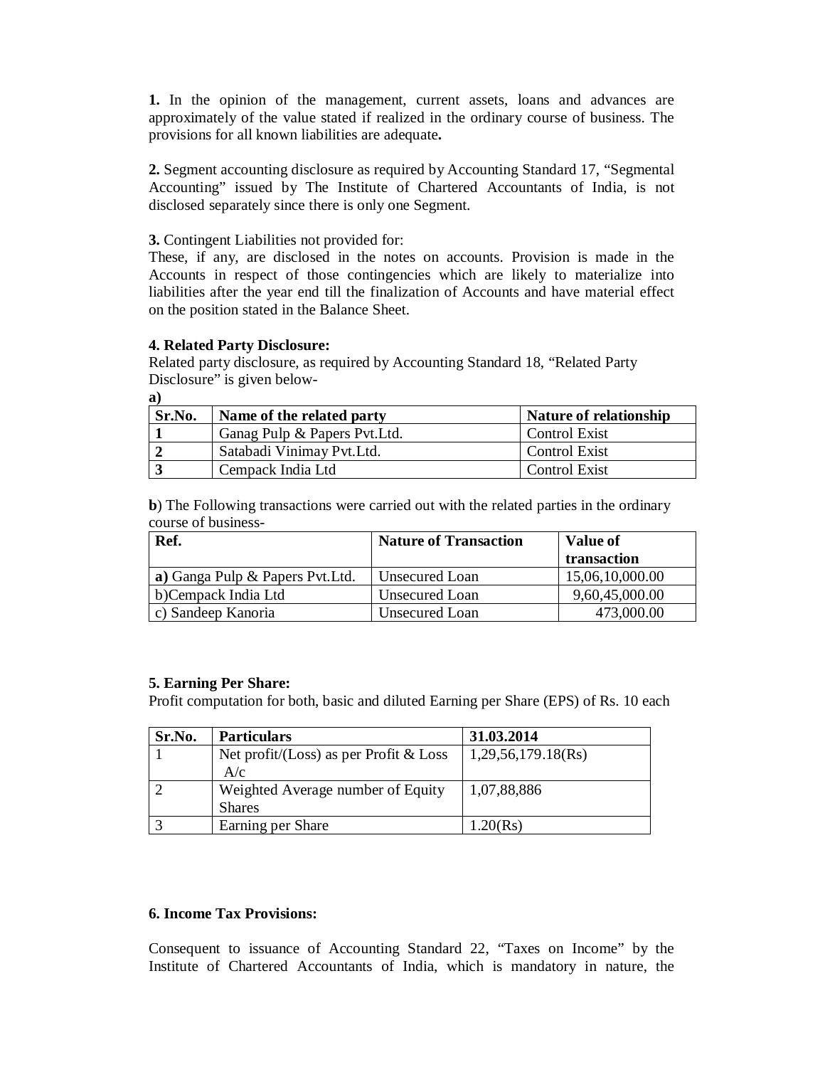**1.** In the opinion of the management, current assets, loans and advances are approximately of the value stated if realized in the ordinary course of business. The provisions for all known liabilities are adequate**.**

**2.** Segment accounting disclosure as required by Accounting Standard 17, "Segmental Accounting" issued by The Institute of Chartered Accountants of India, is not disclosed separately since there is only one Segment.

**3.** Contingent Liabilities not provided for:
These, if any, are disclosed in the notes on accounts. Provision is made in the Accounts in respect of those contingencies which are likely to materialize into liabilities after the year end till the finalization of Accounts and have material effect on the position stated in the Balance Sheet.

**4. Related Party Disclosure:**
Related party disclosure, as required by Accounting Standard 18, "Related Party Disclosure" is given below-

**a)**

| Sr.No. | Name of the related party | Nature of relationship |
|---|---|---|
| **1** | Ganag Pulp & Papers Pvt.Ltd. | Control Exist |
| **2** | Satabadi Vinimay Pvt.Ltd. | Control Exist |
| **3** | Cempack India Ltd | Control Exist |

**b**) The Following transactions were carried out with the related parties in the ordinary course of business-

| Ref. | Nature of Transaction | Value of transaction |
|---|---|---|
| **a)** Ganga Pulp & Papers Pvt.Ltd. | Unsecured Loan | 15,06,10,000.00 |
| b)Cempack India Ltd | Unsecured Loan | 9,60,45,000.00 |
| c) Sandeep Kanoria | Unsecured Loan | 473,000.00 |

**5. Earning Per Share:**
Profit computation for both, basic and diluted Earning per Share (EPS) of Rs. 10 each

| Sr.No. | Particulars | 31.03.2014 |
|---|---|---|
| 1 | Net profit/(Loss) as per Profit & Loss A/c | 1,29,56,179.18(Rs) |
| 2 | Weighted Average number of Equity Shares | 1,07,88,886 |
| 3 | Earning per Share | 1.20(Rs) |

**6. Income Tax Provisions:**

Consequent to issuance of Accounting Standard 22, "Taxes on Income" by the Institute of Chartered Accountants of India, which is mandatory in nature, the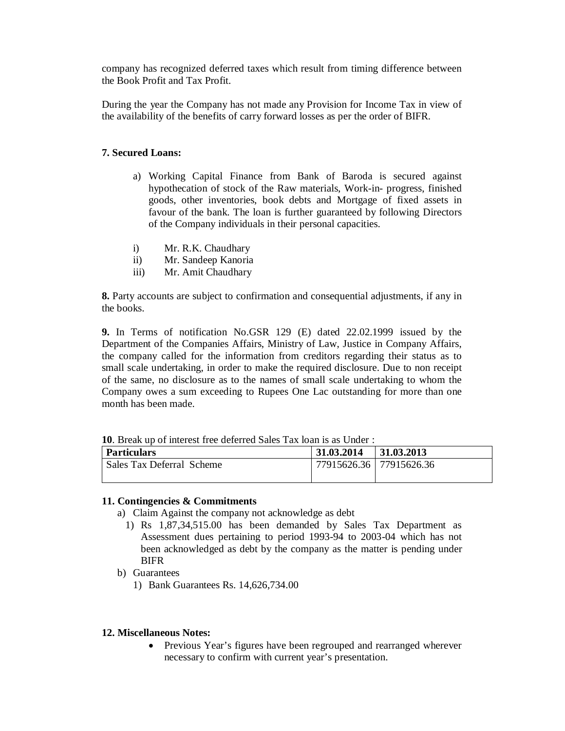company has recognized deferred taxes which result from timing difference between the Book Profit and Tax Profit.

During the year the Company has not made any Provision for Income Tax in view of the availability of the benefits of carry forward losses as per the order of BIFR.

**7. Secured Loans:**

a) Working Capital Finance from Bank of Baroda is secured against hypothecation of stock of the Raw materials, Work-in- progress, finished goods, other inventories, book debts and Mortgage of fixed assets in favour of the bank. The loan is further guaranteed by following Directors of the Company individuals in their personal capacities.

i) Mr. R.K. Chaudhary
ii) Mr. Sandeep Kanoria
iii) Mr. Amit Chaudhary

**8.** Party accounts are subject to confirmation and consequential adjustments, if any in the books.

**9.** In Terms of notification No.GSR 129 (E) dated 22.02.1999 issued by the Department of the Companies Affairs, Ministry of Law, Justice in Company Affairs, the company called for the information from creditors regarding their status as to small scale undertaking, in order to make the required disclosure. Due to non receipt of the same, no disclosure as to the names of small scale undertaking to whom the Company owes a sum exceeding to Rupees One Lac outstanding for more than one month has been made.

**10**. Break up of interest free deferred Sales Tax loan is as Under :

| **Particulars** | **31.03.2014** | **31.03.2013** |
|---|---|---|
| Sales Tax Deferral Scheme | 77915626.36 | 77915626.36 |

**11. Contingencies & Commitments**

a) Claim Against the company not acknowledge as debt
   1) Rs 1,87,34,515.00 has been demanded by Sales Tax Department as Assessment dues pertaining to period 1993-94 to 2003-04 which has not been acknowledged as debt by the company as the matter is pending under BIFR

b) Guarantees
   1) Bank Guarantees Rs. 14,626,734.00

**12. Miscellaneous Notes:**

- Previous Year's figures have been regrouped and rearranged wherever necessary to confirm with current year's presentation.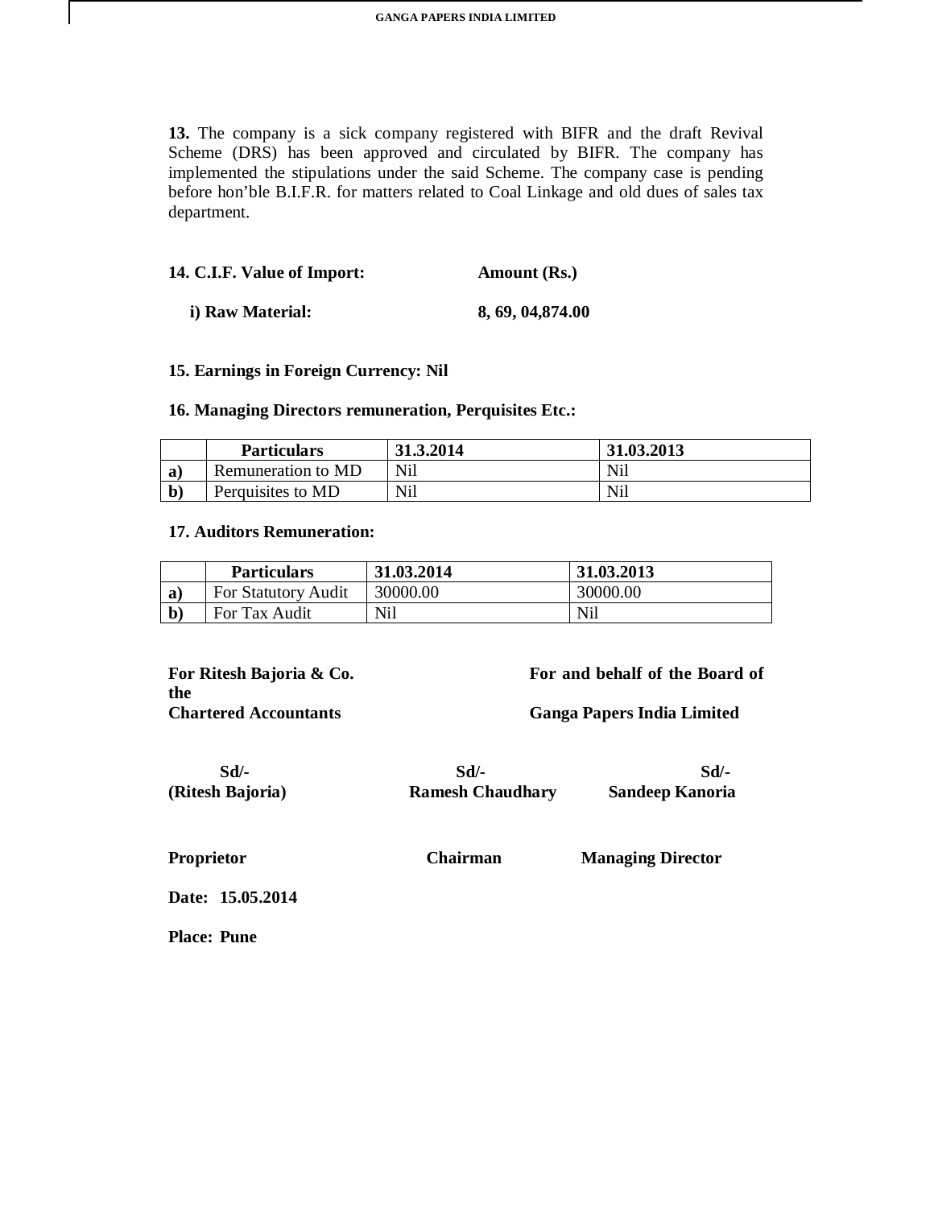**13.** The company is a sick company registered with BIFR and the draft Revival Scheme (DRS) has been approved and circulated by BIFR. The company has implemented the stipulations under the said Scheme. The company case is pending before hon'ble B.I.F.R. for matters related to Coal Linkage and old dues of sales tax department.

**14. C.I.F. Value of Import: Amount (Rs.)**

**i) Raw Material: 8, 69, 04,874.00**

**15. Earnings in Foreign Currency: Nil**

**16. Managing Directors remuneration, Perquisites Etc.:**

| | Particulars | 31.3.2014 | 31.03.2013 |
|---|---|---|---|
| a) | Remuneration to MD | Nil | Nil |
| b) | Perquisites to MD | Nil | Nil |

**17. Auditors Remuneration:**

| | Particulars | 31.03.2014 | 31.03.2013 |
|---|---|---|---|
| a) | For Statutory Audit | 30000.00 | 30000.00 |
| b) | For Tax Audit | Nil | Nil |

**For Ritesh Bajoria & Co.**
**Chartered Accountants**

**For and behalf of the Board of the**
**Ganga Papers India Limited**

**Sd/-**
**(Ritesh Bajoria)**
**Proprietor**

**Sd/-**
**Ramesh Chaudhary**
**Chairman**

**Sd/-**
**Sandeep Kanoria**
**Managing Director**

**Date: 15.05.2014**

**Place: Pune**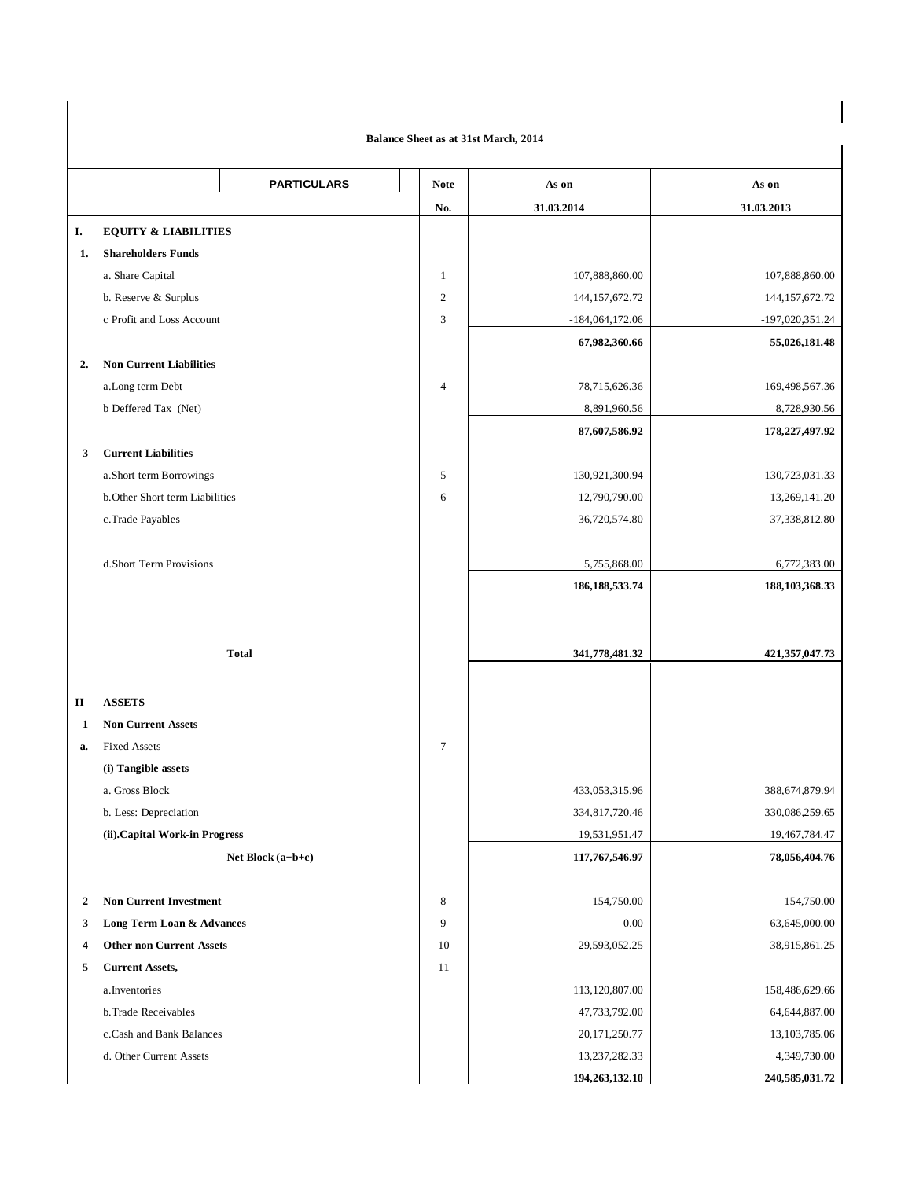**Balance Sheet as at 31st March, 2014**

| | PARTICULARS | Note No. | As on 31.03.2014 | As on 31.03.2013 |
|---|---|---|---|---|
| **I.** | **EQUITY & LIABILITIES** | | | |
| **1.** | **Shareholders Funds** | | | |
| | a. Share Capital | 1 | 107,888,860.00 | 107,888,860.00 |
| | b. Reserve & Surplus | 2 | 144,157,672.72 | 144,157,672.72 |
| | c Profit and Loss Account | 3 | -184,064,172.06 | -197,020,351.24 |
| | | | **67,982,360.66** | **55,026,181.48** |
| **2.** | **Non Current Liabilities** | | | |
| | a.Long term Debt | 4 | 78,715,626.36 | 169,498,567.36 |
| | b Deffered Tax (Net) | | 8,891,960.56 | 8,728,930.56 |
| | | | **87,607,586.92** | **178,227,497.92** |
| **3** | **Current Liabilities** | | | |
| | a.Short term Borrowings | 5 | 130,921,300.94 | 130,723,031.33 |
| | b.Other Short term Liabilities | 6 | 12,790,790.00 | 13,269,141.20 |
| | c.Trade Payables | | 36,720,574.80 | 37,338,812.80 |
| | d.Short Term Provisions | | 5,755,868.00 | 6,772,383.00 |
| | | | **186,188,533.74** | **188,103,368.33** |
| | **Total** | | **341,778,481.32** | **421,357,047.73** |
| **II** | **ASSETS** | | | |
| **1** | **Non Current Assets** | | | |
| **a.** | Fixed Assets | 7 | | |
| | **(i) Tangible assets** | | | |
| | a. Gross Block | | 433,053,315.96 | 388,674,879.94 |
| | b. Less: Depreciation | | 334,817,720.46 | 330,086,259.65 |
| | **(ii).Capital Work-in Progress** | | 19,531,951.47 | 19,467,784.47 |
| | **Net Block (a+b+c)** | | **117,767,546.97** | **78,056,404.76** |
| **2** | **Non Current Investment** | 8 | 154,750.00 | 154,750.00 |
| **3** | **Long Term Loan & Advances** | 9 | 0.00 | 63,645,000.00 |
| **4** | **Other non Current Assets** | 10 | 29,593,052.25 | 38,915,861.25 |
| **5** | **Current Assets,** | 11 | | |
| | a.Inventories | | 113,120,807.00 | 158,486,629.66 |
| | b.Trade Receivables | | 47,733,792.00 | 64,644,887.00 |
| | c.Cash and Bank Balances | | 20,171,250.77 | 13,103,785.06 |
| | d. Other Current Assets | | 13,237,282.33 | 4,349,730.00 |
| | | | **194,263,132.10** | **240,585,031.72** |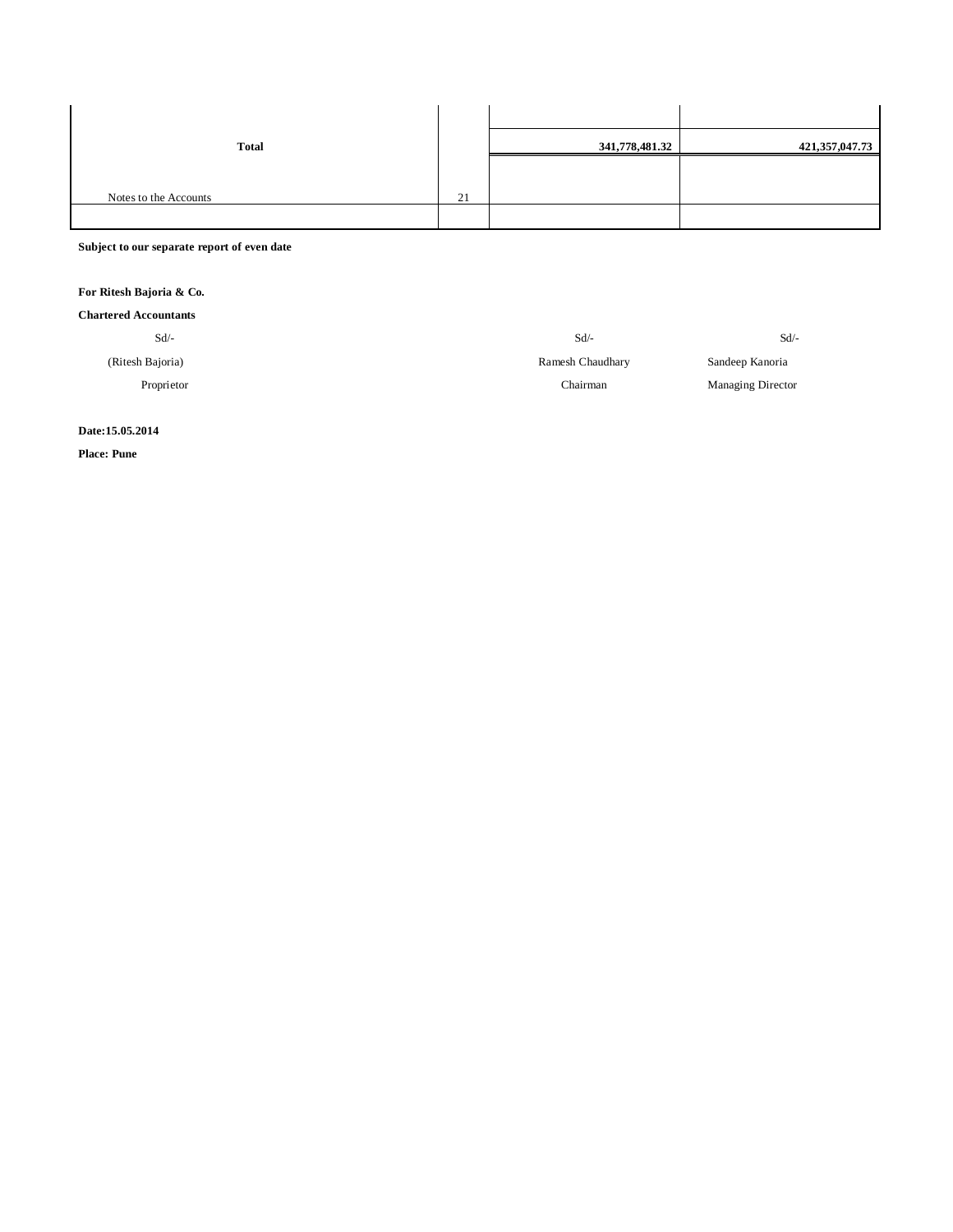| | | | |
|---|---|---|---|
| **Total** | | **341,778,481.32** | **421,357,047.73** |
| Notes to the Accounts | 21 | | |
| | | | |

**Subject to our separate report of even date**

**For Ritesh Bajoria & Co.**

**Chartered Accountants**

| | | |
|---|---|---|
| Sd/- | Sd/- | Sd/- |
| (Ritesh Bajoria) | Ramesh Chaudhary | Sandeep Kanoria |
| Proprietor | Chairman | Managing Director |

**Date:15.05.2014**

**Place: Pune**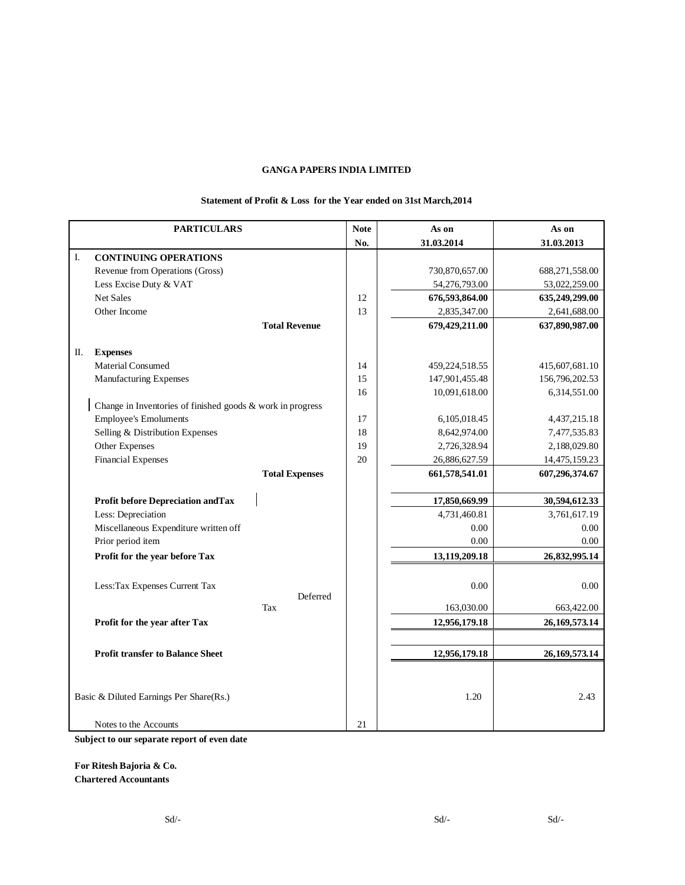**GANGA PAPERS INDIA LIMITED**

**Statement of Profit & Loss for the Year ended on 31st March,2014**

| | PARTICULARS | Note No. | As on 31.03.2014 | As on 31.03.2013 |
|---|---|---|---|---|
| I. | **CONTINUING OPERATIONS** | | | |
| | Revenue from Operations (Gross) | | 730,870,657.00 | 688,271,558.00 |
| | Less Excise Duty & VAT | | 54,276,793.00 | 53,022,259.00 |
| | Net Sales | 12 | **676,593,864.00** | **635,249,299.00** |
| | Other Income | 13 | 2,835,347.00 | 2,641,688.00 |
| | **Total Revenue** | | **679,429,211.00** | **637,890,987.00** |
| II. | **Expenses** | | | |
| | Material Consumed | 14 | 459,224,518.55 | 415,607,681.10 |
| | Manufacturing Expenses | 15 | 147,901,455.48 | 156,796,202.53 |
| | | 16 | 10,091,618.00 | 6,314,551.00 |
| | Change in Inventories of finished goods & work in progress | | | |
| | Employee's Emoluments | 17 | 6,105,018.45 | 4,437,215.18 |
| | Selling & Distribution Expenses | 18 | 8,642,974.00 | 7,477,535.83 |
| | Other Expenses | 19 | 2,726,328.94 | 2,188,029.80 |
| | Financial Expenses | 20 | 26,886,627.59 | 14,475,159.23 |
| | **Total Expenses** | | **661,578,541.01** | **607,296,374.67** |
| | **Profit before Depreciation andTax** | | **17,850,669.99** | **30,594,612.33** |
| | Less: Depreciation | | 4,731,460.81 | 3,761,617.19 |
| | Miscellaneous Expenditure written off | | 0.00 | 0.00 |
| | Prior period item | | 0.00 | 0.00 |
| | **Profit for the year before Tax** | | **13,119,209.18** | **26,832,995.14** |
| | Less:Tax Expenses Current Tax | | 0.00 | 0.00 |
| | Deferred Tax | | 163,030.00 | 663,422.00 |
| | **Profit for the year after Tax** | | **12,956,179.18** | **26,169,573.14** |
| | **Profit transfer to Balance Sheet** | | **12,956,179.18** | **26,169,573.14** |
| | Basic & Diluted Earnings Per Share(Rs.) | | 1.20 | 2.43 |
| | Notes to the Accounts | 21 | | |

**Subject to our separate report of even date**

**For Ritesh Bajoria & Co.**
**Chartered Accountants**

Sd/- Sd/- Sd/-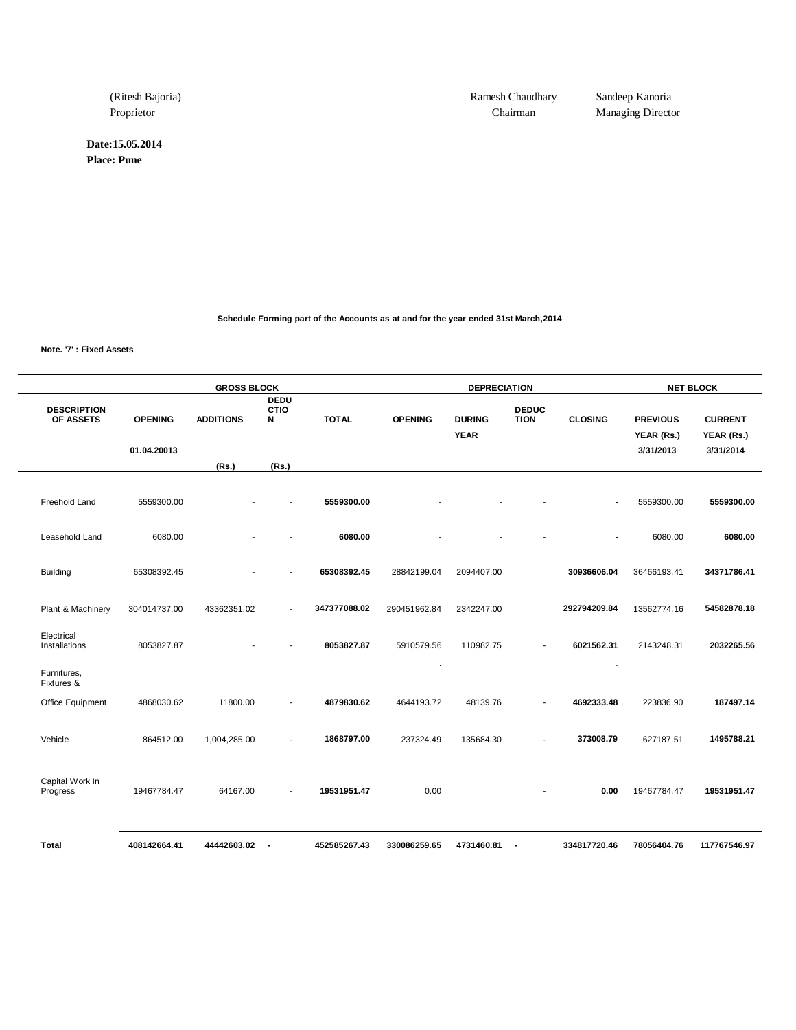(Ritesh Bajoria)
Proprietor

Ramesh Chaudhary
Chairman

Sandeep Kanoria
Managing Director

**Date:15.05.2014**
**Place: Pune**

**Schedule Forming part of the Accounts as at and for the year ended 31st March,2014**

**Note. '7' : Fixed Assets**

| | GROSS BLOCK | | | | DEPRECIATION | | | | NET BLOCK | |
|---|---|---|---|---|---|---|---|---|---|---|
| **DESCRIPTION OF ASSETS** | **OPENING 01.04.20013** | **ADDITIONS (Rs.)** | **DEDUCTION (Rs.)** | **TOTAL** | **OPENING** | **DURING YEAR** | **DEDUCTION** | **CLOSING** | **PREVIOUS YEAR (Rs.) 3/31/2013** | **CURRENT YEAR (Rs.) 3/31/2014** |
| Freehold Land | 5559300.00 | - | - | **5559300.00** | - | - | - | **-** | 5559300.00 | **5559300.00** |
| Leasehold Land | 6080.00 | - | - | **6080.00** | - | - | - | **-** | 6080.00 | **6080.00** |
| Building | 65308392.45 | - | - | **65308392.45** | 28842199.04 | 2094407.00 | | **30936606.04** | 36466193.41 | **34371786.41** |
| Plant & Machinery | 304014737.00 | 43362351.02 | - | **347377088.02** | 290451962.84 | 2342247.00 | | **292794209.84** | 13562774.16 | **54582878.18** |
| Electrical Installations | 8053827.87 | - | - | **8053827.87** | 5910579.56 | 110982.75 | - | **6021562.31** | 2143248.31 | **2032265.56** |
| Furnitures, Fixtures & Office Equipment | 4868030.62 | 11800.00 | - | **4879830.62** | 4644193.72 | 48139.76 | - | **4692333.48** | 223836.90 | **187497.14** |
| Vehicle | 864512.00 | 1,004,285.00 | - | **1868797.00** | 237324.49 | 135684.30 | - | **373008.79** | 627187.51 | **1495788.21** |
| Capital Work In Progress | 19467784.47 | 64167.00 | - | **19531951.47** | 0.00 | | - | **0.00** | 19467784.47 | **19531951.47** |
| **Total** | **408142664.41** | **44442603.02** | **-** | **452585267.43** | **330086259.65** | **4731460.81** | **-** | **334817720.46** | **78056404.76** | **117767546.97** |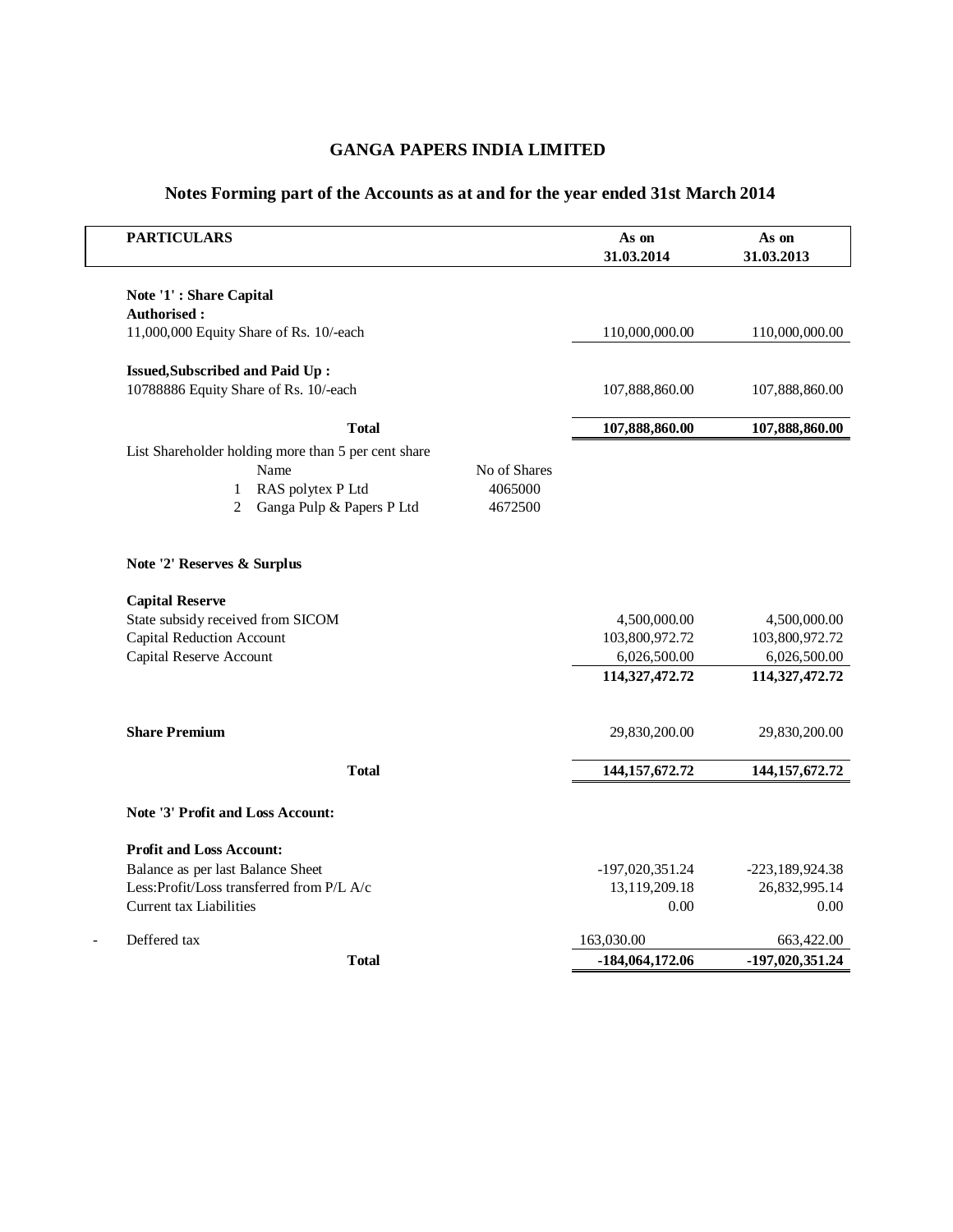# GANGA PAPERS INDIA LIMITED

## Notes Forming part of the Accounts as at and for the year ended 31st March 2014

| PARTICULARS | | As on 31.03.2014 | As on 31.03.2013 |
|---|---|---|---|
| **Note '1' : Share Capital** | | | |
| **Authorised :** | | | |
| 11,000,000 Equity Share of Rs. 10/-each | | 110,000,000.00 | 110,000,000.00 |
| **Issued,Subscribed and Paid Up :** | | | |
| 10788886 Equity Share of Rs. 10/-each | | 107,888,860.00 | 107,888,860.00 |
| **Total** | | **107,888,860.00** | **107,888,860.00** |
| List Shareholder holding more than 5 per cent share | | | |
| Name | No of Shares | | |
| 1 RAS polytex P Ltd | 4065000 | | |
| 2 Ganga Pulp & Papers P Ltd | 4672500 | | |
| **Note '2' Reserves & Surplus** | | | |
| **Capital Reserve** | | | |
| State subsidy received from SICOM | | 4,500,000.00 | 4,500,000.00 |
| Capital Reduction Account | | 103,800,972.72 | 103,800,972.72 |
| Capital Reserve Account | | 6,026,500.00 | 6,026,500.00 |
| | | **114,327,472.72** | **114,327,472.72** |
| **Share Premium** | | 29,830,200.00 | 29,830,200.00 |
| **Total** | | **144,157,672.72** | **144,157,672.72** |
| **Note '3' Profit and Loss Account:** | | | |
| **Profit and Loss Account:** | | | |
| Balance as per last Balance Sheet | | -197,020,351.24 | -223,189,924.38 |
| Less:Profit/Loss transferred from P/L A/c | | 13,119,209.18 | 26,832,995.14 |
| Current tax Liabilities | | 0.00 | 0.00 |
| - Deffered tax | | 163,030.00 | 663,422.00 |
| **Total** | | **-184,064,172.06** | **-197,020,351.24** |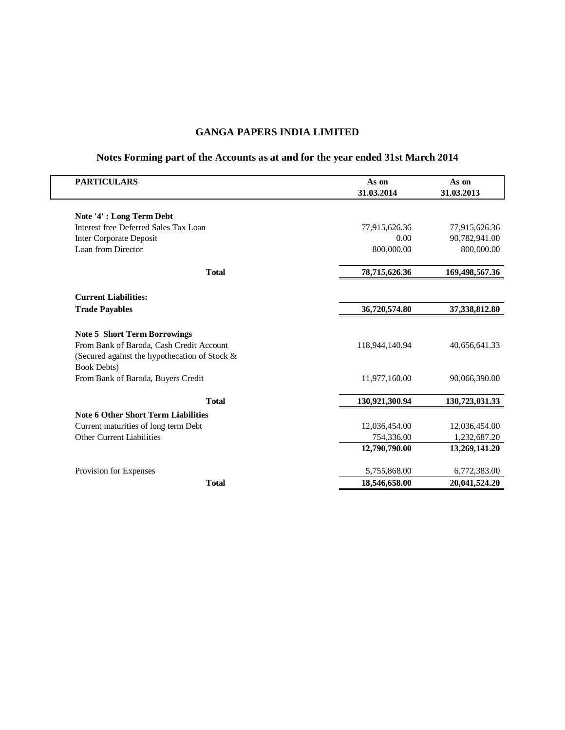# GANGA PAPERS INDIA LIMITED

## Notes Forming part of the Accounts as at and for the year ended 31st March 2014

| PARTICULARS | As on 31.03.2014 | As on 31.03.2013 |
|---|---|---|
| **Note '4' : Long Term Debt** | | |
| Interest free Deferred Sales Tax Loan | 77,915,626.36 | 77,915,626.36 |
| Inter Corporate Deposit | 0.00 | 90,782,941.00 |
| Loan from Director | 800,000.00 | 800,000.00 |
| **Total** | **78,715,626.36** | **169,498,567.36** |
| **Current Liabilities:** | | |
| **Trade Payables** | **36,720,574.80** | **37,338,812.80** |
| **Note 5 Short Term Borrowings** | | |
| From Bank of Baroda, Cash Credit Account (Secured against the hypothecation of Stock & Book Debts) | 118,944,140.94 | 40,656,641.33 |
| From Bank of Baroda, Buyers Credit | 11,977,160.00 | 90,066,390.00 |
| **Total** | **130,921,300.94** | **130,723,031.33** |
| **Note 6 Other Short Term Liabilities** | | |
| Current maturities of long term Debt | 12,036,454.00 | 12,036,454.00 |
| Other Current Liabilities | 754,336.00 | 1,232,687.20 |
| | **12,790,790.00** | **13,269,141.20** |
| Provision for Expenses | 5,755,868.00 | 6,772,383.00 |
| **Total** | **18,546,658.00** | **20,041,524.20** |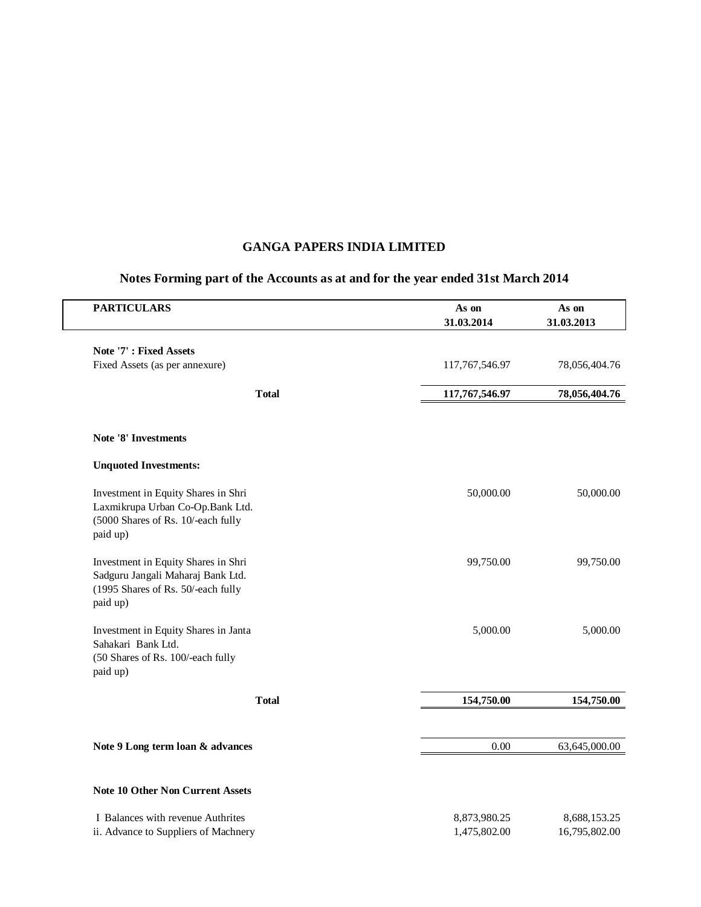# GANGA PAPERS INDIA LIMITED

## Notes Forming part of the Accounts as at and for the year ended 31st March 2014

| PARTICULARS | As on 31.03.2014 | As on 31.03.2013 |
|---|---|---|
| **Note '7' : Fixed Assets** | | |
| Fixed Assets (as per annexure) | 117,767,546.97 | 78,056,404.76 |
| **Total** | **117,767,546.97** | **78,056,404.76** |
| **Note '8' Investments** | | |
| **Unquoted Investments:** | | |
| Investment in Equity Shares in Shri Laxmikrupa Urban Co-Op.Bank Ltd. (5000 Shares of Rs. 10/-each fully paid up) | 50,000.00 | 50,000.00 |
| Investment in Equity Shares in Shri Sadguru Jangali Maharaj Bank Ltd. (1995 Shares of Rs. 50/-each fully paid up) | 99,750.00 | 99,750.00 |
| Investment in Equity Shares in Janta Sahakari Bank Ltd. (50 Shares of Rs. 100/-each fully paid up) | 5,000.00 | 5,000.00 |
| **Total** | **154,750.00** | **154,750.00** |
| **Note 9 Long term loan & advances** | 0.00 | 63,645,000.00 |
| **Note 10 Other Non Current Assets** | | |
| I Balances with revenue Authrites | 8,873,980.25 | 8,688,153.25 |
| ii. Advance to Suppliers of Machnery | 1,475,802.00 | 16,795,802.00 |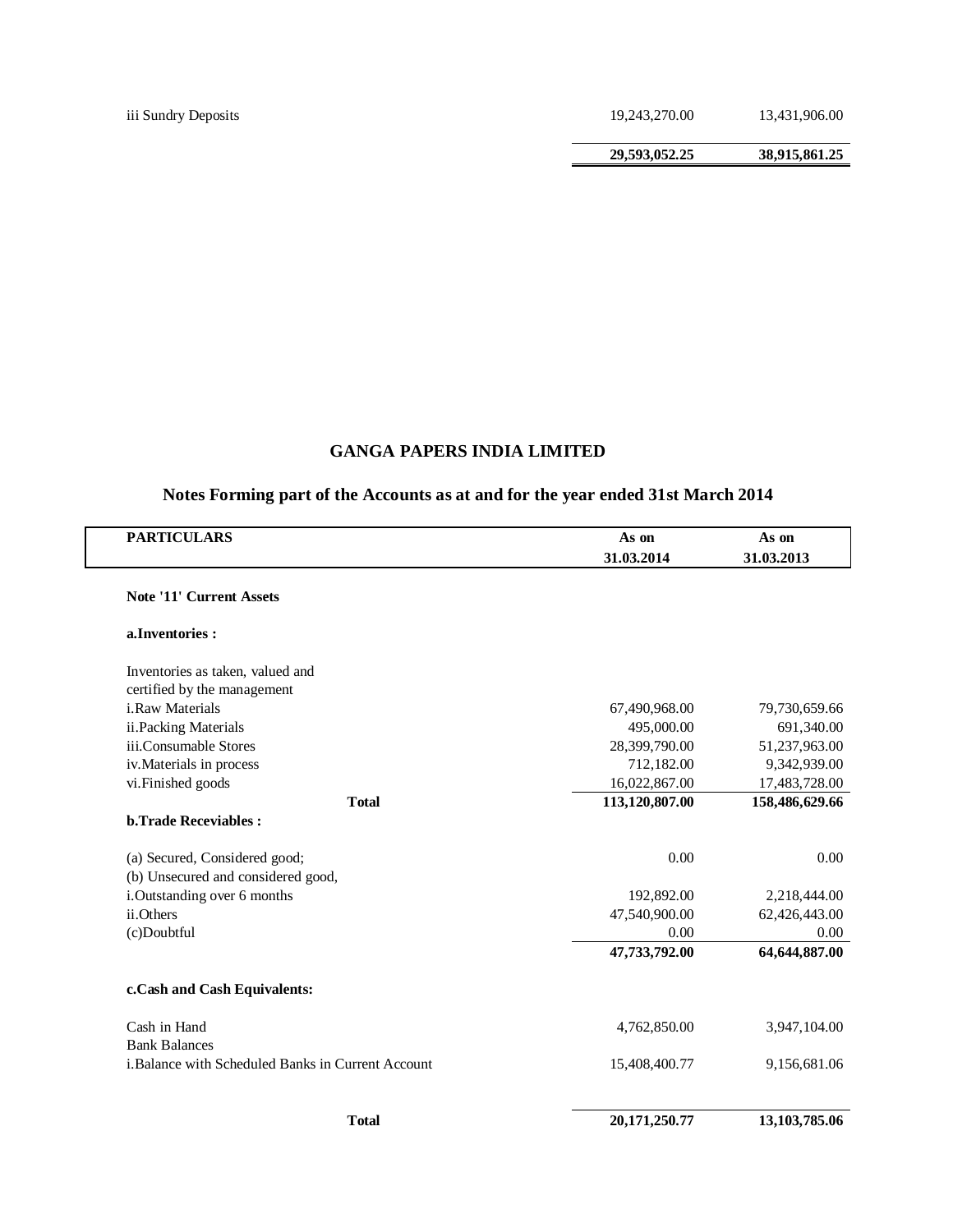| | | |
|---|---|---|
| iii Sundry Deposits | 19,243,270.00 | 13,431,906.00 |
| | **29,593,052.25** | **38,915,861.25** |

## GANGA PAPERS INDIA LIMITED

### Notes Forming part of the Accounts as at and for the year ended 31st March 2014

| PARTICULARS | As on 31.03.2014 | As on 31.03.2013 |
|---|---|---|
| **Note '11' Current Assets** | | |
| **a.Inventories :** | | |
| Inventories as taken, valued and certified by the management | | |
| i.Raw Materials | 67,490,968.00 | 79,730,659.66 |
| ii.Packing Materials | 495,000.00 | 691,340.00 |
| iii.Consumable Stores | 28,399,790.00 | 51,237,963.00 |
| iv.Materials in process | 712,182.00 | 9,342,939.00 |
| vi.Finished goods | 16,022,867.00 | 17,483,728.00 |
| **Total** | **113,120,807.00** | **158,486,629.66** |
| **b.Trade Receviables :** | | |
| (a) Secured, Considered good; | 0.00 | 0.00 |
| (b) Unsecured and considered good, | | |
| i.Outstanding over 6 months | 192,892.00 | 2,218,444.00 |
| ii.Others | 47,540,900.00 | 62,426,443.00 |
| (c)Doubtful | 0.00 | 0.00 |
| | **47,733,792.00** | **64,644,887.00** |
| **c.Cash and Cash Equivalents:** | | |
| Cash in Hand | 4,762,850.00 | 3,947,104.00 |
| Bank Balances | | |
| i.Balance with Scheduled Banks in Current Account | 15,408,400.77 | 9,156,681.06 |
| **Total** | **20,171,250.77** | **13,103,785.06** |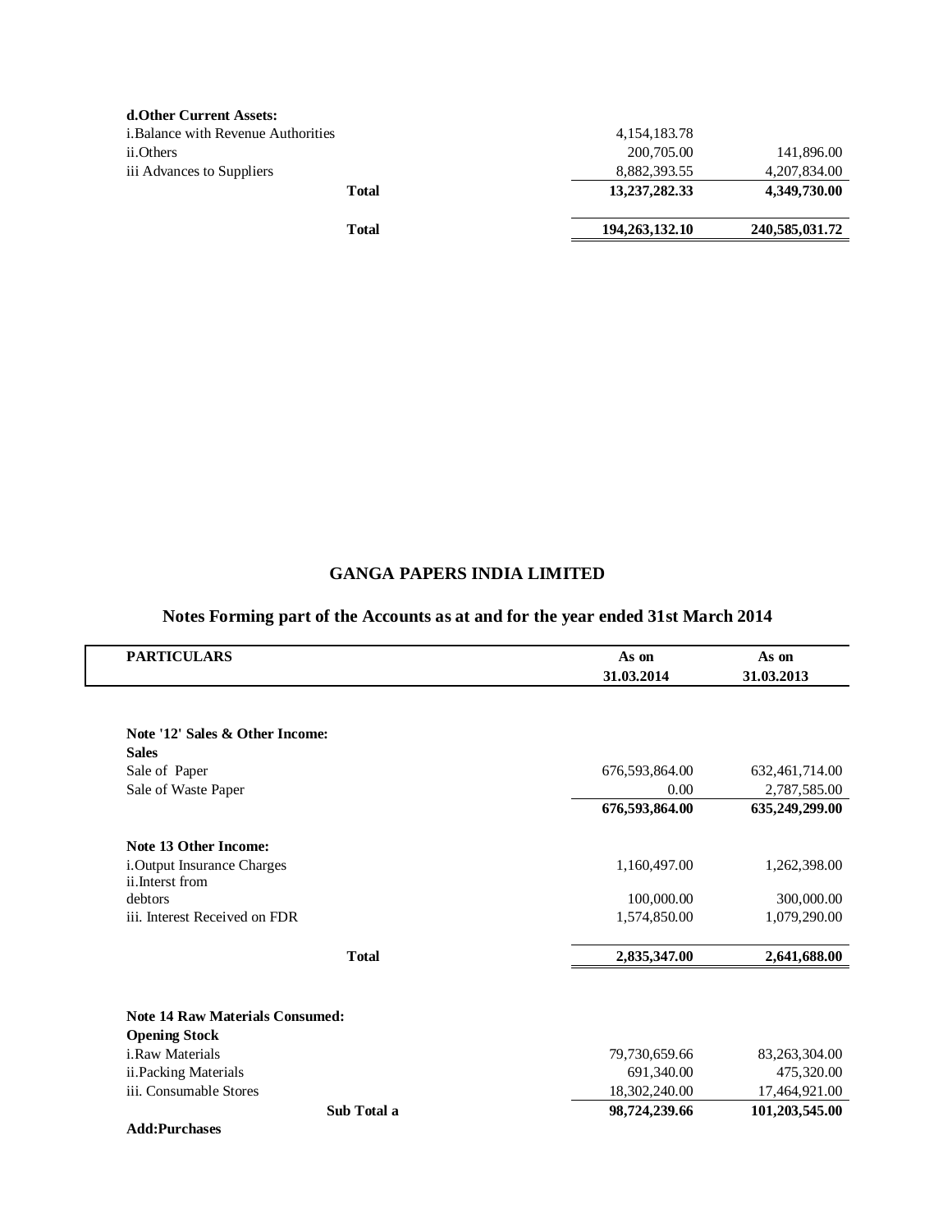| | | |
|---|---|---|
| **d.Other Current Assets:** | | |
| i.Balance with Revenue Authorities | 4,154,183.78 | |
| ii.Others | 200,705.00 | 141,896.00 |
| iii Advances to Suppliers | 8,882,393.55 | 4,207,834.00 |
| **Total** | **13,237,282.33** | **4,349,730.00** |
| **Total** | **194,263,132.10** | **240,585,031.72** |

## GANGA PAPERS INDIA LIMITED

### Notes Forming part of the Accounts as at and for the year ended 31st March 2014

| PARTICULARS | As on 31.03.2014 | As on 31.03.2013 |
|---|---|---|
| **Note '12' Sales & Other Income:** | | |
| **Sales** | | |
| Sale of Paper | 676,593,864.00 | 632,461,714.00 |
| Sale of Waste Paper | 0.00 | 2,787,585.00 |
| | **676,593,864.00** | **635,249,299.00** |
| **Note 13 Other Income:** | | |
| i.Output Insurance Charges | 1,160,497.00 | 1,262,398.00 |
| ii.Interst from debtors | 100,000.00 | 300,000.00 |
| iii. Interest Received on FDR | 1,574,850.00 | 1,079,290.00 |
| **Total** | **2,835,347.00** | **2,641,688.00** |
| **Note 14 Raw Materials Consumed:** | | |
| **Opening Stock** | | |
| i.Raw Materials | 79,730,659.66 | 83,263,304.00 |
| ii.Packing Materials | 691,340.00 | 475,320.00 |
| iii. Consumable Stores | 18,302,240.00 | 17,464,921.00 |
| **Sub Total a** | **98,724,239.66** | **101,203,545.00** |
| **Add:Purchases** | | |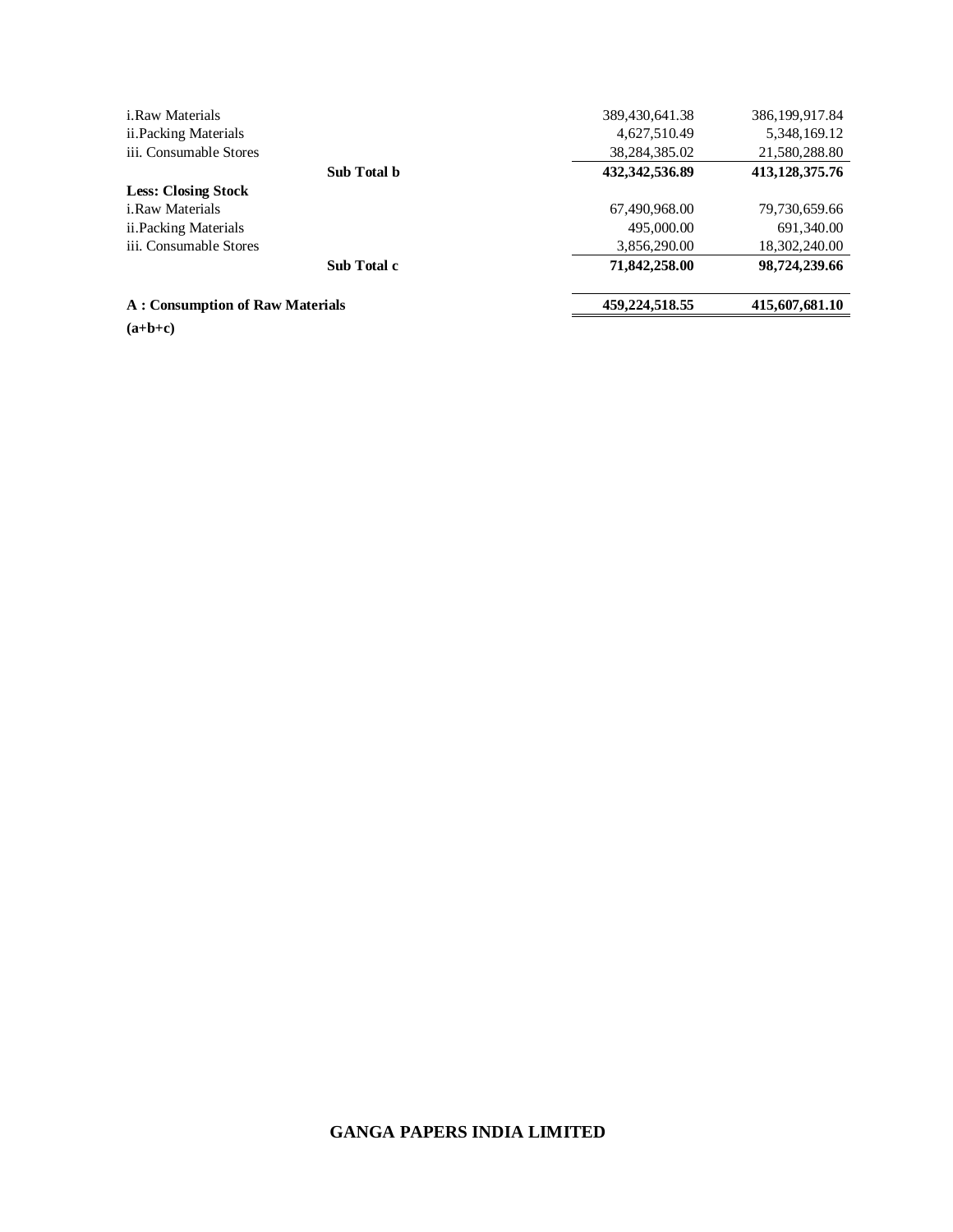| | | |
|---|---|---|
| i.Raw Materials | 389,430,641.38 | 386,199,917.84 |
| ii.Packing Materials | 4,627,510.49 | 5,348,169.12 |
| iii. Consumable Stores | 38,284,385.02 | 21,580,288.80 |
| **Sub Total b** | **432,342,536.89** | **413,128,375.76** |
| **Less: Closing Stock** | | |
| i.Raw Materials | 67,490,968.00 | 79,730,659.66 |
| ii.Packing Materials | 495,000.00 | 691,340.00 |
| iii. Consumable Stores | 3,856,290.00 | 18,302,240.00 |
| **Sub Total c** | **71,842,258.00** | **98,724,239.66** |
| **A : Consumption of Raw Materials (a+b+c)** | **459,224,518.55** | **415,607,681.10** |

**GANGA PAPERS INDIA LIMITED**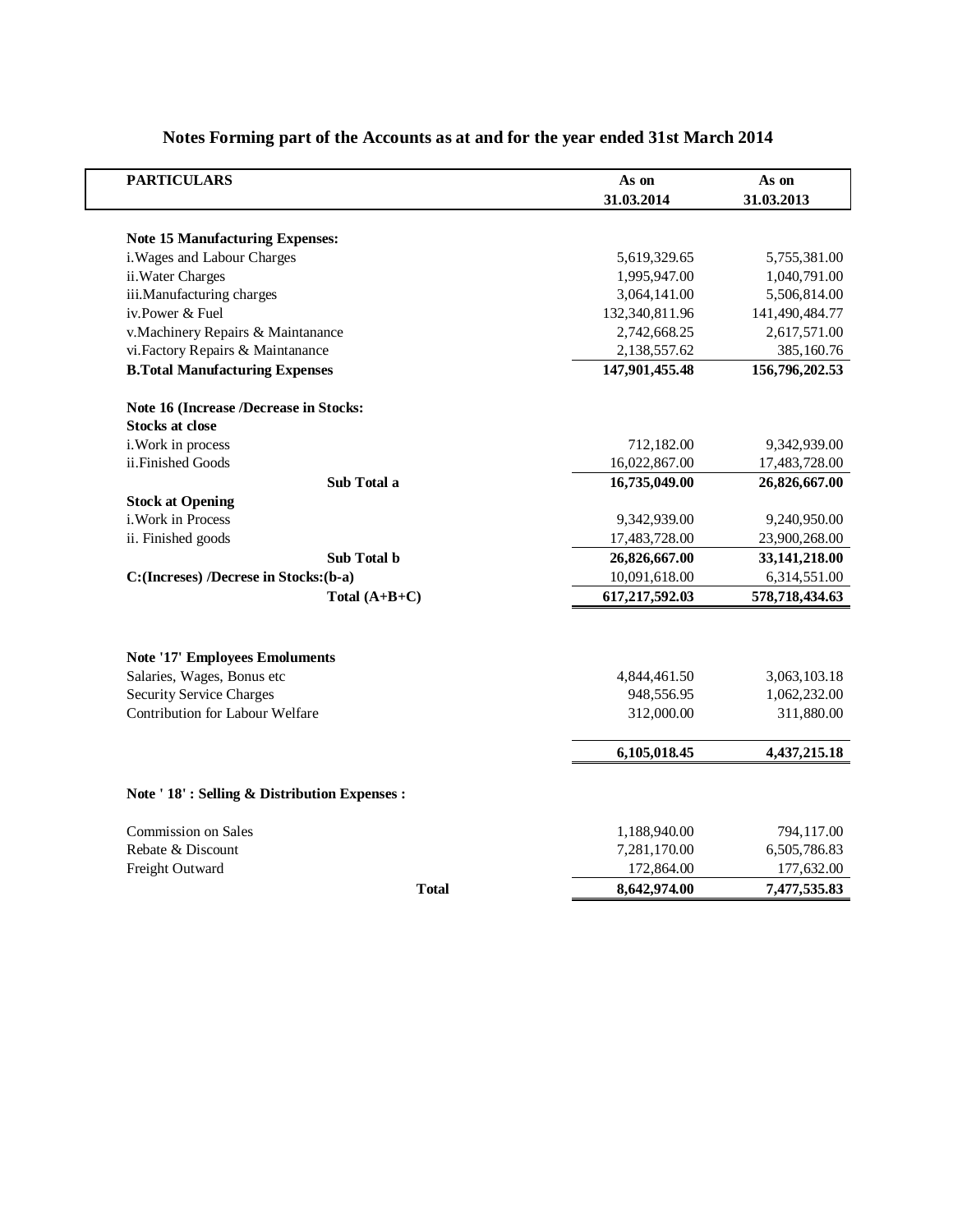# Notes Forming part of the Accounts as at and for the year ended 31st March 2014

| PARTICULARS | As on 31.03.2014 | As on 31.03.2013 |
|---|---|---|
| **Note 15 Manufacturing Expenses:** | | |
| i.Wages and Labour Charges | 5,619,329.65 | 5,755,381.00 |
| ii.Water Charges | 1,995,947.00 | 1,040,791.00 |
| iii.Manufacturing charges | 3,064,141.00 | 5,506,814.00 |
| iv.Power & Fuel | 132,340,811.96 | 141,490,484.77 |
| v.Machinery Repairs & Maintanance | 2,742,668.25 | 2,617,571.00 |
| vi.Factory Repairs & Maintanance | 2,138,557.62 | 385,160.76 |
| **B.Total Manufacturing Expenses** | **147,901,455.48** | **156,796,202.53** |
| **Note 16 (Increase /Decrease in Stocks:** | | |
| **Stocks at close** | | |
| i.Work in process | 712,182.00 | 9,342,939.00 |
| ii.Finished Goods | 16,022,867.00 | 17,483,728.00 |
| **Sub Total a** | **16,735,049.00** | **26,826,667.00** |
| **Stock at Opening** | | |
| i.Work in Process | 9,342,939.00 | 9,240,950.00 |
| ii. Finished goods | 17,483,728.00 | 23,900,268.00 |
| **Sub Total b** | **26,826,667.00** | **33,141,218.00** |
| **C:(Increses) /Decrese in Stocks:(b-a)** | 10,091,618.00 | 6,314,551.00 |
| **Total (A+B+C)** | **617,217,592.03** | **578,718,434.63** |
| | | |
| **Note '17' Employees Emoluments** | | |
| Salaries, Wages, Bonus etc | 4,844,461.50 | 3,063,103.18 |
| Security Service Charges | 948,556.95 | 1,062,232.00 |
| Contribution for Labour Welfare | 312,000.00 | 311,880.00 |
| | **6,105,018.45** | **4,437,215.18** |
| | | |
| **Note ' 18' : Selling & Distribution Expenses :** | | |
| Commission on Sales | 1,188,940.00 | 794,117.00 |
| Rebate & Discount | 7,281,170.00 | 6,505,786.83 |
| Freight Outward | 172,864.00 | 177,632.00 |
| **Total** | **8,642,974.00** | **7,477,535.83** |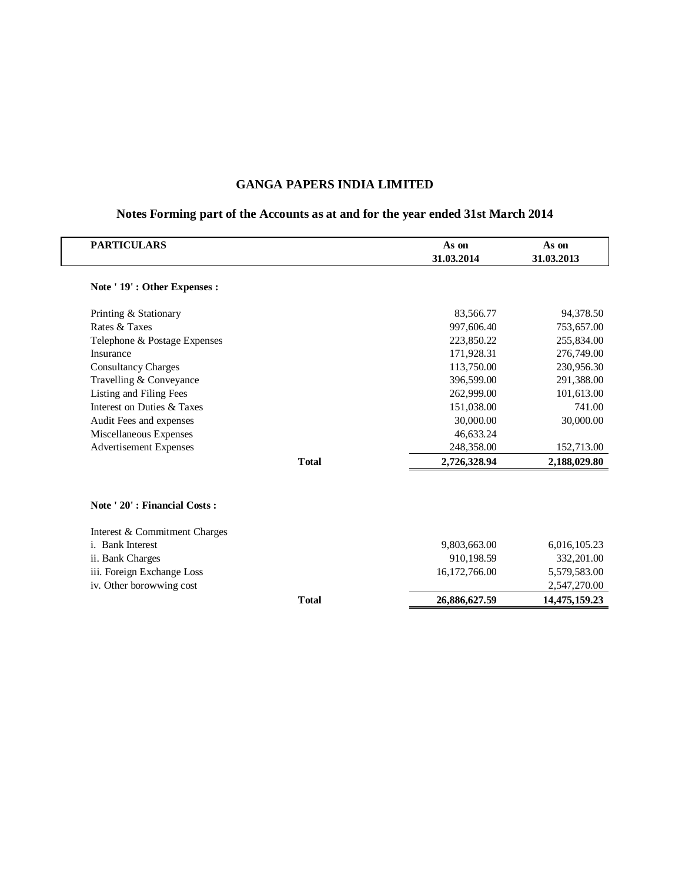# GANGA PAPERS INDIA LIMITED

## Notes Forming part of the Accounts as at and for the year ended 31st March 2014

| PARTICULARS | | As on 31.03.2014 | As on 31.03.2013 |
|---|---|---|---|
| **Note ' 19' : Other Expenses :** | | | |
| Printing & Stationary | | 83,566.77 | 94,378.50 |
| Rates & Taxes | | 997,606.40 | 753,657.00 |
| Telephone & Postage Expenses | | 223,850.22 | 255,834.00 |
| Insurance | | 171,928.31 | 276,749.00 |
| Consultancy Charges | | 113,750.00 | 230,956.30 |
| Travelling & Conveyance | | 396,599.00 | 291,388.00 |
| Listing and Filing Fees | | 262,999.00 | 101,613.00 |
| Interest on Duties & Taxes | | 151,038.00 | 741.00 |
| Audit Fees and expenses | | 30,000.00 | 30,000.00 |
| Miscellaneous Expenses | | 46,633.24 | |
| Advertisement Expenses | | 248,358.00 | 152,713.00 |
| | **Total** | **2,726,328.94** | **2,188,029.80** |
| **Note ' 20' : Financial Costs :** | | | |
| Interest & Commitment Charges | | | |
| i. Bank Interest | | 9,803,663.00 | 6,016,105.23 |
| ii. Bank Charges | | 910,198.59 | 332,201.00 |
| iii. Foreign Exchange Loss | | 16,172,766.00 | 5,579,583.00 |
| iv. Other borowwing cost | | | 2,547,270.00 |
| | **Total** | **26,886,627.59** | **14,475,159.23** |